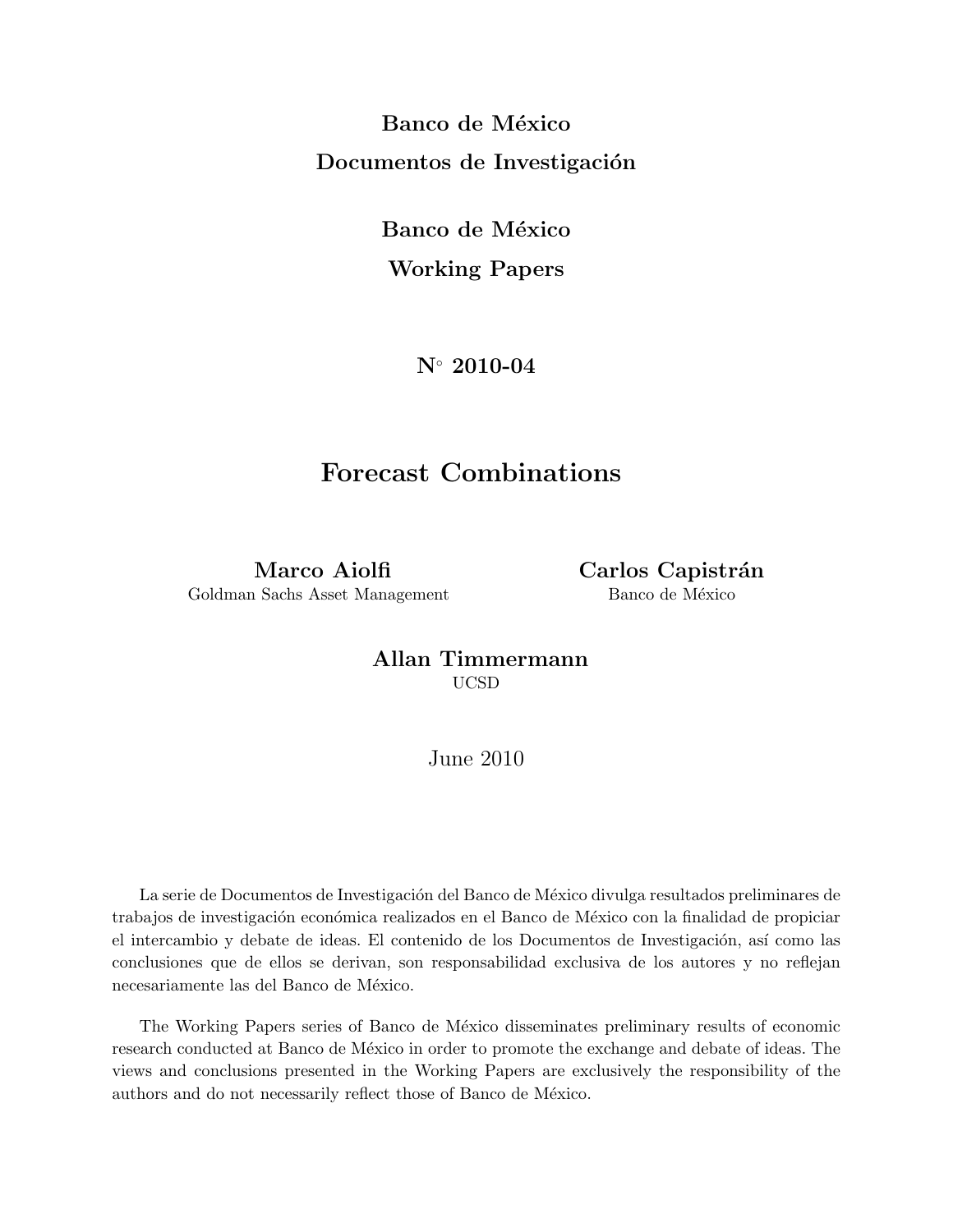**Banco de México**

**Documentos de Investigación**

**Banco de México**

**Working Papers**

**N° 2010-04**

# Forecast Combinations

**Marco Aiolfi**
Goldman Sachs Asset Management

**Carlos Capistrán**
Banco de México

**Allan Timmermann**
UCSD

June 2010

La serie de Documentos de Investigación del Banco de México divulga resultados preliminares de trabajos de investigación económica realizados en el Banco de México con la finalidad de propiciar el intercambio y debate de ideas. El contenido de los Documentos de Investigación, así como las conclusiones que de ellos se derivan, son responsabilidad exclusiva de los autores y no reflejan necesariamente las del Banco de México.

The Working Papers series of Banco de México disseminates preliminary results of economic research conducted at Banco de México in order to promote the exchange and debate of ideas. The views and conclusions presented in the Working Papers are exclusively the responsibility of the authors and do not necessarily reflect those of Banco de México.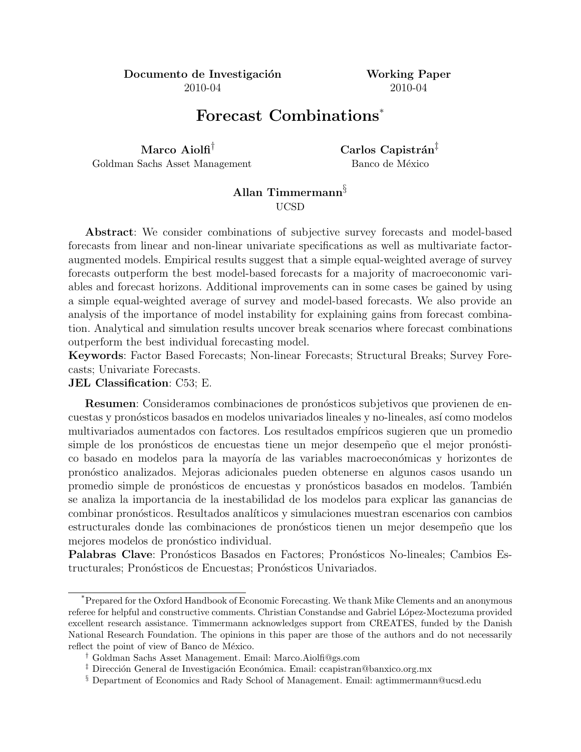**Documento de Investigación** 2010-04 **Working Paper** 2010-04

# Forecast Combinations*

**Marco Aiolfi**[†]
Goldman Sachs Asset Management

**Carlos Capistrán**[‡]
Banco de México

**Allan Timmermann**[§]
UCSD

**Abstract**: We consider combinations of subjective survey forecasts and model-based forecasts from linear and non-linear univariate specifications as well as multivariate factor-augmented models. Empirical results suggest that a simple equal-weighted average of survey forecasts outperform the best model-based forecasts for a majority of macroeconomic variables and forecast horizons. Additional improvements can in some cases be gained by using a simple equal-weighted average of survey and model-based forecasts. We also provide an analysis of the importance of model instability for explaining gains from forecast combination. Analytical and simulation results uncover break scenarios where forecast combinations outperform the best individual forecasting model.
**Keywords**: Factor Based Forecasts; Non-linear Forecasts; Structural Breaks; Survey Forecasts; Univariate Forecasts.
**JEL Classification**: C53; E.

**Resumen**: Consideramos combinaciones de pronósticos subjetivos que provienen de encuestas y pronósticos basados en modelos univariados lineales y no-lineales, así como modelos multivariados aumentados con factores. Los resultados empíricos sugieren que un promedio simple de los pronósticos de encuestas tiene un mejor desempeño que el mejor pronóstico basado en modelos para la mayoría de las variables macroeconómicas y horizontes de pronóstico analizados. Mejoras adicionales pueden obtenerse en algunos casos usando un promedio simple de pronósticos de encuestas y pronósticos basados en modelos. También se analiza la importancia de la inestabilidad de los modelos para explicar las ganancias de combinar pronósticos. Resultados analíticos y simulaciones muestran escenarios con cambios estructurales donde las combinaciones de pronósticos tienen un mejor desempeño que los mejores modelos de pronóstico individual.
**Palabras Clave**: Pronósticos Basados en Factores; Pronósticos No-lineales; Cambios Estructurales; Pronósticos de Encuestas; Pronósticos Univariados.

---

*Prepared for the Oxford Handbook of Economic Forecasting. We thank Mike Clements and an anonymous referee for helpful and constructive comments. Christian Constandse and Gabriel López-Moctezuma provided excellent research assistance. Timmermann acknowledges support from CREATES, funded by the Danish National Research Foundation. The opinions in this paper are those of the authors and do not necessarily reflect the point of view of Banco de México.

[†] Goldman Sachs Asset Management. Email: Marco.Aiolfi@gs.com

[‡] Dirección General de Investigación Económica. Email: ccapistran@banxico.org.mx

[§] Department of Economics and Rady School of Management. Email: agtimmermann@ucsd.edu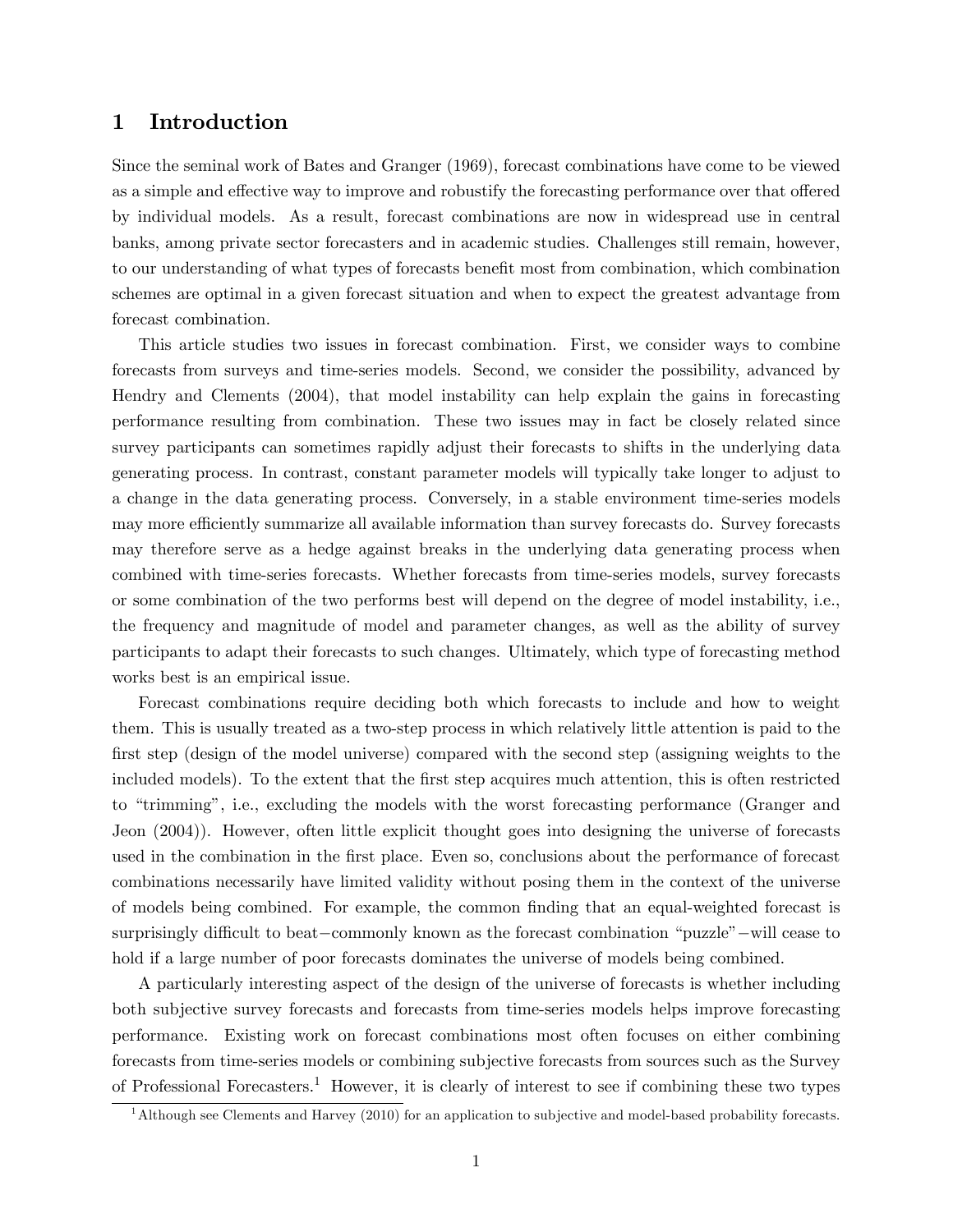# 1 Introduction

Since the seminal work of Bates and Granger (1969), forecast combinations have come to be viewed as a simple and effective way to improve and robustify the forecasting performance over that offered by individual models. As a result, forecast combinations are now in widespread use in central banks, among private sector forecasters and in academic studies. Challenges still remain, however, to our understanding of what types of forecasts benefit most from combination, which combination schemes are optimal in a given forecast situation and when to expect the greatest advantage from forecast combination.

This article studies two issues in forecast combination. First, we consider ways to combine forecasts from surveys and time-series models. Second, we consider the possibility, advanced by Hendry and Clements (2004), that model instability can help explain the gains in forecasting performance resulting from combination. These two issues may in fact be closely related since survey participants can sometimes rapidly adjust their forecasts to shifts in the underlying data generating process. In contrast, constant parameter models will typically take longer to adjust to a change in the data generating process. Conversely, in a stable environment time-series models may more efficiently summarize all available information than survey forecasts do. Survey forecasts may therefore serve as a hedge against breaks in the underlying data generating process when combined with time-series forecasts. Whether forecasts from time-series models, survey forecasts or some combination of the two performs best will depend on the degree of model instability, i.e., the frequency and magnitude of model and parameter changes, as well as the ability of survey participants to adapt their forecasts to such changes. Ultimately, which type of forecasting method works best is an empirical issue.

Forecast combinations require deciding both which forecasts to include and how to weight them. This is usually treated as a two-step process in which relatively little attention is paid to the first step (design of the model universe) compared with the second step (assigning weights to the included models). To the extent that the first step acquires much attention, this is often restricted to "trimming", i.e., excluding the models with the worst forecasting performance (Granger and Jeon (2004)). However, often little explicit thought goes into designing the universe of forecasts used in the combination in the first place. Even so, conclusions about the performance of forecast combinations necessarily have limited validity without posing them in the context of the universe of models being combined. For example, the common finding that an equal-weighted forecast is surprisingly difficult to beat−commonly known as the forecast combination "puzzle"−will cease to hold if a large number of poor forecasts dominates the universe of models being combined.

A particularly interesting aspect of the design of the universe of forecasts is whether including both subjective survey forecasts and forecasts from time-series models helps improve forecasting performance. Existing work on forecast combinations most often focuses on either combining forecasts from time-series models or combining subjective forecasts from sources such as the Survey of Professional Forecasters.[1] However, it is clearly of interest to see if combining these two types

[1] Although see Clements and Harvey (2010) for an application to subjective and model-based probability forecasts.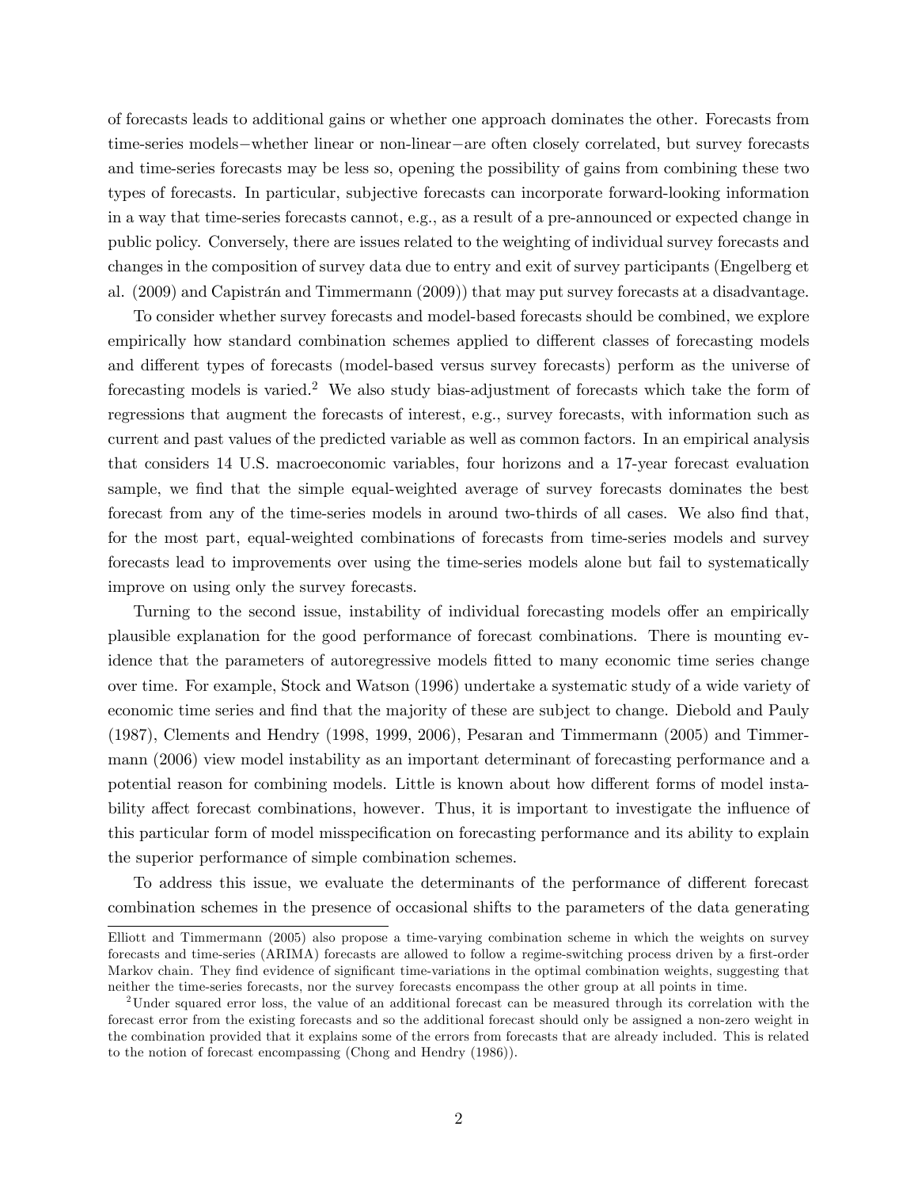of forecasts leads to additional gains or whether one approach dominates the other. Forecasts from time-series models−whether linear or non-linear−are often closely correlated, but survey forecasts and time-series forecasts may be less so, opening the possibility of gains from combining these two types of forecasts. In particular, subjective forecasts can incorporate forward-looking information in a way that time-series forecasts cannot, e.g., as a result of a pre-announced or expected change in public policy. Conversely, there are issues related to the weighting of individual survey forecasts and changes in the composition of survey data due to entry and exit of survey participants (Engelberg et al. (2009) and Capistrán and Timmermann (2009)) that may put survey forecasts at a disadvantage.

To consider whether survey forecasts and model-based forecasts should be combined, we explore empirically how standard combination schemes applied to different classes of forecasting models and different types of forecasts (model-based versus survey forecasts) perform as the universe of forecasting models is varied.[2] We also study bias-adjustment of forecasts which take the form of regressions that augment the forecasts of interest, e.g., survey forecasts, with information such as current and past values of the predicted variable as well as common factors. In an empirical analysis that considers 14 U.S. macroeconomic variables, four horizons and a 17-year forecast evaluation sample, we find that the simple equal-weighted average of survey forecasts dominates the best forecast from any of the time-series models in around two-thirds of all cases. We also find that, for the most part, equal-weighted combinations of forecasts from time-series models and survey forecasts lead to improvements over using the time-series models alone but fail to systematically improve on using only the survey forecasts.

Turning to the second issue, instability of individual forecasting models offer an empirically plausible explanation for the good performance of forecast combinations. There is mounting evidence that the parameters of autoregressive models fitted to many economic time series change over time. For example, Stock and Watson (1996) undertake a systematic study of a wide variety of economic time series and find that the majority of these are subject to change. Diebold and Pauly (1987), Clements and Hendry (1998, 1999, 2006), Pesaran and Timmermann (2005) and Timmermann (2006) view model instability as an important determinant of forecasting performance and a potential reason for combining models. Little is known about how different forms of model instability affect forecast combinations, however. Thus, it is important to investigate the influence of this particular form of model misspecification on forecasting performance and its ability to explain the superior performance of simple combination schemes.

To address this issue, we evaluate the determinants of the performance of different forecast combination schemes in the presence of occasional shifts to the parameters of the data generating

---

Elliott and Timmermann (2005) also propose a time-varying combination scheme in which the weights on survey forecasts and time-series (ARIMA) forecasts are allowed to follow a regime-switching process driven by a first-order Markov chain. They find evidence of significant time-variations in the optimal combination weights, suggesting that neither the time-series forecasts, nor the survey forecasts encompass the other group at all points in time.

[2] Under squared error loss, the value of an additional forecast can be measured through its correlation with the forecast error from the existing forecasts and so the additional forecast should only be assigned a non-zero weight in the combination provided that it explains some of the errors from forecasts that are already included. This is related to the notion of forecast encompassing (Chong and Hendry (1986)).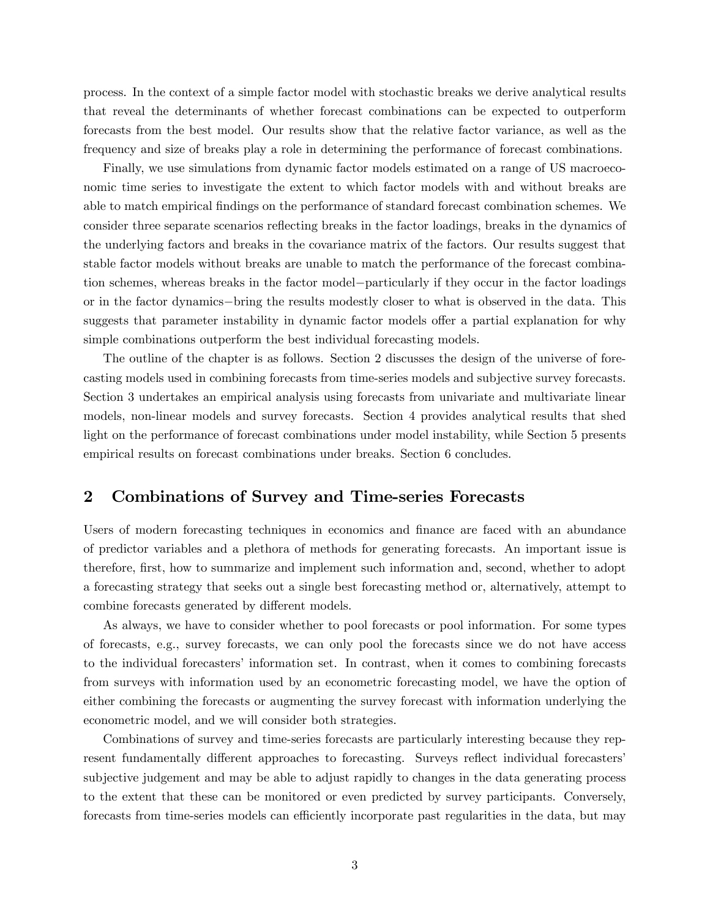process. In the context of a simple factor model with stochastic breaks we derive analytical results that reveal the determinants of whether forecast combinations can be expected to outperform forecasts from the best model. Our results show that the relative factor variance, as well as the frequency and size of breaks play a role in determining the performance of forecast combinations.

Finally, we use simulations from dynamic factor models estimated on a range of US macroeconomic time series to investigate the extent to which factor models with and without breaks are able to match empirical findings on the performance of standard forecast combination schemes. We consider three separate scenarios reflecting breaks in the factor loadings, breaks in the dynamics of the underlying factors and breaks in the covariance matrix of the factors. Our results suggest that stable factor models without breaks are unable to match the performance of the forecast combination schemes, whereas breaks in the factor model−particularly if they occur in the factor loadings or in the factor dynamics−bring the results modestly closer to what is observed in the data. This suggests that parameter instability in dynamic factor models offer a partial explanation for why simple combinations outperform the best individual forecasting models.

The outline of the chapter is as follows. Section 2 discusses the design of the universe of forecasting models used in combining forecasts from time-series models and subjective survey forecasts. Section 3 undertakes an empirical analysis using forecasts from univariate and multivariate linear models, non-linear models and survey forecasts. Section 4 provides analytical results that shed light on the performance of forecast combinations under model instability, while Section 5 presents empirical results on forecast combinations under breaks. Section 6 concludes.

## 2 Combinations of Survey and Time-series Forecasts

Users of modern forecasting techniques in economics and finance are faced with an abundance of predictor variables and a plethora of methods for generating forecasts. An important issue is therefore, first, how to summarize and implement such information and, second, whether to adopt a forecasting strategy that seeks out a single best forecasting method or, alternatively, attempt to combine forecasts generated by different models.

As always, we have to consider whether to pool forecasts or pool information. For some types of forecasts, e.g., survey forecasts, we can only pool the forecasts since we do not have access to the individual forecasters' information set. In contrast, when it comes to combining forecasts from surveys with information used by an econometric forecasting model, we have the option of either combining the forecasts or augmenting the survey forecast with information underlying the econometric model, and we will consider both strategies.

Combinations of survey and time-series forecasts are particularly interesting because they represent fundamentally different approaches to forecasting. Surveys reflect individual forecasters' subjective judgement and may be able to adjust rapidly to changes in the data generating process to the extent that these can be monitored or even predicted by survey participants. Conversely, forecasts from time-series models can efficiently incorporate past regularities in the data, but may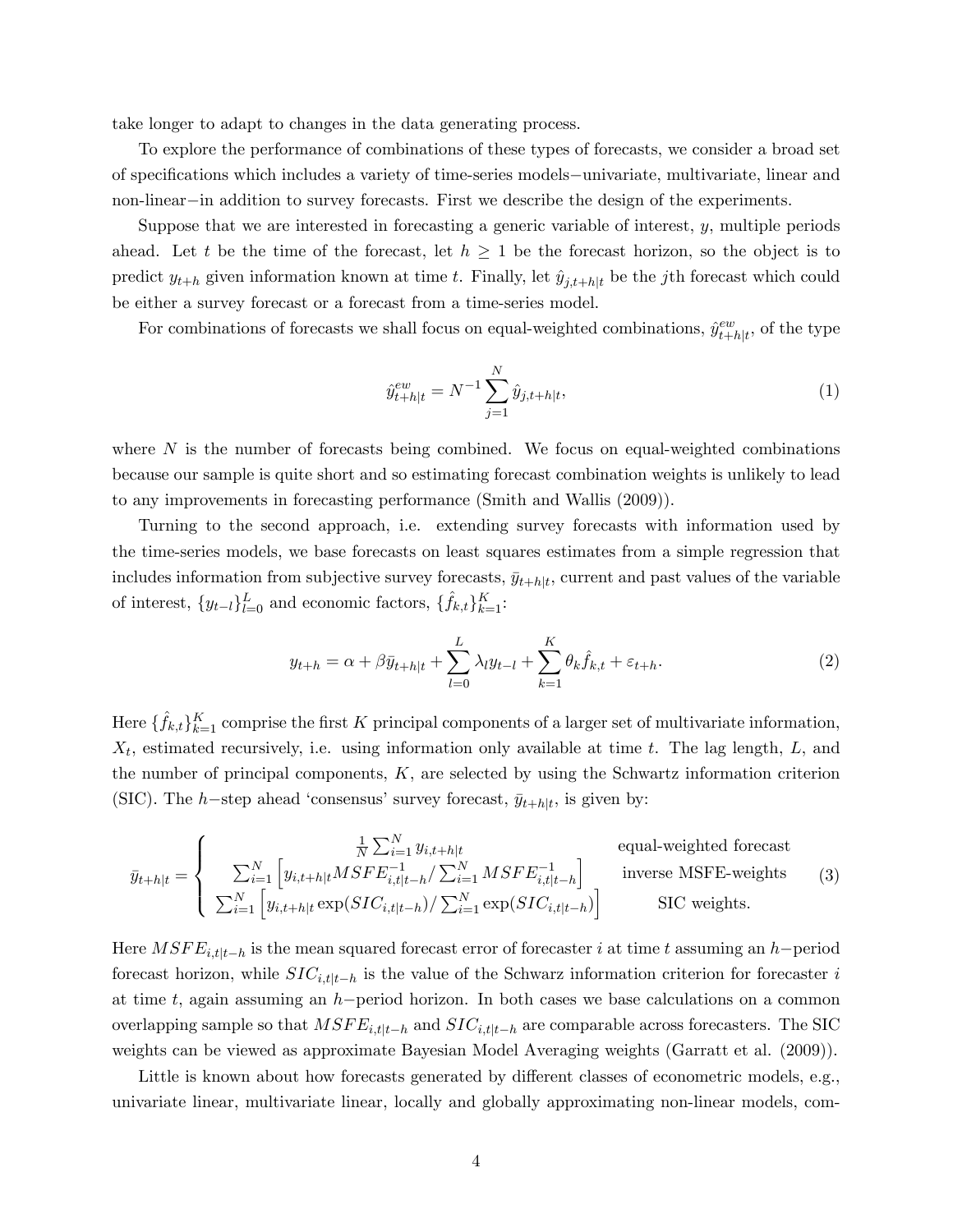take longer to adapt to changes in the data generating process.

To explore the performance of combinations of these types of forecasts, we consider a broad set of specifications which includes a variety of time-series models−univariate, multivariate, linear and non-linear−in addition to survey forecasts. First we describe the design of the experiments.

Suppose that we are interested in forecasting a generic variable of interest, $y$, multiple periods ahead. Let $t$ be the time of the forecast, let $h \geq 1$ be the forecast horizon, so the object is to predict $y_{t+h}$ given information known at time $t$. Finally, let $\hat{y}_{j,t+h|t}$ be the $j$th forecast which could be either a survey forecast or a forecast from a time-series model.

For combinations of forecasts we shall focus on equal-weighted combinations, $\hat{y}^{ew}_{t+h|t}$, of the type

$$\hat{y}^{ew}_{t+h|t} = N^{-1} \sum_{j=1}^{N} \hat{y}_{j,t+h|t}, \tag{1}$$

where $N$ is the number of forecasts being combined. We focus on equal-weighted combinations because our sample is quite short and so estimating forecast combination weights is unlikely to lead to any improvements in forecasting performance (Smith and Wallis (2009)).

Turning to the second approach, i.e. extending survey forecasts with information used by the time-series models, we base forecasts on least squares estimates from a simple regression that includes information from subjective survey forecasts, $\bar{y}_{t+h|t}$, current and past values of the variable of interest, $\{y_{t-l}\}_{l=0}^{L}$ and economic factors, $\{\hat{f}_{k,t}\}_{k=1}^{K}$:

$$y_{t+h} = \alpha + \beta \bar{y}_{t+h|t} + \sum_{l=0}^{L} \lambda_l y_{t-l} + \sum_{k=1}^{K} \theta_k \hat{f}_{k,t} + \varepsilon_{t+h}. \tag{2}$$

Here $\{\hat{f}_{k,t}\}_{k=1}^{K}$ comprise the first $K$ principal components of a larger set of multivariate information, $X_t$, estimated recursively, i.e. using information only available at time $t$. The lag length, $L$, and the number of principal components, $K$, are selected by using the Schwartz information criterion (SIC). The $h-$step ahead 'consensus' survey forecast, $\bar{y}_{t+h|t}$, is given by:

$$\bar{y}_{t+h|t} = \begin{cases} \frac{1}{N}\sum_{i=1}^{N} y_{i,t+h|t} & \text{equal-weighted forecast} \\ \sum_{i=1}^{N} \left[ y_{i,t+h|t} MSFE^{-1}_{i,t|t-h} / \sum_{i=1}^{N} MSFE^{-1}_{i,t|t-h} \right] & \text{inverse MSFE-weights} \\ \sum_{i=1}^{N} \left[ y_{i,t+h|t} \exp(SIC_{i,t|t-h}) / \sum_{i=1}^{N} \exp(SIC_{i,t|t-h}) \right] & \text{SIC weights.} \end{cases} \tag{3}$$

Here $MSFE_{i,t|t-h}$ is the mean squared forecast error of forecaster $i$ at time $t$ assuming an $h-$period forecast horizon, while $SIC_{i,t|t-h}$ is the value of the Schwarz information criterion for forecaster $i$ at time $t$, again assuming an $h-$period horizon. In both cases we base calculations on a common overlapping sample so that $MSFE_{i,t|t-h}$ and $SIC_{i,t|t-h}$ are comparable across forecasters. The SIC weights can be viewed as approximate Bayesian Model Averaging weights (Garratt et al. (2009)).

Little is known about how forecasts generated by different classes of econometric models, e.g., univariate linear, multivariate linear, locally and globally approximating non-linear models, com-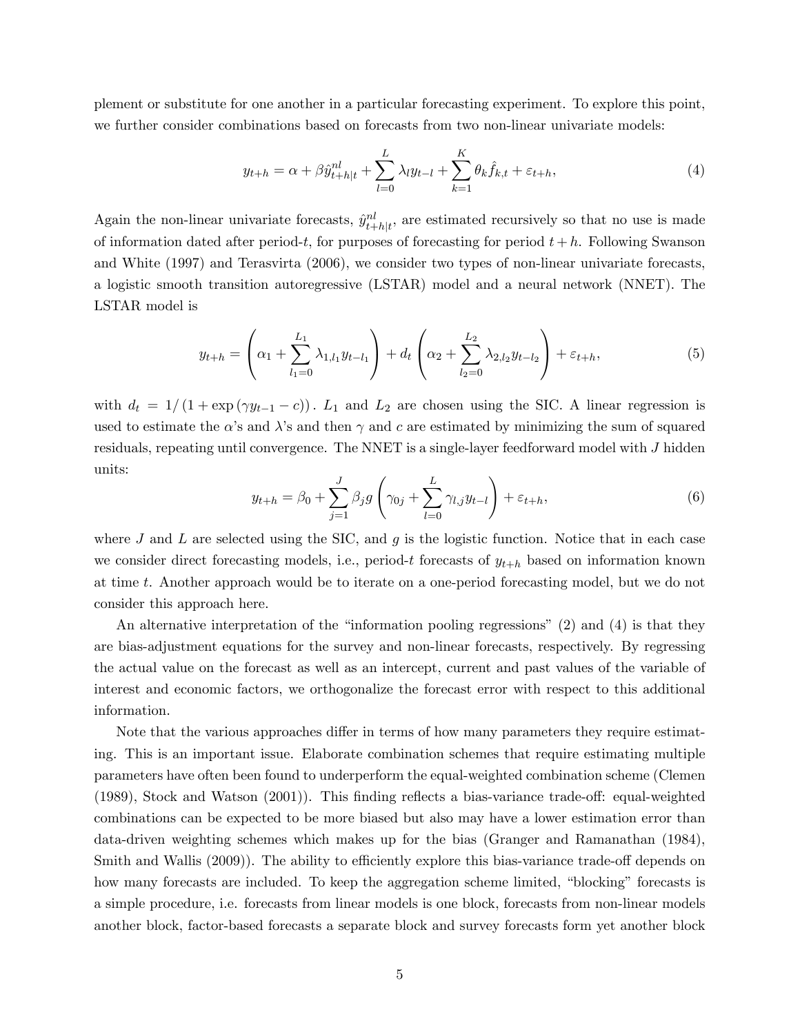plement or substitute for one another in a particular forecasting experiment. To explore this point, we further consider combinations based on forecasts from two non-linear univariate models:

$$y_{t+h} = \alpha + \beta \hat{y}^{nl}_{t+h|t} + \sum_{l=0}^{L} \lambda_l y_{t-l} + \sum_{k=1}^{K} \theta_k \hat{f}_{k,t} + \varepsilon_{t+h}, \tag{4}$$

Again the non-linear univariate forecasts, $\hat{y}^{nl}_{t+h|t}$, are estimated recursively so that no use is made of information dated after period-$t$, for purposes of forecasting for period $t+h$. Following Swanson and White (1997) and Terasvirta (2006), we consider two types of non-linear univariate forecasts, a logistic smooth transition autoregressive (LSTAR) model and a neural network (NNET). The LSTAR model is

$$y_{t+h} = \left( \alpha_1 + \sum_{l_1=0}^{L_1} \lambda_{1,l_1} y_{t-l_1} \right) + d_t \left( \alpha_2 + \sum_{l_2=0}^{L_2} \lambda_{2,l_2} y_{t-l_2} \right) + \varepsilon_{t+h}, \tag{5}$$

with $d_t = 1/\left(1 + \exp\left(\gamma y_{t-1} - c\right)\right)$. $L_1$ and $L_2$ are chosen using the SIC. A linear regression is used to estimate the $\alpha$'s and $\lambda$'s and then $\gamma$ and $c$ are estimated by minimizing the sum of squared residuals, repeating until convergence. The NNET is a single-layer feedforward model with $J$ hidden units:

$$y_{t+h} = \beta_0 + \sum_{j=1}^{J} \beta_j g \left( \gamma_{0j} + \sum_{l=0}^{L} \gamma_{l,j} y_{t-l} \right) + \varepsilon_{t+h}, \tag{6}$$

where $J$ and $L$ are selected using the SIC, and $g$ is the logistic function. Notice that in each case we consider direct forecasting models, i.e., period-$t$ forecasts of $y_{t+h}$ based on information known at time $t$. Another approach would be to iterate on a one-period forecasting model, but we do not consider this approach here.

An alternative interpretation of the "information pooling regressions" (2) and (4) is that they are bias-adjustment equations for the survey and non-linear forecasts, respectively. By regressing the actual value on the forecast as well as an intercept, current and past values of the variable of interest and economic factors, we orthogonalize the forecast error with respect to this additional information.

Note that the various approaches differ in terms of how many parameters they require estimating. This is an important issue. Elaborate combination schemes that require estimating multiple parameters have often been found to underperform the equal-weighted combination scheme (Clemen (1989), Stock and Watson (2001)). This finding reflects a bias-variance trade-off: equal-weighted combinations can be expected to be more biased but also may have a lower estimation error than data-driven weighting schemes which makes up for the bias (Granger and Ramanathan (1984), Smith and Wallis (2009)). The ability to efficiently explore this bias-variance trade-off depends on how many forecasts are included. To keep the aggregation scheme limited, "blocking" forecasts is a simple procedure, i.e. forecasts from linear models is one block, forecasts from non-linear models another block, factor-based forecasts a separate block and survey forecasts form yet another block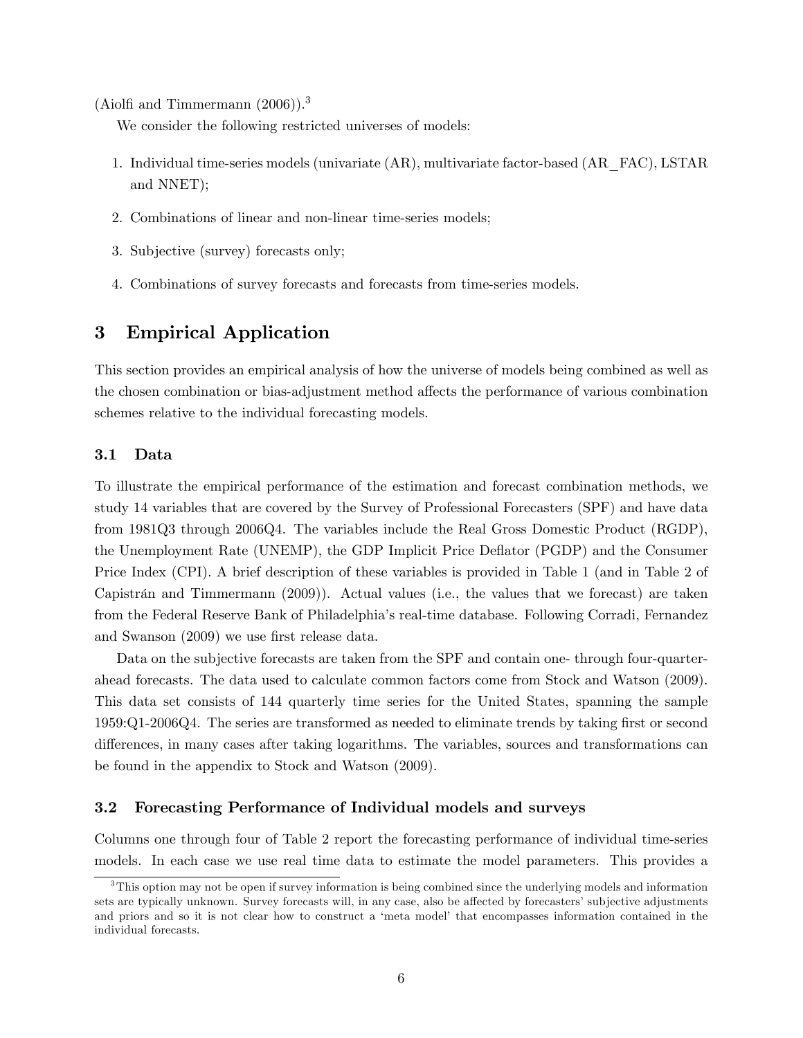(Aiolfi and Timmermann (2006)).[3]

We consider the following restricted universes of models:

1. Individual time-series models (univariate (AR), multivariate factor-based (AR_FAC), LSTAR and NNET);
2. Combinations of linear and non-linear time-series models;
3. Subjective (survey) forecasts only;
4. Combinations of survey forecasts and forecasts from time-series models.

# 3 Empirical Application

This section provides an empirical analysis of how the universe of models being combined as well as the chosen combination or bias-adjustment method affects the performance of various combination schemes relative to the individual forecasting models.

## 3.1 Data

To illustrate the empirical performance of the estimation and forecast combination methods, we study 14 variables that are covered by the Survey of Professional Forecasters (SPF) and have data from 1981Q3 through 2006Q4. The variables include the Real Gross Domestic Product (RGDP), the Unemployment Rate (UNEMP), the GDP Implicit Price Deflator (PGDP) and the Consumer Price Index (CPI). A brief description of these variables is provided in Table 1 (and in Table 2 of Capistrán and Timmermann (2009)). Actual values (i.e., the values that we forecast) are taken from the Federal Reserve Bank of Philadelphia's real-time database. Following Corradi, Fernandez and Swanson (2009) we use first release data.

Data on the subjective forecasts are taken from the SPF and contain one- through four-quarter-ahead forecasts. The data used to calculate common factors come from Stock and Watson (2009). This data set consists of 144 quarterly time series for the United States, spanning the sample 1959:Q1-2006Q4. The series are transformed as needed to eliminate trends by taking first or second differences, in many cases after taking logarithms. The variables, sources and transformations can be found in the appendix to Stock and Watson (2009).

## 3.2 Forecasting Performance of Individual models and surveys

Columns one through four of Table 2 report the forecasting performance of individual time-series models. In each case we use real time data to estimate the model parameters. This provides a

[3] This option may not be open if survey information is being combined since the underlying models and information sets are typically unknown. Survey forecasts will, in any case, also be affected by forecasters' subjective adjustments and priors and so it is not clear how to construct a 'meta model' that encompasses information contained in the individual forecasts.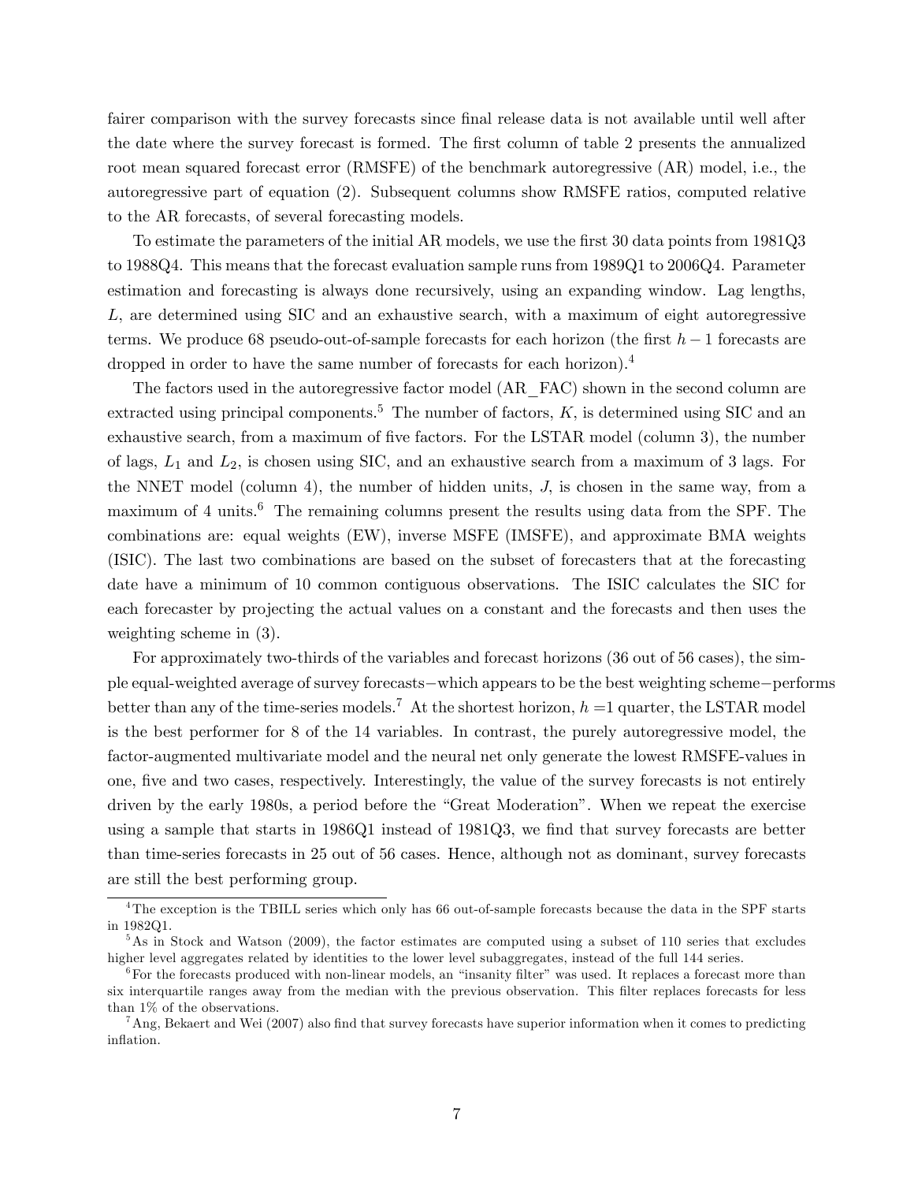fairer comparison with the survey forecasts since final release data is not available until well after the date where the survey forecast is formed. The first column of table 2 presents the annualized root mean squared forecast error (RMSFE) of the benchmark autoregressive (AR) model, i.e., the autoregressive part of equation (2). Subsequent columns show RMSFE ratios, computed relative to the AR forecasts, of several forecasting models.

To estimate the parameters of the initial AR models, we use the first 30 data points from 1981Q3 to 1988Q4. This means that the forecast evaluation sample runs from 1989Q1 to 2006Q4. Parameter estimation and forecasting is always done recursively, using an expanding window. Lag lengths, $L$, are determined using SIC and an exhaustive search, with a maximum of eight autoregressive terms. We produce 68 pseudo-out-of-sample forecasts for each horizon (the first $h-1$ forecasts are dropped in order to have the same number of forecasts for each horizon).[4]

The factors used in the autoregressive factor model (AR_FAC) shown in the second column are extracted using principal components.[5] The number of factors, $K$, is determined using SIC and an exhaustive search, from a maximum of five factors. For the LSTAR model (column 3), the number of lags, $L_1$ and $L_2$, is chosen using SIC, and an exhaustive search from a maximum of 3 lags. For the NNET model (column 4), the number of hidden units, $J$, is chosen in the same way, from a maximum of 4 units.[6] The remaining columns present the results using data from the SPF. The combinations are: equal weights (EW), inverse MSFE (IMSFE), and approximate BMA weights (ISIC). The last two combinations are based on the subset of forecasters that at the forecasting date have a minimum of 10 common contiguous observations. The ISIC calculates the SIC for each forecaster by projecting the actual values on a constant and the forecasts and then uses the weighting scheme in (3).

For approximately two-thirds of the variables and forecast horizons (36 out of 56 cases), the simple equal-weighted average of survey forecasts−which appears to be the best weighting scheme−performs better than any of the time-series models.[7] At the shortest horizon, $h=1$ quarter, the LSTAR model is the best performer for 8 of the 14 variables. In contrast, the purely autoregressive model, the factor-augmented multivariate model and the neural net only generate the lowest RMSFE-values in one, five and two cases, respectively. Interestingly, the value of the survey forecasts is not entirely driven by the early 1980s, a period before the "Great Moderation". When we repeat the exercise using a sample that starts in 1986Q1 instead of 1981Q3, we find that survey forecasts are better than time-series forecasts in 25 out of 56 cases. Hence, although not as dominant, survey forecasts are still the best performing group.

[4] The exception is the TBILL series which only has 66 out-of-sample forecasts because the data in the SPF starts in 1982Q1.

[5] As in Stock and Watson (2009), the factor estimates are computed using a subset of 110 series that excludes higher level aggregates related by identities to the lower level subaggregates, instead of the full 144 series.

[6] For the forecasts produced with non-linear models, an "insanity filter" was used. It replaces a forecast more than six interquartile ranges away from the median with the previous observation. This filter replaces forecasts for less than 1% of the observations.

[7] Ang, Bekaert and Wei (2007) also find that survey forecasts have superior information when it comes to predicting inflation.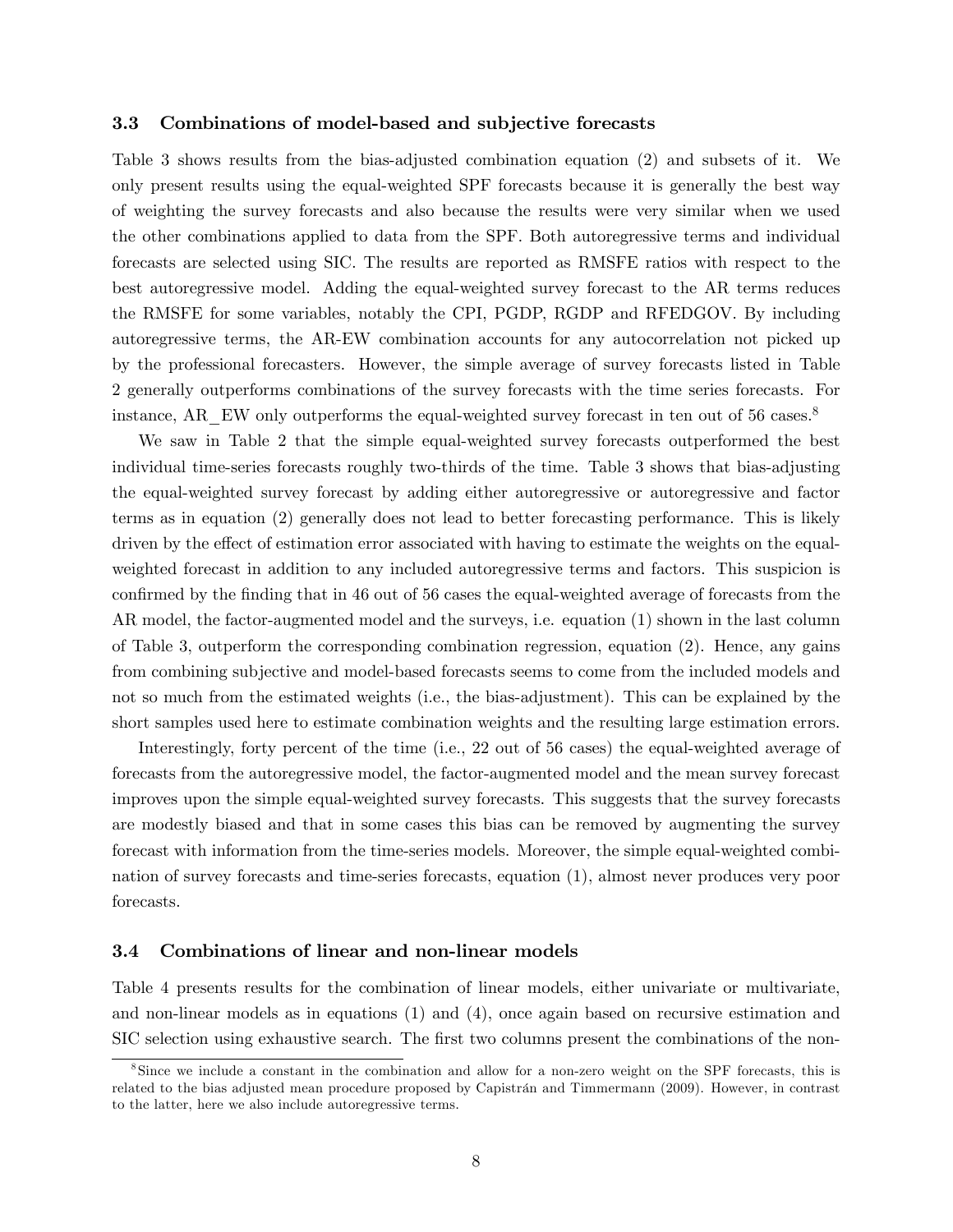### 3.3 Combinations of model-based and subjective forecasts

Table 3 shows results from the bias-adjusted combination equation (2) and subsets of it. We only present results using the equal-weighted SPF forecasts because it is generally the best way of weighting the survey forecasts and also because the results were very similar when we used the other combinations applied to data from the SPF. Both autoregressive terms and individual forecasts are selected using SIC. The results are reported as RMSFE ratios with respect to the best autoregressive model. Adding the equal-weighted survey forecast to the AR terms reduces the RMSFE for some variables, notably the CPI, PGDP, RGDP and RFEDGOV. By including autoregressive terms, the AR-EW combination accounts for any autocorrelation not picked up by the professional forecasters. However, the simple average of survey forecasts listed in Table 2 generally outperforms combinations of the survey forecasts with the time series forecasts. For instance, AR_EW only outperforms the equal-weighted survey forecast in ten out of 56 cases.[8]

We saw in Table 2 that the simple equal-weighted survey forecasts outperformed the best individual time-series forecasts roughly two-thirds of the time. Table 3 shows that bias-adjusting the equal-weighted survey forecast by adding either autoregressive or autoregressive and factor terms as in equation (2) generally does not lead to better forecasting performance. This is likely driven by the effect of estimation error associated with having to estimate the weights on the equal-weighted forecast in addition to any included autoregressive terms and factors. This suspicion is confirmed by the finding that in 46 out of 56 cases the equal-weighted average of forecasts from the AR model, the factor-augmented model and the surveys, i.e. equation (1) shown in the last column of Table 3, outperform the corresponding combination regression, equation (2). Hence, any gains from combining subjective and model-based forecasts seems to come from the included models and not so much from the estimated weights (i.e., the bias-adjustment). This can be explained by the short samples used here to estimate combination weights and the resulting large estimation errors.

Interestingly, forty percent of the time (i.e., 22 out of 56 cases) the equal-weighted average of forecasts from the autoregressive model, the factor-augmented model and the mean survey forecast improves upon the simple equal-weighted survey forecasts. This suggests that the survey forecasts are modestly biased and that in some cases this bias can be removed by augmenting the survey forecast with information from the time-series models. Moreover, the simple equal-weighted combination of survey forecasts and time-series forecasts, equation (1), almost never produces very poor forecasts.

### 3.4 Combinations of linear and non-linear models

Table 4 presents results for the combination of linear models, either univariate or multivariate, and non-linear models as in equations (1) and (4), once again based on recursive estimation and SIC selection using exhaustive search. The first two columns present the combinations of the non-

---

[8] Since we include a constant in the combination and allow for a non-zero weight on the SPF forecasts, this is related to the bias adjusted mean procedure proposed by Capistrán and Timmermann (2009). However, in contrast to the latter, here we also include autoregressive terms.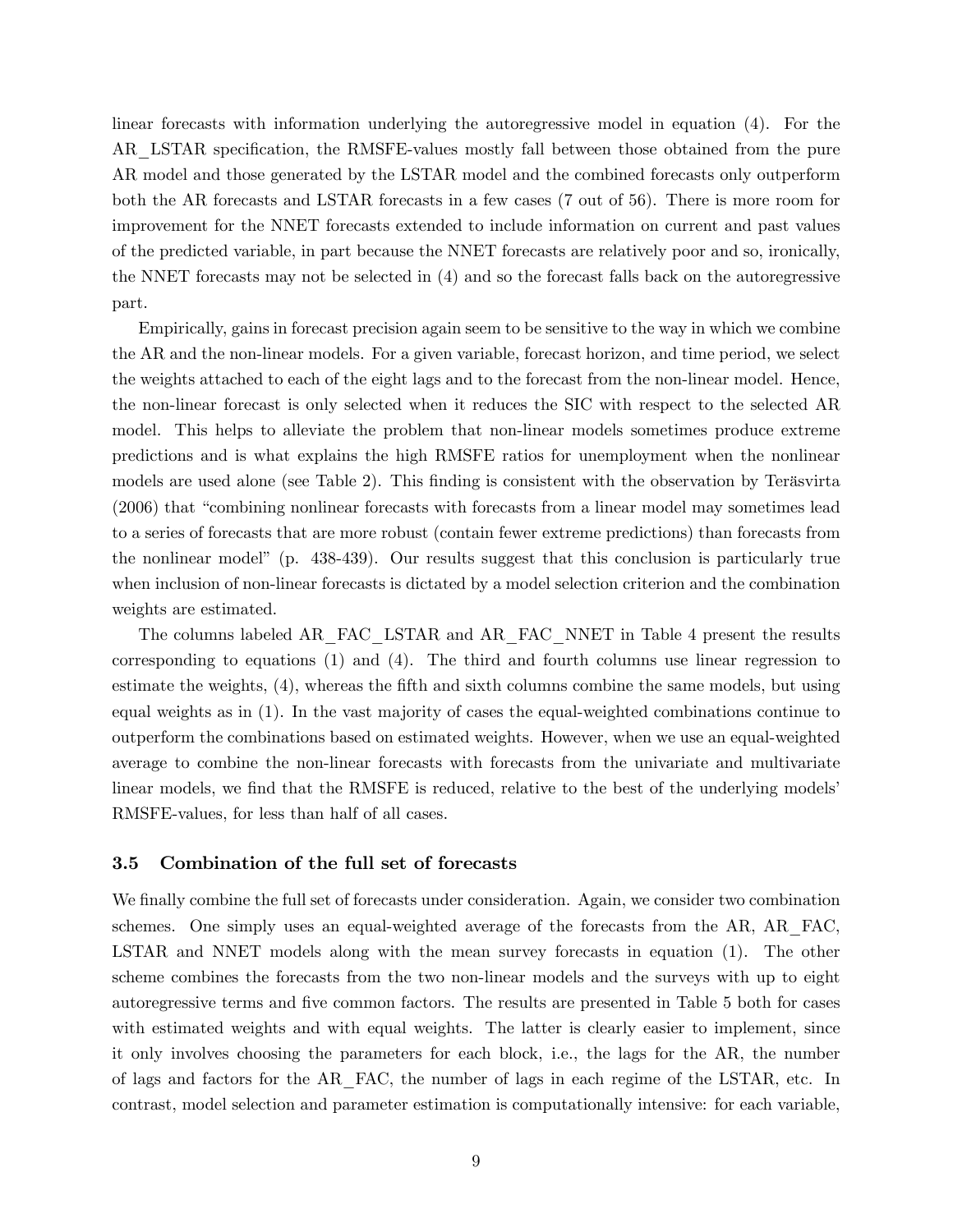linear forecasts with information underlying the autoregressive model in equation (4). For the AR_LSTAR specification, the RMSFE-values mostly fall between those obtained from the pure AR model and those generated by the LSTAR model and the combined forecasts only outperform both the AR forecasts and LSTAR forecasts in a few cases (7 out of 56). There is more room for improvement for the NNET forecasts extended to include information on current and past values of the predicted variable, in part because the NNET forecasts are relatively poor and so, ironically, the NNET forecasts may not be selected in (4) and so the forecast falls back on the autoregressive part.

Empirically, gains in forecast precision again seem to be sensitive to the way in which we combine the AR and the non-linear models. For a given variable, forecast horizon, and time period, we select the weights attached to each of the eight lags and to the forecast from the non-linear model. Hence, the non-linear forecast is only selected when it reduces the SIC with respect to the selected AR model. This helps to alleviate the problem that non-linear models sometimes produce extreme predictions and is what explains the high RMSFE ratios for unemployment when the nonlinear models are used alone (see Table 2). This finding is consistent with the observation by Teräsvirta (2006) that "combining nonlinear forecasts with forecasts from a linear model may sometimes lead to a series of forecasts that are more robust (contain fewer extreme predictions) than forecasts from the nonlinear model" (p. 438-439). Our results suggest that this conclusion is particularly true when inclusion of non-linear forecasts is dictated by a model selection criterion and the combination weights are estimated.

The columns labeled AR_FAC_LSTAR and AR_FAC_NNET in Table 4 present the results corresponding to equations (1) and (4). The third and fourth columns use linear regression to estimate the weights, (4), whereas the fifth and sixth columns combine the same models, but using equal weights as in (1). In the vast majority of cases the equal-weighted combinations continue to outperform the combinations based on estimated weights. However, when we use an equal-weighted average to combine the non-linear forecasts with forecasts from the univariate and multivariate linear models, we find that the RMSFE is reduced, relative to the best of the underlying models' RMSFE-values, for less than half of all cases.

### 3.5 Combination of the full set of forecasts

We finally combine the full set of forecasts under consideration. Again, we consider two combination schemes. One simply uses an equal-weighted average of the forecasts from the AR, AR_FAC, LSTAR and NNET models along with the mean survey forecasts in equation (1). The other scheme combines the forecasts from the two non-linear models and the surveys with up to eight autoregressive terms and five common factors. The results are presented in Table 5 both for cases with estimated weights and with equal weights. The latter is clearly easier to implement, since it only involves choosing the parameters for each block, i.e., the lags for the AR, the number of lags and factors for the AR_FAC, the number of lags in each regime of the LSTAR, etc. In contrast, model selection and parameter estimation is computationally intensive: for each variable,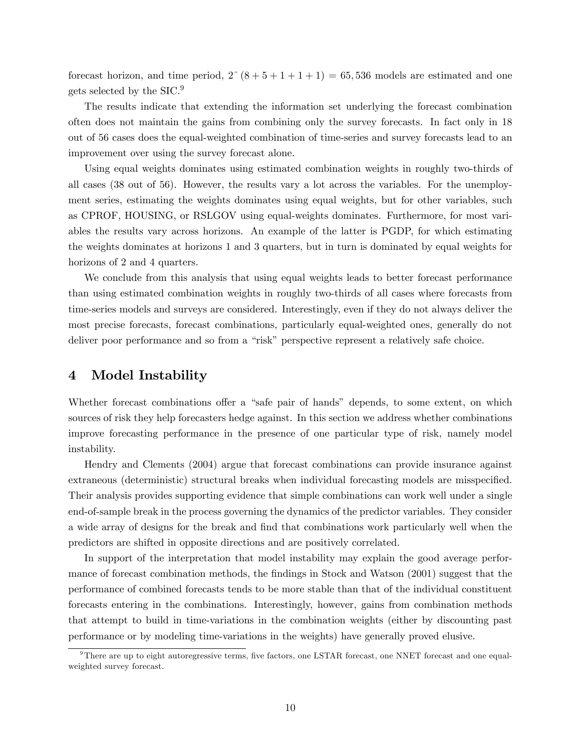forecast horizon, and time period, $2\hat{}\,(8+5+1+1+1) = 65,536$ models are estimated and one gets selected by the SIC.[9]

The results indicate that extending the information set underlying the forecast combination often does not maintain the gains from combining only the survey forecasts. In fact only in 18 out of 56 cases does the equal-weighted combination of time-series and survey forecasts lead to an improvement over using the survey forecast alone.

Using equal weights dominates using estimated combination weights in roughly two-thirds of all cases (38 out of 56). However, the results vary a lot across the variables. For the unemployment series, estimating the weights dominates using equal weights, but for other variables, such as CPROF, HOUSING, or RSLGOV using equal-weights dominates. Furthermore, for most variables the results vary across horizons. An example of the latter is PGDP, for which estimating the weights dominates at horizons 1 and 3 quarters, but in turn is dominated by equal weights for horizons of 2 and 4 quarters.

We conclude from this analysis that using equal weights leads to better forecast performance than using estimated combination weights in roughly two-thirds of all cases where forecasts from time-series models and surveys are considered. Interestingly, even if they do not always deliver the most precise forecasts, forecast combinations, particularly equal-weighted ones, generally do not deliver poor performance and so from a "risk" perspective represent a relatively safe choice.

# 4 Model Instability

Whether forecast combinations offer a "safe pair of hands" depends, to some extent, on which sources of risk they help forecasters hedge against. In this section we address whether combinations improve forecasting performance in the presence of one particular type of risk, namely model instability.

Hendry and Clements (2004) argue that forecast combinations can provide insurance against extraneous (deterministic) structural breaks when individual forecasting models are misspecified. Their analysis provides supporting evidence that simple combinations can work well under a single end-of-sample break in the process governing the dynamics of the predictor variables. They consider a wide array of designs for the break and find that combinations work particularly well when the predictors are shifted in opposite directions and are positively correlated.

In support of the interpretation that model instability may explain the good average performance of forecast combination methods, the findings in Stock and Watson (2001) suggest that the performance of combined forecasts tends to be more stable than that of the individual constituent forecasts entering in the combinations. Interestingly, however, gains from combination methods that attempt to build in time-variations in the combination weights (either by discounting past performance or by modeling time-variations in the weights) have generally proved elusive.

[9] There are up to eight autoregressive terms, five factors, one LSTAR forecast, one NNET forecast and one equal-weighted survey forecast.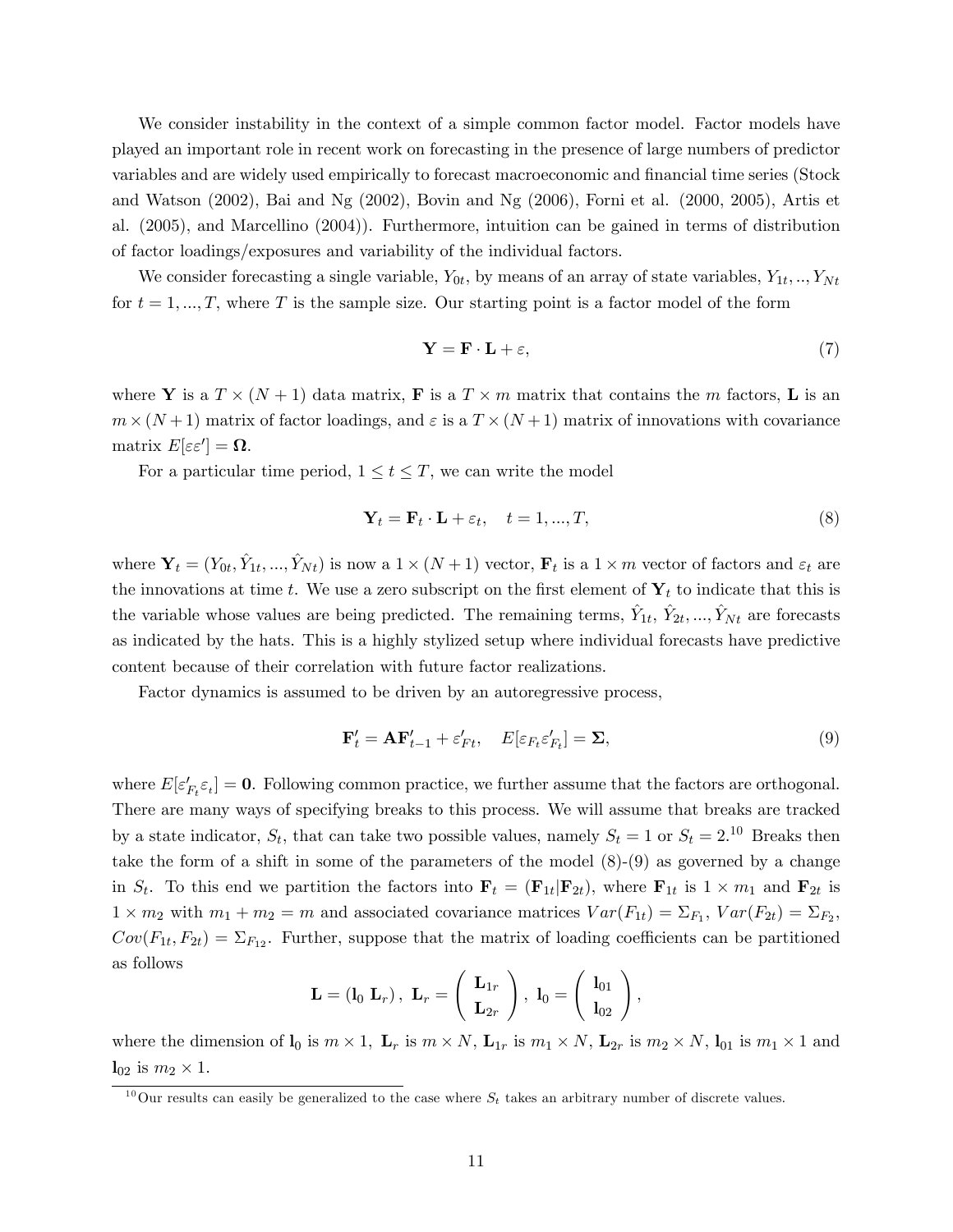We consider instability in the context of a simple common factor model. Factor models have played an important role in recent work on forecasting in the presence of large numbers of predictor variables and are widely used empirically to forecast macroeconomic and financial time series (Stock and Watson (2002), Bai and Ng (2002), Bovin and Ng (2006), Forni et al. (2000, 2005), Artis et al. (2005), and Marcellino (2004)). Furthermore, intuition can be gained in terms of distribution of factor loadings/exposures and variability of the individual factors.

We consider forecasting a single variable, $Y_{0t}$, by means of an array of state variables, $Y_{1t}, .., Y_{Nt}$ for $t = 1, ..., T$, where $T$ is the sample size. Our starting point is a factor model of the form

$$\mathbf{Y} = \mathbf{F} \cdot \mathbf{L} + \varepsilon, \tag{7}$$

where $\mathbf{Y}$ is a $T \times (N+1)$ data matrix, $\mathbf{F}$ is a $T \times m$ matrix that contains the $m$ factors, $\mathbf{L}$ is an $m \times (N+1)$ matrix of factor loadings, and $\varepsilon$ is a $T \times (N+1)$ matrix of innovations with covariance matrix $E[\varepsilon\varepsilon'] = \mathbf{\Omega}$.

For a particular time period, $1 \leq t \leq T$, we can write the model

$$\mathbf{Y}_t = \mathbf{F}_t \cdot \mathbf{L} + \varepsilon_t, \quad t = 1, ..., T, \tag{8}$$

where $\mathbf{Y}_t = (Y_{0t}, \hat{Y}_{1t}, ..., \hat{Y}_{Nt})$ is now a $1 \times (N+1)$ vector, $\mathbf{F}_t$ is a $1 \times m$ vector of factors and $\varepsilon_t$ are the innovations at time $t$. We use a zero subscript on the first element of $\mathbf{Y}_t$ to indicate that this is the variable whose values are being predicted. The remaining terms, $\hat{Y}_{1t}$, $\hat{Y}_{2t}, ..., \hat{Y}_{Nt}$ are forecasts as indicated by the hats. This is a highly stylized setup where individual forecasts have predictive content because of their correlation with future factor realizations.

Factor dynamics is assumed to be driven by an autoregressive process,

$$\mathbf{F}'_t = \mathbf{A}\mathbf{F}'_{t-1} + \varepsilon'_{Ft}, \quad E[\varepsilon_{F_t}\varepsilon'_{F_t}] = \mathbf{\Sigma}, \tag{9}$$

where $E[\varepsilon'_{F_t}\varepsilon_t] = \mathbf{0}$. Following common practice, we further assume that the factors are orthogonal. There are many ways of specifying breaks to this process. We will assume that breaks are tracked by a state indicator, $S_t$, that can take two possible values, namely $S_t = 1$ or $S_t = 2$.[10] Breaks then take the form of a shift in some of the parameters of the model (8)-(9) as governed by a change in $S_t$. To this end we partition the factors into $\mathbf{F}_t = (\mathbf{F}_{1t}|\mathbf{F}_{2t})$, where $\mathbf{F}_{1t}$ is $1 \times m_1$ and $\mathbf{F}_{2t}$ is $1 \times m_2$ with $m_1 + m_2 = m$ and associated covariance matrices $Var(F_{1t}) = \Sigma_{F_1}$, $Var(F_{2t}) = \Sigma_{F_2}$, $Cov(F_{1t}, F_{2t}) = \Sigma_{F_{12}}$. Further, suppose that the matrix of loading coefficients can be partitioned as follows

$$\mathbf{L} = (\mathbf{l}_0 \ \mathbf{L}_r), \ \mathbf{L}_r = \begin{pmatrix} \mathbf{L}_{1r} \\ \mathbf{L}_{2r} \end{pmatrix}, \ \mathbf{l}_0 = \begin{pmatrix} \mathbf{l}_{01} \\ \mathbf{l}_{02} \end{pmatrix},$$

where the dimension of $\mathbf{l}_0$ is $m \times 1$, $\mathbf{L}_r$ is $m \times N$, $\mathbf{L}_{1r}$ is $m_1 \times N$, $\mathbf{L}_{2r}$ is $m_2 \times N$, $\mathbf{l}_{01}$ is $m_1 \times 1$ and $\mathbf{l}_{02}$ is $m_2 \times 1$.

[10] Our results can easily be generalized to the case where $S_t$ takes an arbitrary number of discrete values.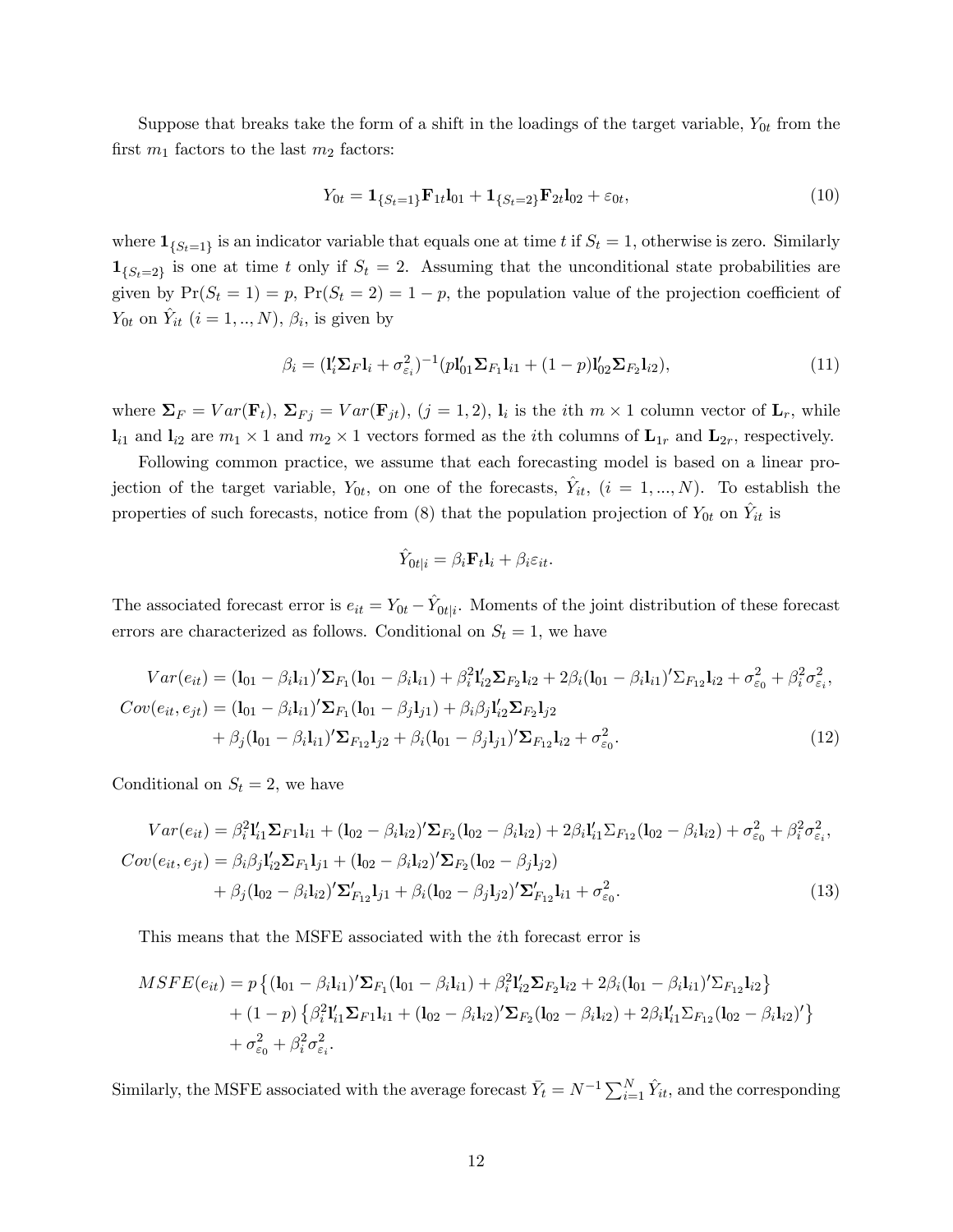Suppose that breaks take the form of a shift in the loadings of the target variable, $Y_{0t}$ from the first $m_1$ factors to the last $m_2$ factors:

$$Y_{0t} = \mathbf{1}_{\{S_t=1\}}\mathbf{F}_{1t}\mathbf{l}_{01} + \mathbf{1}_{\{S_t=2\}}\mathbf{F}_{2t}\mathbf{l}_{02} + \varepsilon_{0t}, \tag{10}$$

where $\mathbf{1}_{\{S_t=1\}}$ is an indicator variable that equals one at time $t$ if $S_t = 1$, otherwise is zero. Similarly $\mathbf{1}_{\{S_t=2\}}$ is one at time $t$ only if $S_t = 2$. Assuming that the unconditional state probabilities are given by $\Pr(S_t = 1) = p$, $\Pr(S_t = 2) = 1 - p$, the population value of the projection coefficient of $Y_{0t}$ on $\hat{Y}_{it}$ $(i = 1, .., N)$, $\beta_i$, is given by

$$\beta_i = (\mathbf{l}_i'\mathbf{\Sigma}_F\mathbf{l}_i + \sigma_{\varepsilon_i}^2)^{-1}(p\mathbf{l}_{01}'\mathbf{\Sigma}_{F_1}\mathbf{l}_{i1} + (1-p)\mathbf{l}_{02}'\mathbf{\Sigma}_{F_2}\mathbf{l}_{i2}), \tag{11}$$

where $\mathbf{\Sigma}_F = Var(\mathbf{F}_t)$, $\mathbf{\Sigma}_{Fj} = Var(\mathbf{F}_{jt})$, $(j = 1, 2)$, $\mathbf{l}_i$ is the $i$th $m \times 1$ column vector of $\mathbf{L}_r$, while $\mathbf{l}_{i1}$ and $\mathbf{l}_{i2}$ are $m_1 \times 1$ and $m_2 \times 1$ vectors formed as the $i$th columns of $\mathbf{L}_{1r}$ and $\mathbf{L}_{2r}$, respectively.

Following common practice, we assume that each forecasting model is based on a linear projection of the target variable, $Y_{0t}$, on one of the forecasts, $\hat{Y}_{it}$, $(i = 1, ..., N)$. To establish the properties of such forecasts, notice from (8) that the population projection of $Y_{0t}$ on $\hat{Y}_{it}$ is

$$\hat{Y}_{0t|i} = \beta_i\mathbf{F}_t\mathbf{l}_i + \beta_i\varepsilon_{it}.$$

The associated forecast error is $e_{it} = Y_{0t} - \hat{Y}_{0t|i}$. Moments of the joint distribution of these forecast errors are characterized as follows. Conditional on $S_t = 1$, we have

$$\begin{aligned}
Var(e_{it}) &= (\mathbf{l}_{01} - \beta_i\mathbf{l}_{i1})'\mathbf{\Sigma}_{F_1}(\mathbf{l}_{01} - \beta_i\mathbf{l}_{i1}) + \beta_i^2\mathbf{l}_{i2}'\mathbf{\Sigma}_{F_2}\mathbf{l}_{i2} + 2\beta_i(\mathbf{l}_{01} - \beta_i\mathbf{l}_{i1})'\Sigma_{F_{12}}\mathbf{l}_{i2} + \sigma_{\varepsilon_0}^2 + \beta_i^2\sigma_{\varepsilon_i}^2, \\
Cov(e_{it}, e_{jt}) &= (\mathbf{l}_{01} - \beta_i\mathbf{l}_{i1})'\mathbf{\Sigma}_{F_1}(\mathbf{l}_{01} - \beta_j\mathbf{l}_{j1}) + \beta_i\beta_j\mathbf{l}_{i2}'\mathbf{\Sigma}_{F_2}\mathbf{l}_{j2} \\
&\quad + \beta_j(\mathbf{l}_{01} - \beta_i\mathbf{l}_{i1})'\mathbf{\Sigma}_{F_{12}}\mathbf{l}_{j2} + \beta_i(\mathbf{l}_{01} - \beta_j\mathbf{l}_{j1})'\mathbf{\Sigma}_{F_{12}}\mathbf{l}_{i2} + \sigma_{\varepsilon_0}^2.
\end{aligned} \tag{12}$$

Conditional on $S_t = 2$, we have

$$\begin{aligned}
Var(e_{it}) &= \beta_i^2\mathbf{l}_{i1}'\mathbf{\Sigma}_{F1}\mathbf{l}_{i1} + (\mathbf{l}_{02} - \beta_i\mathbf{l}_{i2})'\mathbf{\Sigma}_{F_2}(\mathbf{l}_{02} - \beta_i\mathbf{l}_{i2}) + 2\beta_i\mathbf{l}_{i1}'\Sigma_{F_{12}}(\mathbf{l}_{02} - \beta_i\mathbf{l}_{i2}) + \sigma_{\varepsilon_0}^2 + \beta_i^2\sigma_{\varepsilon_i}^2, \\
Cov(e_{it}, e_{jt}) &= \beta_i\beta_j\mathbf{l}_{i2}'\mathbf{\Sigma}_{F_1}\mathbf{l}_{j1} + (\mathbf{l}_{02} - \beta_i\mathbf{l}_{i2})'\mathbf{\Sigma}_{F_2}(\mathbf{l}_{02} - \beta_j\mathbf{l}_{j2}) \\
&\quad + \beta_j(\mathbf{l}_{02} - \beta_i\mathbf{l}_{i2})'\mathbf{\Sigma}_{F_{12}}'\mathbf{l}_{j1} + \beta_i(\mathbf{l}_{02} - \beta_j\mathbf{l}_{j2})'\mathbf{\Sigma}_{F_{12}}'\mathbf{l}_{i1} + \sigma_{\varepsilon_0}^2.
\end{aligned} \tag{13}$$

This means that the MSFE associated with the $i$th forecast error is

$$\begin{aligned}
MSFE(e_{it}) &= p\left\{(\mathbf{l}_{01} - \beta_i\mathbf{l}_{i1})'\mathbf{\Sigma}_{F_1}(\mathbf{l}_{01} - \beta_i\mathbf{l}_{i1}) + \beta_i^2\mathbf{l}_{i2}'\mathbf{\Sigma}_{F_2}\mathbf{l}_{i2} + 2\beta_i(\mathbf{l}_{01} - \beta_i\mathbf{l}_{i1})'\Sigma_{F_{12}}\mathbf{l}_{i2}\right\} \\
&\quad + (1-p)\left\{\beta_i^2\mathbf{l}_{i1}'\mathbf{\Sigma}_{F1}\mathbf{l}_{i1} + (\mathbf{l}_{02} - \beta_i\mathbf{l}_{i2})'\mathbf{\Sigma}_{F_2}(\mathbf{l}_{02} - \beta_i\mathbf{l}_{i2}) + 2\beta_i\mathbf{l}_{i1}'\Sigma_{F_{12}}(\mathbf{l}_{02} - \beta_i\mathbf{l}_{i2})'\right\} \\
&\quad + \sigma_{\varepsilon_0}^2 + \beta_i^2\sigma_{\varepsilon_i}^2.
\end{aligned}$$

Similarly, the MSFE associated with the average forecast $\bar{Y}_t = N^{-1}\sum_{i=1}^N \hat{Y}_{it}$, and the corresponding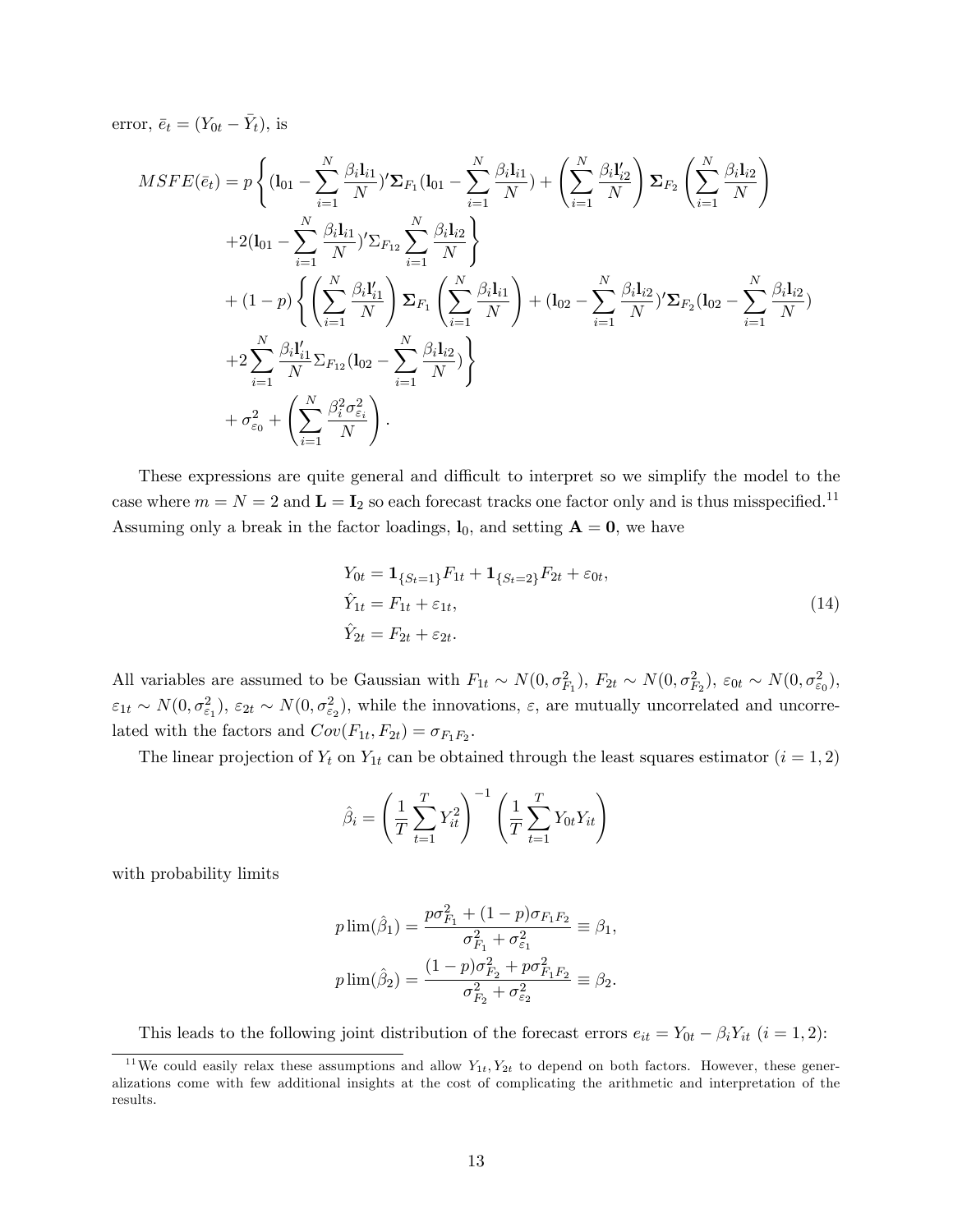error, $\bar{e}_t = (Y_{0t} - \bar{Y}_t)$, is

$$
\begin{aligned}
MSFE(\bar{e}_t) = {} & p\left\{(\mathbf{l}_{01} - \sum_{i=1}^{N}\frac{\beta_i \mathbf{l}_{i1}}{N})'\mathbf{\Sigma}_{F_1}(\mathbf{l}_{01} - \sum_{i=1}^{N}\frac{\beta_i \mathbf{l}_{i1}}{N}) + \left(\sum_{i=1}^{N}\frac{\beta_i \mathbf{l}_{i2}'}{N}\right)\mathbf{\Sigma}_{F_2}\left(\sum_{i=1}^{N}\frac{\beta_i \mathbf{l}_{i2}}{N}\right)\right. \\
& \left. +2(\mathbf{l}_{01} - \sum_{i=1}^{N}\frac{\beta_i \mathbf{l}_{i1}}{N})'\Sigma_{F_{12}}\sum_{i=1}^{N}\frac{\beta_i \mathbf{l}_{i2}}{N}\right\} \\
& + (1-p)\left\{\left(\sum_{i=1}^{N}\frac{\beta_i \mathbf{l}_{i1}'}{N}\right)\mathbf{\Sigma}_{F_1}\left(\sum_{i=1}^{N}\frac{\beta_i \mathbf{l}_{i1}}{N}\right) + (\mathbf{l}_{02} - \sum_{i=1}^{N}\frac{\beta_i \mathbf{l}_{i2}}{N})'\mathbf{\Sigma}_{F_2}(\mathbf{l}_{02} - \sum_{i=1}^{N}\frac{\beta_i \mathbf{l}_{i2}}{N})\right. \\
& \left. +2\sum_{i=1}^{N}\frac{\beta_i \mathbf{l}_{i1}'}{N}\Sigma_{F_{12}}(\mathbf{l}_{02} - \sum_{i=1}^{N}\frac{\beta_i \mathbf{l}_{i2}}{N})\right\} \\
& + \sigma_{\varepsilon_0}^2 + \left(\sum_{i=1}^{N}\frac{\beta_i^2 \sigma_{\varepsilon_i}^2}{N}\right).
\end{aligned}
$$

These expressions are quite general and difficult to interpret so we simplify the model to the case where $m = N = 2$ and $\mathbf{L} = \mathbf{I}_2$ so each forecast tracks one factor only and is thus misspecified.[11] Assuming only a break in the factor loadings, $\mathbf{l}_0$, and setting $\mathbf{A} = \mathbf{0}$, we have

$$
\begin{aligned}
Y_{0t} &= \mathbf{1}_{\{S_t=1\}}F_{1t} + \mathbf{1}_{\{S_t=2\}}F_{2t} + \varepsilon_{0t}, \\
\hat{Y}_{1t} &= F_{1t} + \varepsilon_{1t}, \\
\hat{Y}_{2t} &= F_{2t} + \varepsilon_{2t}.
\end{aligned} \tag{14}
$$

All variables are assumed to be Gaussian with $F_{1t} \sim N(0, \sigma_{F_1}^2)$, $F_{2t} \sim N(0, \sigma_{F_2}^2)$, $\varepsilon_{0t} \sim N(0, \sigma_{\varepsilon_0}^2)$, $\varepsilon_{1t} \sim N(0, \sigma_{\varepsilon_1}^2)$, $\varepsilon_{2t} \sim N(0, \sigma_{\varepsilon_2}^2)$, while the innovations, $\varepsilon$, are mutually uncorrelated and uncorrelated with the factors and $Cov(F_{1t}, F_{2t}) = \sigma_{F_1F_2}$.

The linear projection of $Y_t$ on $Y_{1t}$ can be obtained through the least squares estimator ($i = 1, 2$)

$$
\hat{\beta}_i = \left(\frac{1}{T}\sum_{t=1}^{T}Y_{it}^2\right)^{-1}\left(\frac{1}{T}\sum_{t=1}^{T}Y_{0t}Y_{it}\right)
$$

with probability limits

$$
\begin{aligned}
p\lim(\hat{\beta}_1) &= \frac{p\sigma_{F_1}^2 + (1-p)\sigma_{F_1F_2}}{\sigma_{F_1}^2 + \sigma_{\varepsilon_1}^2} \equiv \beta_1, \\
p\lim(\hat{\beta}_2) &= \frac{(1-p)\sigma_{F_2}^2 + p\sigma_{F_1F_2}^2}{\sigma_{F_2}^2 + \sigma_{\varepsilon_2}^2} \equiv \beta_2.
\end{aligned}
$$

This leads to the following joint distribution of the forecast errors $e_{it} = Y_{0t} - \beta_i Y_{it}$ ($i = 1, 2$):

[11] We could easily relax these assumptions and allow $Y_{1t}, Y_{2t}$ to depend on both factors. However, these generalizations come with few additional insights at the cost of complicating the arithmetic and interpretation of the results.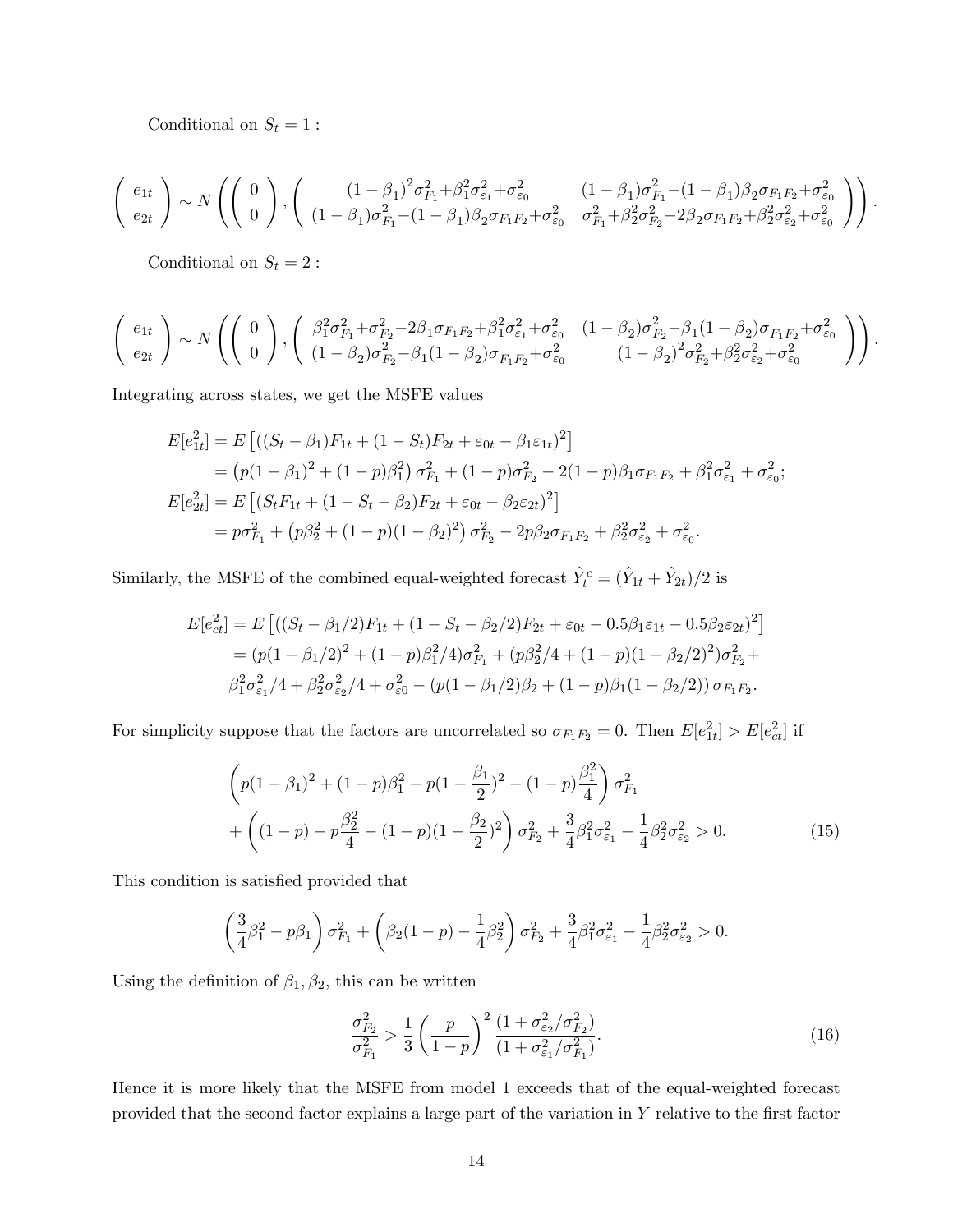Conditional on $S_t = 1$ :

$$\begin{pmatrix} e_{1t} \\ e_{2t} \end{pmatrix} \sim N\left(\begin{pmatrix} 0 \\ 0 \end{pmatrix}, \begin{pmatrix} (1-\beta_1)^2\sigma_{F_1}^2+\beta_1^2\sigma_{\varepsilon_1}^2+\sigma_{\varepsilon_0}^2 & (1-\beta_1)\sigma_{F_1}^2-(1-\beta_1)\beta_2\sigma_{F_1F_2}+\sigma_{\varepsilon_0}^2 \\ (1-\beta_1)\sigma_{F_1}^2-(1-\beta_1)\beta_2\sigma_{F_1F_2}+\sigma_{\varepsilon_0}^2 & \sigma_{F_1}^2+\beta_2^2\sigma_{F_2}^2-2\beta_2\sigma_{F_1F_2}+\beta_2^2\sigma_{\varepsilon_2}^2+\sigma_{\varepsilon_0}^2 \end{pmatrix}\right).$$

Conditional on $S_t = 2$ :

$$\begin{pmatrix} e_{1t} \\ e_{2t} \end{pmatrix} \sim N\left(\begin{pmatrix} 0 \\ 0 \end{pmatrix}, \begin{pmatrix} \beta_1^2\sigma_{F_1}^2+\sigma_{F_2}^2-2\beta_1\sigma_{F_1F_2}+\beta_1^2\sigma_{\varepsilon_1}^2+\sigma_{\varepsilon_0}^2 & (1-\beta_2)\sigma_{F_2}^2-\beta_1(1-\beta_2)\sigma_{F_1F_2}+\sigma_{\varepsilon_0}^2 \\ (1-\beta_2)\sigma_{F_2}^2-\beta_1(1-\beta_2)\sigma_{F_1F_2}+\sigma_{\varepsilon_0}^2 & (1-\beta_2)^2\sigma_{F_2}^2+\beta_2^2\sigma_{\varepsilon_2}^2+\sigma_{\varepsilon_0}^2 \end{pmatrix}\right).$$

Integrating across states, we get the MSFE values

$$\begin{aligned}
E[e_{1t}^2] &= E\left[((S_t-\beta_1)F_{1t}+(1-S_t)F_{2t}+\varepsilon_{0t}-\beta_1\varepsilon_{1t})^2\right] \\
&= \left(p(1-\beta_1)^2+(1-p)\beta_1^2\right)\sigma_{F_1}^2+(1-p)\sigma_{F_2}^2-2(1-p)\beta_1\sigma_{F_1F_2}+\beta_1^2\sigma_{\varepsilon_1}^2+\sigma_{\varepsilon_0}^2; \\
E[e_{2t}^2] &= E\left[(S_tF_{1t}+(1-S_t-\beta_2)F_{2t}+\varepsilon_{0t}-\beta_2\varepsilon_{2t})^2\right] \\
&= p\sigma_{F_1}^2+\left(p\beta_2^2+(1-p)(1-\beta_2)^2\right)\sigma_{F_2}^2-2p\beta_2\sigma_{F_1F_2}+\beta_2^2\sigma_{\varepsilon_2}^2+\sigma_{\varepsilon_0}^2.
\end{aligned}$$

Similarly, the MSFE of the combined equal-weighted forecast $\hat{Y}_t^c = (\hat{Y}_{1t}+\hat{Y}_{2t})/2$ is

$$\begin{aligned}
E[e_{ct}^2] &= E\left[((S_t-\beta_1/2)F_{1t}+(1-S_t-\beta_2/2)F_{2t}+\varepsilon_{0t}-0.5\beta_1\varepsilon_{1t}-0.5\beta_2\varepsilon_{2t})^2\right] \\
&= (p(1-\beta_1/2)^2+(1-p)\beta_1^2/4)\sigma_{F_1}^2+(p\beta_2^2/4+(1-p)(1-\beta_2/2)^2)\sigma_{F_2}^2+ \\
&\quad \beta_1^2\sigma_{\varepsilon_1}^2/4+\beta_2^2\sigma_{\varepsilon_2}^2/4+\sigma_{\varepsilon 0}^2-\left(p(1-\beta_1/2)\beta_2+(1-p)\beta_1(1-\beta_2/2)\right)\sigma_{F_1F_2}.
\end{aligned}$$

For simplicity suppose that the factors are uncorrelated so $\sigma_{F_1F_2} = 0$. Then $E[e_{1t}^2] > E[e_{ct}^2]$ if

$$\begin{aligned}
&\left(p(1-\beta_1)^2+(1-p)\beta_1^2-p(1-\frac{\beta_1}{2})^2-(1-p)\frac{\beta_1^2}{4}\right)\sigma_{F_1}^2 \\
&+\left((1-p)-p\frac{\beta_2^2}{4}-(1-p)(1-\frac{\beta_2}{2})^2\right)\sigma_{F_2}^2+\frac{3}{4}\beta_1^2\sigma_{\varepsilon_1}^2-\frac{1}{4}\beta_2^2\sigma_{\varepsilon_2}^2 > 0. \qquad (15)
\end{aligned}$$

This condition is satisfied provided that

$$\left(\frac{3}{4}\beta_1^2-p\beta_1\right)\sigma_{F_1}^2+\left(\beta_2(1-p)-\frac{1}{4}\beta_2^2\right)\sigma_{F_2}^2+\frac{3}{4}\beta_1^2\sigma_{\varepsilon_1}^2-\frac{1}{4}\beta_2^2\sigma_{\varepsilon_2}^2 > 0.$$

Using the definition of $\beta_1, \beta_2$, this can be written

$$\frac{\sigma_{F_2}^2}{\sigma_{F_1}^2} > \frac{1}{3}\left(\frac{p}{1-p}\right)^2\frac{(1+\sigma_{\varepsilon_2}^2/\sigma_{F_2}^2)}{(1+\sigma_{\varepsilon_1}^2/\sigma_{F_1}^2)}. \qquad (16)$$

Hence it is more likely that the MSFE from model 1 exceeds that of the equal-weighted forecast provided that the second factor explains a large part of the variation in $Y$ relative to the first factor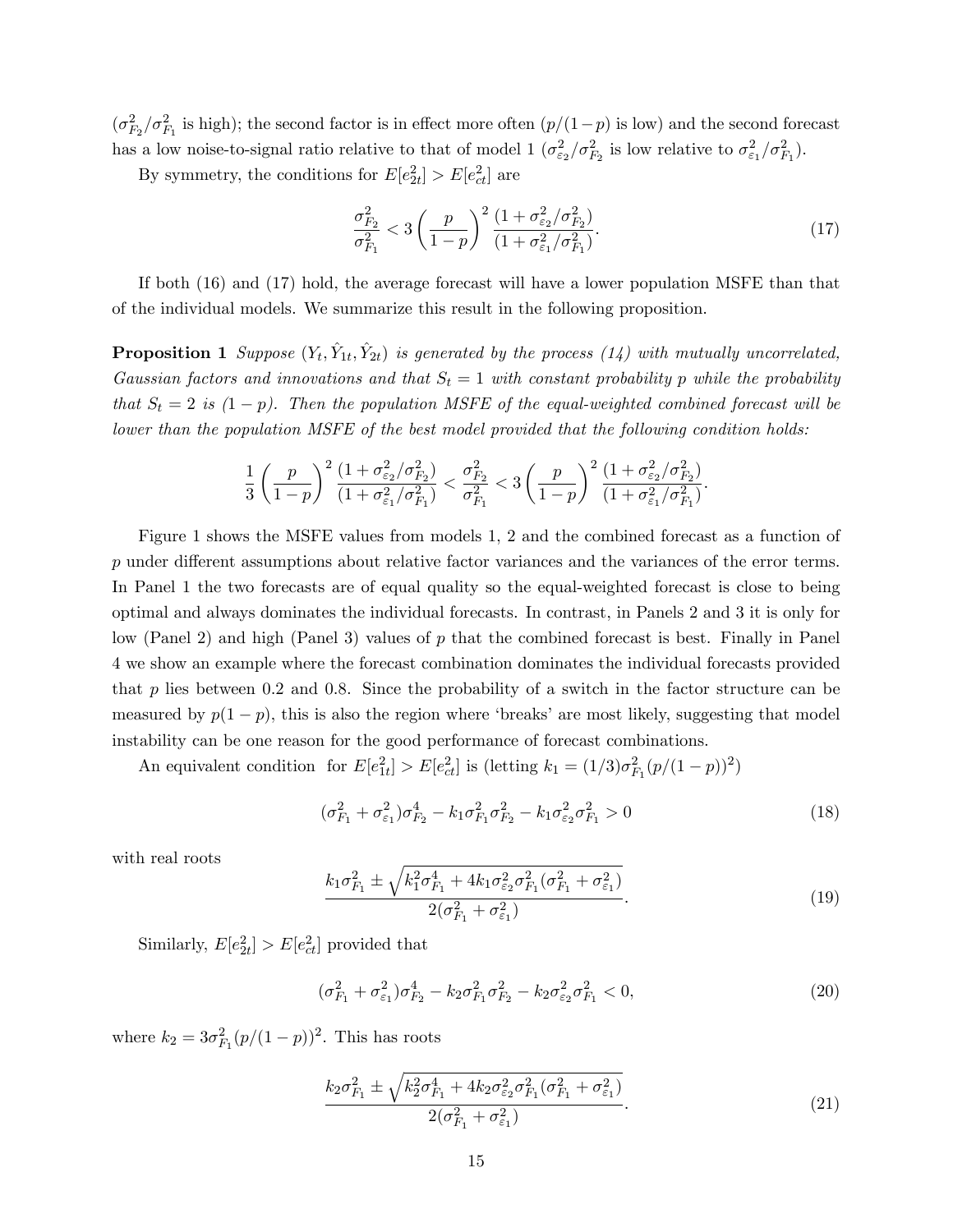($\sigma^2_{F_2}/\sigma^2_{F_1}$ is high); the second factor is in effect more often ($p/(1-p)$ is low) and the second forecast has a low noise-to-signal ratio relative to that of model 1 ($\sigma^2_{\varepsilon_2}/\sigma^2_{F_2}$ is low relative to $\sigma^2_{\varepsilon_1}/\sigma^2_{F_1}$).

By symmetry, the conditions for $E[e^2_{2t}] > E[e^2_{ct}]$ are

$$\frac{\sigma^2_{F_2}}{\sigma^2_{F_1}} < 3\left(\frac{p}{1-p}\right)^2 \frac{(1+\sigma^2_{\varepsilon_2}/\sigma^2_{F_2})}{(1+\sigma^2_{\varepsilon_1}/\sigma^2_{F_1})}. \tag{17}$$

If both (16) and (17) hold, the average forecast will have a lower population MSFE than that of the individual models. We summarize this result in the following proposition.

**Proposition 1** *Suppose $(Y_t, \hat{Y}_{1t}, \hat{Y}_{2t})$ is generated by the process (14) with mutually uncorrelated, Gaussian factors and innovations and that $S_t = 1$ with constant probability $p$ while the probability that $S_t = 2$ is $(1-p)$. Then the population MSFE of the equal-weighted combined forecast will be lower than the population MSFE of the best model provided that the following condition holds:*

$$\frac{1}{3}\left(\frac{p}{1-p}\right)^2 \frac{(1+\sigma^2_{\varepsilon_2}/\sigma^2_{F_2})}{(1+\sigma^2_{\varepsilon_1}/\sigma^2_{F_1})} < \frac{\sigma^2_{F_2}}{\sigma^2_{F_1}} < 3\left(\frac{p}{1-p}\right)^2 \frac{(1+\sigma^2_{\varepsilon_2}/\sigma^2_{F_2})}{(1+\sigma^2_{\varepsilon_1}/\sigma^2_{F_1})}.$$

Figure 1 shows the MSFE values from models 1, 2 and the combined forecast as a function of $p$ under different assumptions about relative factor variances and the variances of the error terms. In Panel 1 the two forecasts are of equal quality so the equal-weighted forecast is close to being optimal and always dominates the individual forecasts. In contrast, in Panels 2 and 3 it is only for low (Panel 2) and high (Panel 3) values of $p$ that the combined forecast is best. Finally in Panel 4 we show an example where the forecast combination dominates the individual forecasts provided that $p$ lies between 0.2 and 0.8. Since the probability of a switch in the factor structure can be measured by $p(1-p)$, this is also the region where 'breaks' are most likely, suggesting that model instability can be one reason for the good performance of forecast combinations.

An equivalent condition for $E[e^2_{1t}] > E[e^2_{ct}]$ is (letting $k_1 = (1/3)\sigma^2_{F_1}(p/(1-p))^2$)

$$(\sigma^2_{F_1} + \sigma^2_{\varepsilon_1})\sigma^4_{F_2} - k_1\sigma^2_{F_1}\sigma^2_{F_2} - k_1\sigma^2_{\varepsilon_2}\sigma^2_{F_1} > 0 \tag{18}$$

with real roots

$$\frac{k_1\sigma^2_{F_1} \pm \sqrt{k_1^2\sigma^4_{F_1} + 4k_1\sigma^2_{\varepsilon_2}\sigma^2_{F_1}(\sigma^2_{F_1} + \sigma^2_{\varepsilon_1})}}{2(\sigma^2_{F_1} + \sigma^2_{\varepsilon_1})}. \tag{19}$$

Similarly, $E[e^2_{2t}] > E[e^2_{ct}]$ provided that

$$(\sigma^2_{F_1} + \sigma^2_{\varepsilon_1})\sigma^4_{F_2} - k_2\sigma^2_{F_1}\sigma^2_{F_2} - k_2\sigma^2_{\varepsilon_2}\sigma^2_{F_1} < 0, \tag{20}$$

where $k_2 = 3\sigma^2_{F_1}(p/(1-p))^2$. This has roots

$$\frac{k_2\sigma^2_{F_1} \pm \sqrt{k_2^2\sigma^4_{F_1} + 4k_2\sigma^2_{\varepsilon_2}\sigma^2_{F_1}(\sigma^2_{F_1} + \sigma^2_{\varepsilon_1})}}{2(\sigma^2_{F_1} + \sigma^2_{\varepsilon_1})}. \tag{21}$$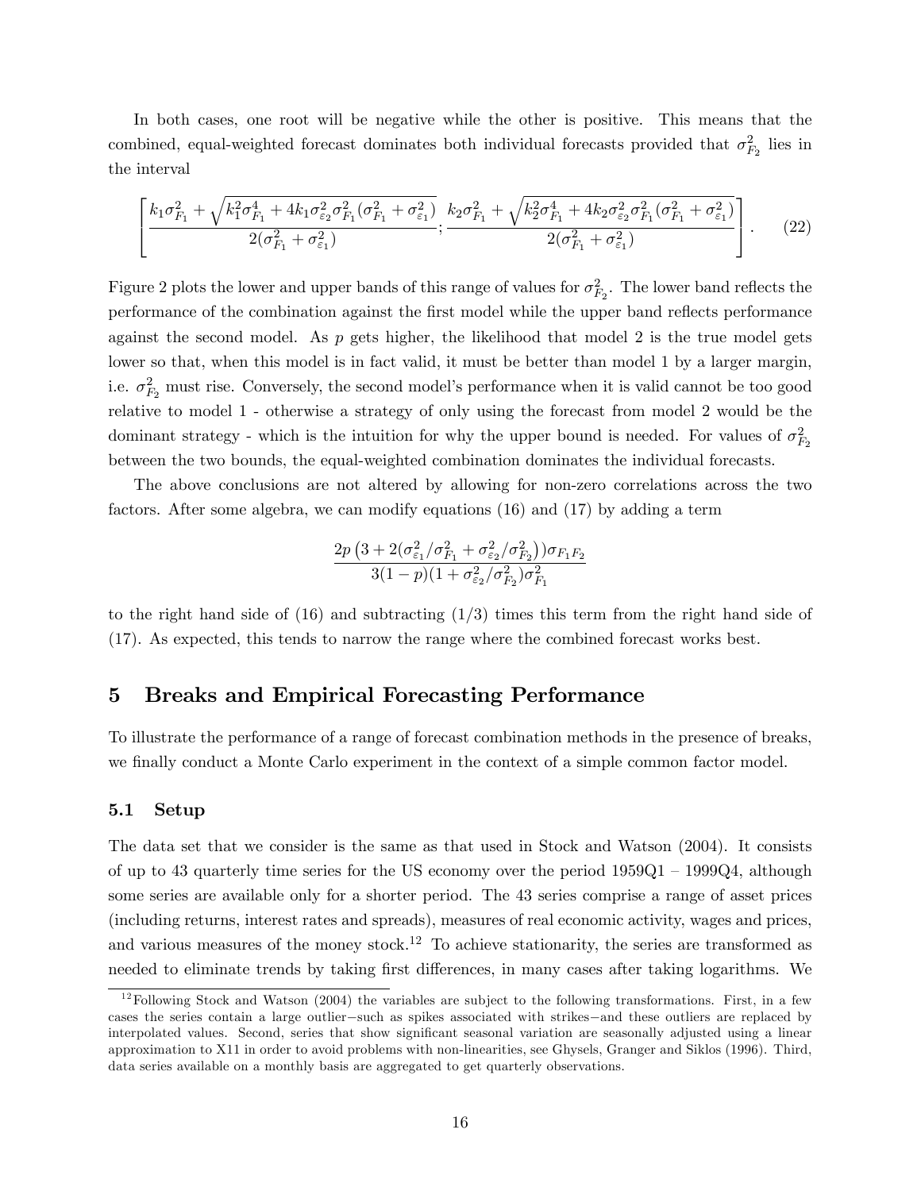In both cases, one root will be negative while the other is positive. This means that the combined, equal-weighted forecast dominates both individual forecasts provided that $\sigma^2_{F_2}$ lies in the interval

$$\left[\frac{k_1\sigma^2_{F_1}+\sqrt{k_1^2\sigma^4_{F_1}+4k_1\sigma^2_{\varepsilon_2}\sigma^2_{F_1}(\sigma^2_{F_1}+\sigma^2_{\varepsilon_1})}}{2(\sigma^2_{F_1}+\sigma^2_{\varepsilon_1})};\frac{k_2\sigma^2_{F_1}+\sqrt{k_2^2\sigma^4_{F_1}+4k_2\sigma^2_{\varepsilon_2}\sigma^2_{F_1}(\sigma^2_{F_1}+\sigma^2_{\varepsilon_1})}}{2(\sigma^2_{F_1}+\sigma^2_{\varepsilon_1})}\right]. \tag{22}$$

Figure 2 plots the lower and upper bands of this range of values for $\sigma^2_{F_2}$. The lower band reflects the performance of the combination against the first model while the upper band reflects performance against the second model. As $p$ gets higher, the likelihood that model 2 is the true model gets lower so that, when this model is in fact valid, it must be better than model 1 by a larger margin, i.e. $\sigma^2_{F_2}$ must rise. Conversely, the second model's performance when it is valid cannot be too good relative to model 1 - otherwise a strategy of only using the forecast from model 2 would be the dominant strategy - which is the intuition for why the upper bound is needed. For values of $\sigma^2_{F_2}$ between the two bounds, the equal-weighted combination dominates the individual forecasts.

The above conclusions are not altered by allowing for non-zero correlations across the two factors. After some algebra, we can modify equations (16) and (17) by adding a term

$$\frac{2p\left(3+2(\sigma^2_{\varepsilon_1}/\sigma^2_{F_1}+\sigma^2_{\varepsilon_2}/\sigma^2_{F_2})\right)\sigma_{F_1F_2}}{3(1-p)(1+\sigma^2_{\varepsilon_2}/\sigma^2_{F_2})\sigma^2_{F_1}}$$

to the right hand side of (16) and subtracting (1/3) times this term from the right hand side of (17). As expected, this tends to narrow the range where the combined forecast works best.

# 5 Breaks and Empirical Forecasting Performance

To illustrate the performance of a range of forecast combination methods in the presence of breaks, we finally conduct a Monte Carlo experiment in the context of a simple common factor model.

## 5.1 Setup

The data set that we consider is the same as that used in Stock and Watson (2004). It consists of up to 43 quarterly time series for the US economy over the period 1959Q1 – 1999Q4, although some series are available only for a shorter period. The 43 series comprise a range of asset prices (including returns, interest rates and spreads), measures of real economic activity, wages and prices, and various measures of the money stock.[12] To achieve stationarity, the series are transformed as needed to eliminate trends by taking first differences, in many cases after taking logarithms. We

[12] Following Stock and Watson (2004) the variables are subject to the following transformations. First, in a few cases the series contain a large outlier−such as spikes associated with strikes−and these outliers are replaced by interpolated values. Second, series that show significant seasonal variation are seasonally adjusted using a linear approximation to X11 in order to avoid problems with non-linearities, see Ghysels, Granger and Siklos (1996). Third, data series available on a monthly basis are aggregated to get quarterly observations.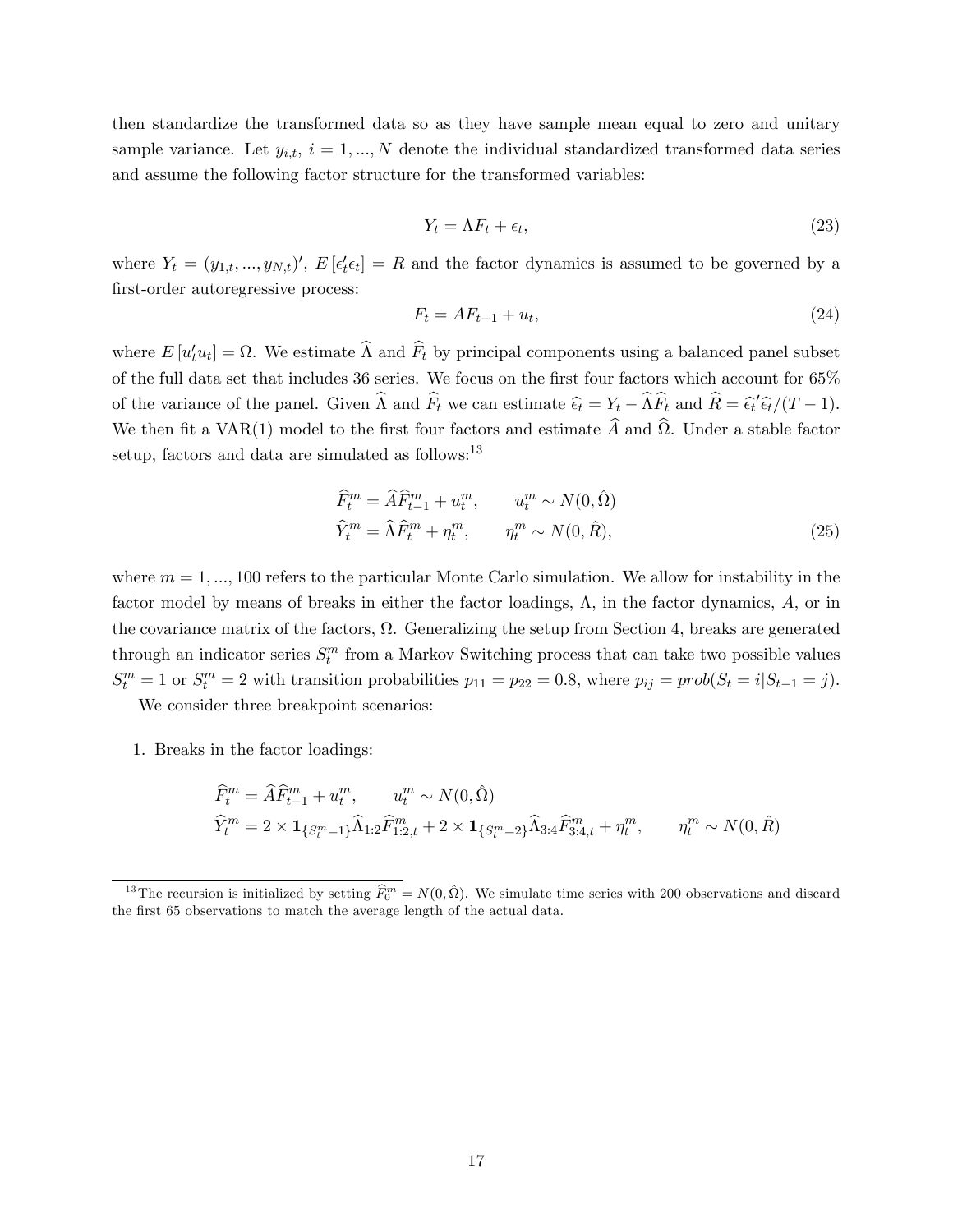then standardize the transformed data so as they have sample mean equal to zero and unitary sample variance. Let $y_{i,t}$, $i = 1, ..., N$ denote the individual standardized transformed data series and assume the following factor structure for the transformed variables:

$$
Y_t = \Lambda F_t + \epsilon_t, \tag{23}
$$

where $Y_t = (y_{1,t}, ..., y_{N,t})'$, $E[\epsilon_t' \epsilon_t] = R$ and the factor dynamics is assumed to be governed by a first-order autoregressive process:

$$
F_t = A F_{t-1} + u_t, \tag{24}
$$

where $E[u_t' u_t] = \Omega$. We estimate $\widehat{\Lambda}$ and $\widehat{F}_t$ by principal components using a balanced panel subset of the full data set that includes 36 series. We focus on the first four factors which account for 65% of the variance of the panel. Given $\widehat{\Lambda}$ and $\widehat{F}_t$ we can estimate $\widehat{\epsilon}_t = Y_t - \widehat{\Lambda}\widehat{F}_t$ and $\widehat{R} = \widehat{\epsilon}_t'\widehat{\epsilon}_t/(T-1)$. We then fit a VAR(1) model to the first four factors and estimate $\widehat{A}$ and $\widehat{\Omega}$. Under a stable factor setup, factors and data are simulated as follows:[13]

$$
\begin{aligned}
\widehat{F}_t^m &= \widehat{A}\widehat{F}_{t-1}^m + u_t^m, \qquad u_t^m \sim N(0, \hat{\Omega}) \\
\widehat{Y}_t^m &= \widehat{\Lambda}\widehat{F}_t^m + \eta_t^m, \qquad \eta_t^m \sim N(0, \hat{R}),
\end{aligned} \tag{25}
$$

where $m = 1, ..., 100$ refers to the particular Monte Carlo simulation. We allow for instability in the factor model by means of breaks in either the factor loadings, $\Lambda$, in the factor dynamics, $A$, or in the covariance matrix of the factors, $\Omega$. Generalizing the setup from Section 4, breaks are generated through an indicator series $S_t^m$ from a Markov Switching process that can take two possible values $S_t^m = 1$ or $S_t^m = 2$ with transition probabilities $p_{11} = p_{22} = 0.8$, where $p_{ij} = prob(S_t = i | S_{t-1} = j)$.

We consider three breakpoint scenarios:

1. Breaks in the factor loadings:

$$
\begin{aligned}
\widehat{F}_t^m &= \widehat{A}\widehat{F}_{t-1}^m + u_t^m, \qquad u_t^m \sim N(0, \hat{\Omega}) \\
\widehat{Y}_t^m &= 2 \times \mathbf{1}_{\{S_t^m = 1\}} \widehat{\Lambda}_{1:2} \widehat{F}_{1:2,t}^m + 2 \times \mathbf{1}_{\{S_t^m = 2\}} \widehat{\Lambda}_{3:4} \widehat{F}_{3:4,t}^m + \eta_t^m, \qquad \eta_t^m \sim N(0, \hat{R})
\end{aligned}
$$

[13] The recursion is initialized by setting $\widehat{F}_0^m = N(0, \hat{\Omega})$. We simulate time series with 200 observations and discard the first 65 observations to match the average length of the actual data.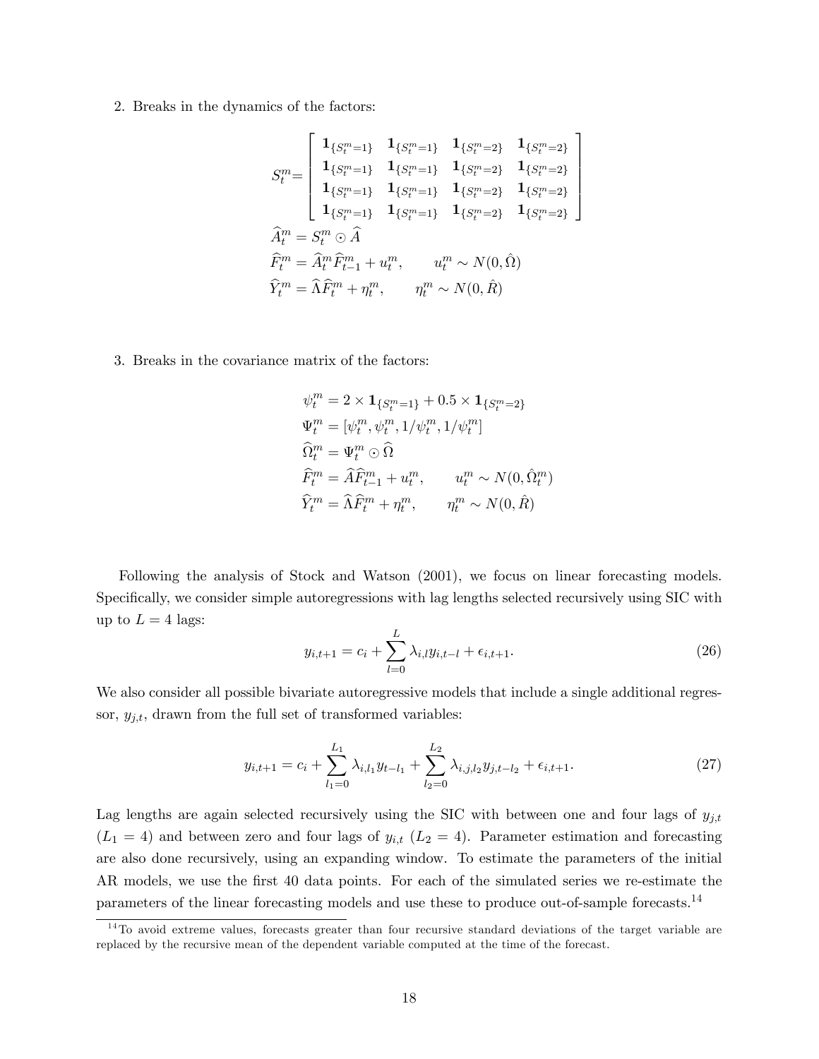2. Breaks in the dynamics of the factors:

$$
\begin{aligned}
S_t^m &= \begin{bmatrix} \mathbf{1}_{\{S_t^m=1\}} & \mathbf{1}_{\{S_t^m=1\}} & \mathbf{1}_{\{S_t^m=2\}} & \mathbf{1}_{\{S_t^m=2\}} \\ \mathbf{1}_{\{S_t^m=1\}} & \mathbf{1}_{\{S_t^m=1\}} & \mathbf{1}_{\{S_t^m=2\}} & \mathbf{1}_{\{S_t^m=2\}} \\ \mathbf{1}_{\{S_t^m=1\}} & \mathbf{1}_{\{S_t^m=1\}} & \mathbf{1}_{\{S_t^m=2\}} & \mathbf{1}_{\{S_t^m=2\}} \\ \mathbf{1}_{\{S_t^m=1\}} & \mathbf{1}_{\{S_t^m=1\}} & \mathbf{1}_{\{S_t^m=2\}} & \mathbf{1}_{\{S_t^m=2\}} \end{bmatrix} \\
\widehat{A}_t^m &= S_t^m \odot \widehat{A} \\
\widehat{F}_t^m &= \widehat{A}_t^m \widehat{F}_{t-1}^m + u_t^m, \qquad u_t^m \sim N(0, \hat{\Omega}) \\
\widehat{Y}_t^m &= \widehat{\Lambda} \widehat{F}_t^m + \eta_t^m, \qquad \eta_t^m \sim N(0, \hat{R})
\end{aligned}
$$

3. Breaks in the covariance matrix of the factors:

$$
\begin{aligned}
\psi_t^m &= 2 \times \mathbf{1}_{\{S_t^m=1\}} + 0.5 \times \mathbf{1}_{\{S_t^m=2\}} \\
\Psi_t^m &= [\psi_t^m, \psi_t^m, 1/\psi_t^m, 1/\psi_t^m] \\
\widehat{\Omega}_t^m &= \Psi_t^m \odot \widehat{\Omega} \\
\widehat{F}_t^m &= \widehat{A} \widehat{F}_{t-1}^m + u_t^m, \qquad u_t^m \sim N(0, \hat{\Omega}_t^m) \\
\widehat{Y}_t^m &= \widehat{\Lambda} \widehat{F}_t^m + \eta_t^m, \qquad \eta_t^m \sim N(0, \hat{R})
\end{aligned}
$$

Following the analysis of Stock and Watson (2001), we focus on linear forecasting models. Specifically, we consider simple autoregressions with lag lengths selected recursively using SIC with up to $L = 4$ lags:

$$
y_{i,t+1} = c_i + \sum_{l=0}^{L} \lambda_{i,l} y_{i,t-l} + \epsilon_{i,t+1}. \tag{26}
$$

We also consider all possible bivariate autoregressive models that include a single additional regressor, $y_{j,t}$, drawn from the full set of transformed variables:

$$
y_{i,t+1} = c_i + \sum_{l_1=0}^{L_1} \lambda_{i,l_1} y_{t-l_1} + \sum_{l_2=0}^{L_2} \lambda_{i,j,l_2} y_{j,t-l_2} + \epsilon_{i,t+1}. \tag{27}
$$

Lag lengths are again selected recursively using the SIC with between one and four lags of $y_{j,t}$ ($L_1 = 4$) and between zero and four lags of $y_{i,t}$ ($L_2 = 4$). Parameter estimation and forecasting are also done recursively, using an expanding window. To estimate the parameters of the initial AR models, we use the first 40 data points. For each of the simulated series we re-estimate the parameters of the linear forecasting models and use these to produce out-of-sample forecasts.[14]

[14] To avoid extreme values, forecasts greater than four recursive standard deviations of the target variable are replaced by the recursive mean of the dependent variable computed at the time of the forecast.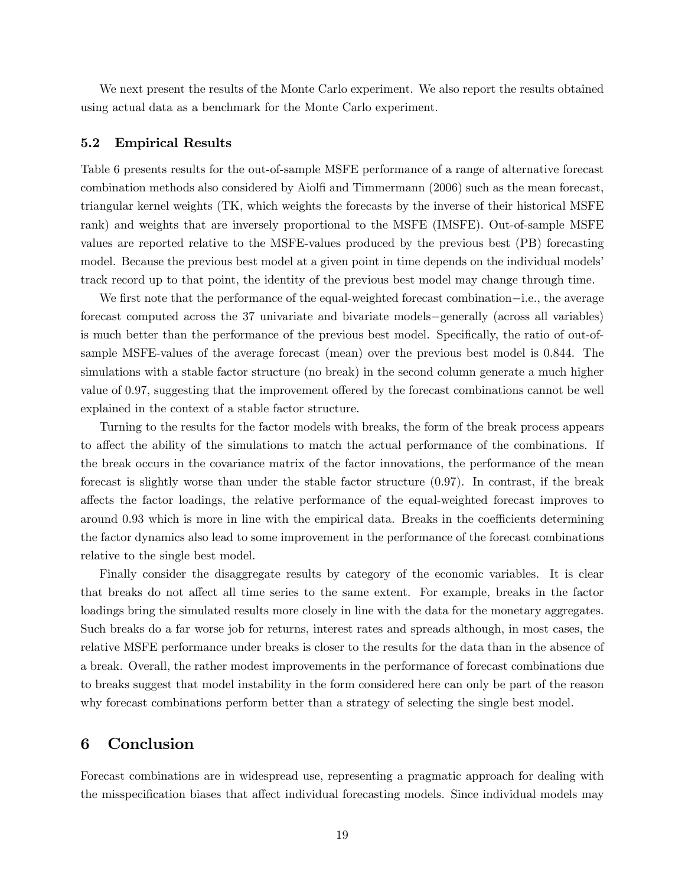We next present the results of the Monte Carlo experiment. We also report the results obtained using actual data as a benchmark for the Monte Carlo experiment.

### 5.2 Empirical Results

Table 6 presents results for the out-of-sample MSFE performance of a range of alternative forecast combination methods also considered by Aiolfi and Timmermann (2006) such as the mean forecast, triangular kernel weights (TK, which weights the forecasts by the inverse of their historical MSFE rank) and weights that are inversely proportional to the MSFE (IMSFE). Out-of-sample MSFE values are reported relative to the MSFE-values produced by the previous best (PB) forecasting model. Because the previous best model at a given point in time depends on the individual models' track record up to that point, the identity of the previous best model may change through time.

We first note that the performance of the equal-weighted forecast combination−i.e., the average forecast computed across the 37 univariate and bivariate models−generally (across all variables) is much better than the performance of the previous best model. Specifically, the ratio of out-of-sample MSFE-values of the average forecast (mean) over the previous best model is 0.844. The simulations with a stable factor structure (no break) in the second column generate a much higher value of 0.97, suggesting that the improvement offered by the forecast combinations cannot be well explained in the context of a stable factor structure.

Turning to the results for the factor models with breaks, the form of the break process appears to affect the ability of the simulations to match the actual performance of the combinations. If the break occurs in the covariance matrix of the factor innovations, the performance of the mean forecast is slightly worse than under the stable factor structure (0.97). In contrast, if the break affects the factor loadings, the relative performance of the equal-weighted forecast improves to around 0.93 which is more in line with the empirical data. Breaks in the coefficients determining the factor dynamics also lead to some improvement in the performance of the forecast combinations relative to the single best model.

Finally consider the disaggregate results by category of the economic variables. It is clear that breaks do not affect all time series to the same extent. For example, breaks in the factor loadings bring the simulated results more closely in line with the data for the monetary aggregates. Such breaks do a far worse job for returns, interest rates and spreads although, in most cases, the relative MSFE performance under breaks is closer to the results for the data than in the absence of a break. Overall, the rather modest improvements in the performance of forecast combinations due to breaks suggest that model instability in the form considered here can only be part of the reason why forecast combinations perform better than a strategy of selecting the single best model.

## 6 Conclusion

Forecast combinations are in widespread use, representing a pragmatic approach for dealing with the misspecification biases that affect individual forecasting models. Since individual models may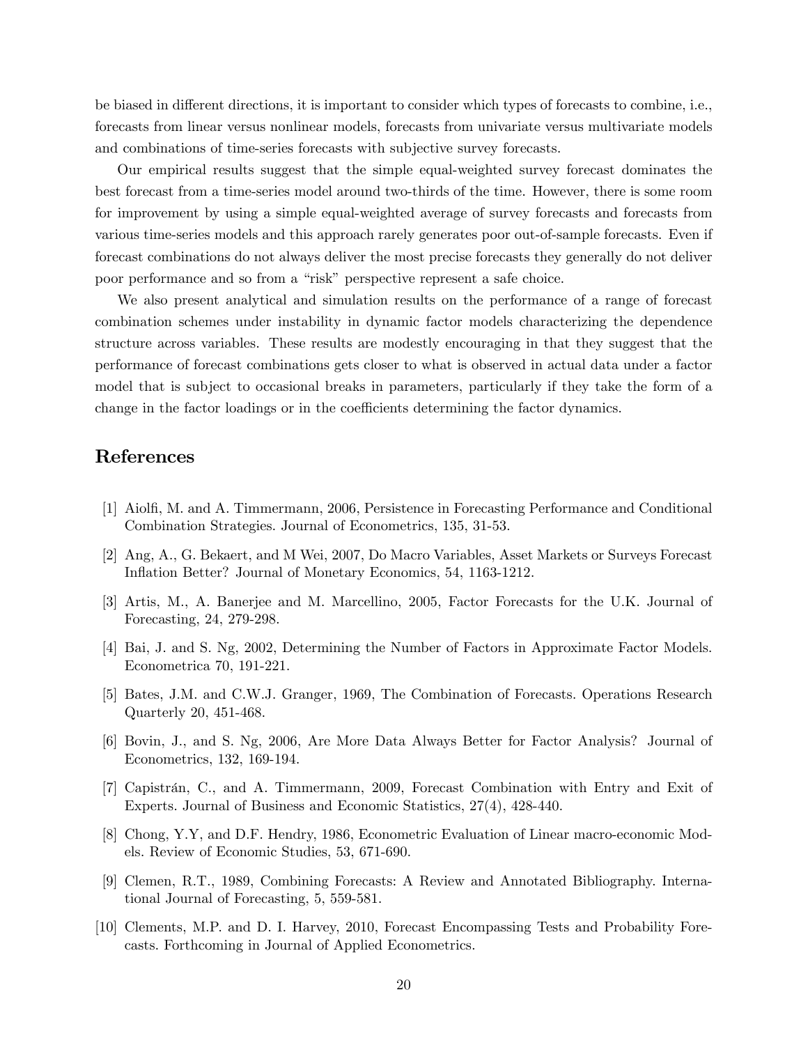be biased in different directions, it is important to consider which types of forecasts to combine, i.e., forecasts from linear versus nonlinear models, forecasts from univariate versus multivariate models and combinations of time-series forecasts with subjective survey forecasts.

Our empirical results suggest that the simple equal-weighted survey forecast dominates the best forecast from a time-series model around two-thirds of the time. However, there is some room for improvement by using a simple equal-weighted average of survey forecasts and forecasts from various time-series models and this approach rarely generates poor out-of-sample forecasts. Even if forecast combinations do not always deliver the most precise forecasts they generally do not deliver poor performance and so from a "risk" perspective represent a safe choice.

We also present analytical and simulation results on the performance of a range of forecast combination schemes under instability in dynamic factor models characterizing the dependence structure across variables. These results are modestly encouraging in that they suggest that the performance of forecast combinations gets closer to what is observed in actual data under a factor model that is subject to occasional breaks in parameters, particularly if they take the form of a change in the factor loadings or in the coefficients determining the factor dynamics.

# References

[1] Aiolfi, M. and A. Timmermann, 2006, Persistence in Forecasting Performance and Conditional Combination Strategies. Journal of Econometrics, 135, 31-53.

[2] Ang, A., G. Bekaert, and M Wei, 2007, Do Macro Variables, Asset Markets or Surveys Forecast Inflation Better? Journal of Monetary Economics, 54, 1163-1212.

[3] Artis, M., A. Banerjee and M. Marcellino, 2005, Factor Forecasts for the U.K. Journal of Forecasting, 24, 279-298.

[4] Bai, J. and S. Ng, 2002, Determining the Number of Factors in Approximate Factor Models. Econometrica 70, 191-221.

[5] Bates, J.M. and C.W.J. Granger, 1969, The Combination of Forecasts. Operations Research Quarterly 20, 451-468.

[6] Bovin, J., and S. Ng, 2006, Are More Data Always Better for Factor Analysis? Journal of Econometrics, 132, 169-194.

[7] Capistrán, C., and A. Timmermann, 2009, Forecast Combination with Entry and Exit of Experts. Journal of Business and Economic Statistics, 27(4), 428-440.

[8] Chong, Y.Y, and D.F. Hendry, 1986, Econometric Evaluation of Linear macro-economic Models. Review of Economic Studies, 53, 671-690.

[9] Clemen, R.T., 1989, Combining Forecasts: A Review and Annotated Bibliography. International Journal of Forecasting, 5, 559-581.

[10] Clements, M.P. and D. I. Harvey, 2010, Forecast Encompassing Tests and Probability Forecasts. Forthcoming in Journal of Applied Econometrics.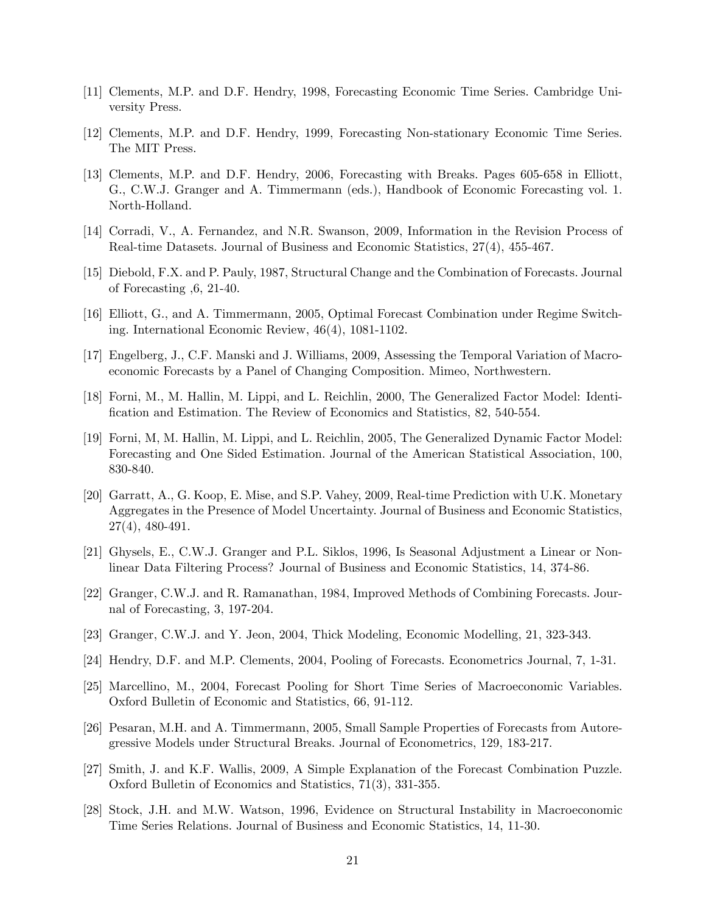[11] Clements, M.P. and D.F. Hendry, 1998, Forecasting Economic Time Series. Cambridge University Press.

[12] Clements, M.P. and D.F. Hendry, 1999, Forecasting Non-stationary Economic Time Series. The MIT Press.

[13] Clements, M.P. and D.F. Hendry, 2006, Forecasting with Breaks. Pages 605-658 in Elliott, G., C.W.J. Granger and A. Timmermann (eds.), Handbook of Economic Forecasting vol. 1. North-Holland.

[14] Corradi, V., A. Fernandez, and N.R. Swanson, 2009, Information in the Revision Process of Real-time Datasets. Journal of Business and Economic Statistics, 27(4), 455-467.

[15] Diebold, F.X. and P. Pauly, 1987, Structural Change and the Combination of Forecasts. Journal of Forecasting ,6, 21-40.

[16] Elliott, G., and A. Timmermann, 2005, Optimal Forecast Combination under Regime Switching. International Economic Review, 46(4), 1081-1102.

[17] Engelberg, J., C.F. Manski and J. Williams, 2009, Assessing the Temporal Variation of Macroeconomic Forecasts by a Panel of Changing Composition. Mimeo, Northwestern.

[18] Forni, M., M. Hallin, M. Lippi, and L. Reichlin, 2000, The Generalized Factor Model: Identification and Estimation. The Review of Economics and Statistics, 82, 540-554.

[19] Forni, M, M. Hallin, M. Lippi, and L. Reichlin, 2005, The Generalized Dynamic Factor Model: Forecasting and One Sided Estimation. Journal of the American Statistical Association, 100, 830-840.

[20] Garratt, A., G. Koop, E. Mise, and S.P. Vahey, 2009, Real-time Prediction with U.K. Monetary Aggregates in the Presence of Model Uncertainty. Journal of Business and Economic Statistics, 27(4), 480-491.

[21] Ghysels, E., C.W.J. Granger and P.L. Siklos, 1996, Is Seasonal Adjustment a Linear or Nonlinear Data Filtering Process? Journal of Business and Economic Statistics, 14, 374-86.

[22] Granger, C.W.J. and R. Ramanathan, 1984, Improved Methods of Combining Forecasts. Journal of Forecasting, 3, 197-204.

[23] Granger, C.W.J. and Y. Jeon, 2004, Thick Modeling, Economic Modelling, 21, 323-343.

[24] Hendry, D.F. and M.P. Clements, 2004, Pooling of Forecasts. Econometrics Journal, 7, 1-31.

[25] Marcellino, M., 2004, Forecast Pooling for Short Time Series of Macroeconomic Variables. Oxford Bulletin of Economic and Statistics, 66, 91-112.

[26] Pesaran, M.H. and A. Timmermann, 2005, Small Sample Properties of Forecasts from Autoregressive Models under Structural Breaks. Journal of Econometrics, 129, 183-217.

[27] Smith, J. and K.F. Wallis, 2009, A Simple Explanation of the Forecast Combination Puzzle. Oxford Bulletin of Economics and Statistics, 71(3), 331-355.

[28] Stock, J.H. and M.W. Watson, 1996, Evidence on Structural Instability in Macroeconomic Time Series Relations. Journal of Business and Economic Statistics, 14, 11-30.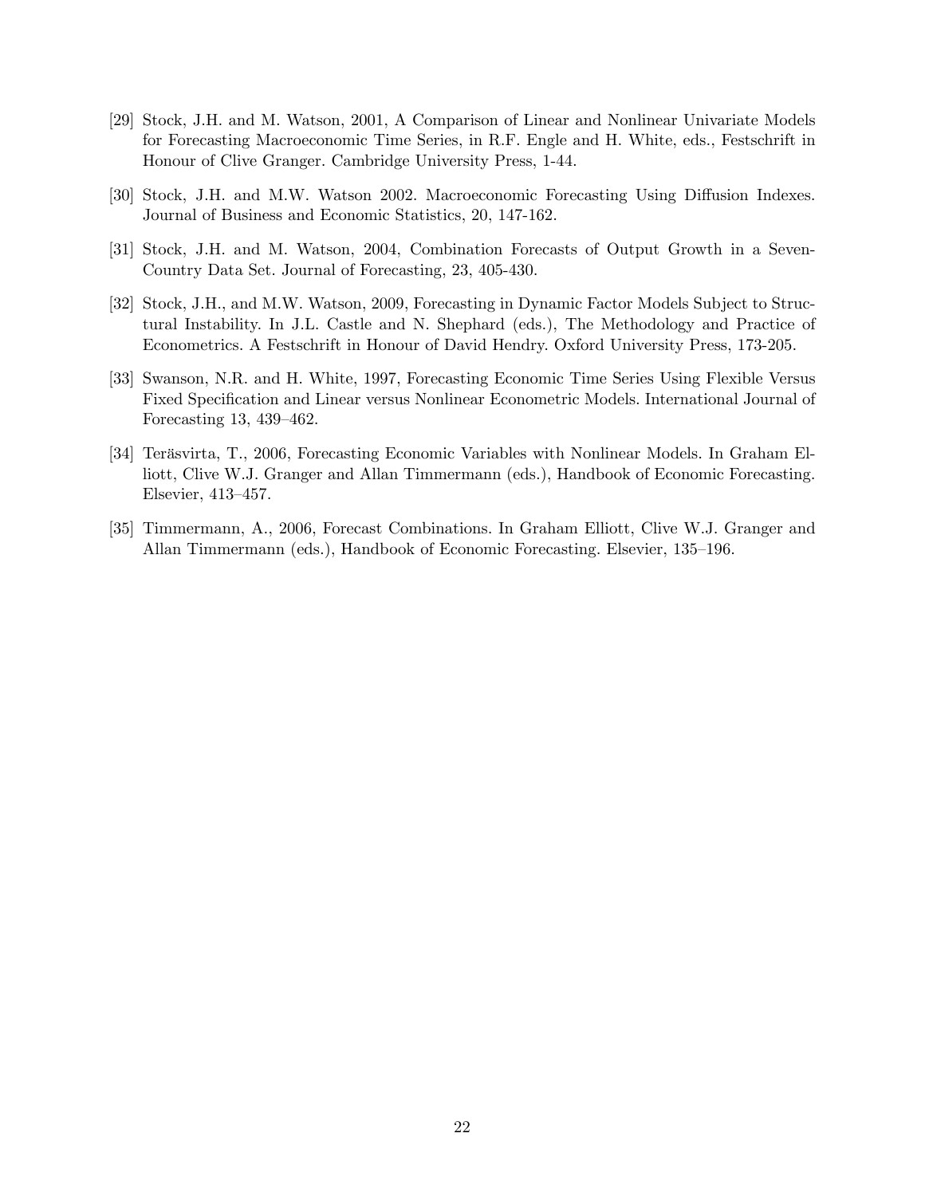[29] Stock, J.H. and M. Watson, 2001, A Comparison of Linear and Nonlinear Univariate Models for Forecasting Macroeconomic Time Series, in R.F. Engle and H. White, eds., Festschrift in Honour of Clive Granger. Cambridge University Press, 1-44.

[30] Stock, J.H. and M.W. Watson 2002. Macroeconomic Forecasting Using Diffusion Indexes. Journal of Business and Economic Statistics, 20, 147-162.

[31] Stock, J.H. and M. Watson, 2004, Combination Forecasts of Output Growth in a Seven-Country Data Set. Journal of Forecasting, 23, 405-430.

[32] Stock, J.H., and M.W. Watson, 2009, Forecasting in Dynamic Factor Models Subject to Structural Instability. In J.L. Castle and N. Shephard (eds.), The Methodology and Practice of Econometrics. A Festschrift in Honour of David Hendry. Oxford University Press, 173-205.

[33] Swanson, N.R. and H. White, 1997, Forecasting Economic Time Series Using Flexible Versus Fixed Specification and Linear versus Nonlinear Econometric Models. International Journal of Forecasting 13, 439–462.

[34] Teräsvirta, T., 2006, Forecasting Economic Variables with Nonlinear Models. In Graham Elliott, Clive W.J. Granger and Allan Timmermann (eds.), Handbook of Economic Forecasting. Elsevier, 413–457.

[35] Timmermann, A., 2006, Forecast Combinations. In Graham Elliott, Clive W.J. Granger and Allan Timmermann (eds.), Handbook of Economic Forecasting. Elsevier, 135–196.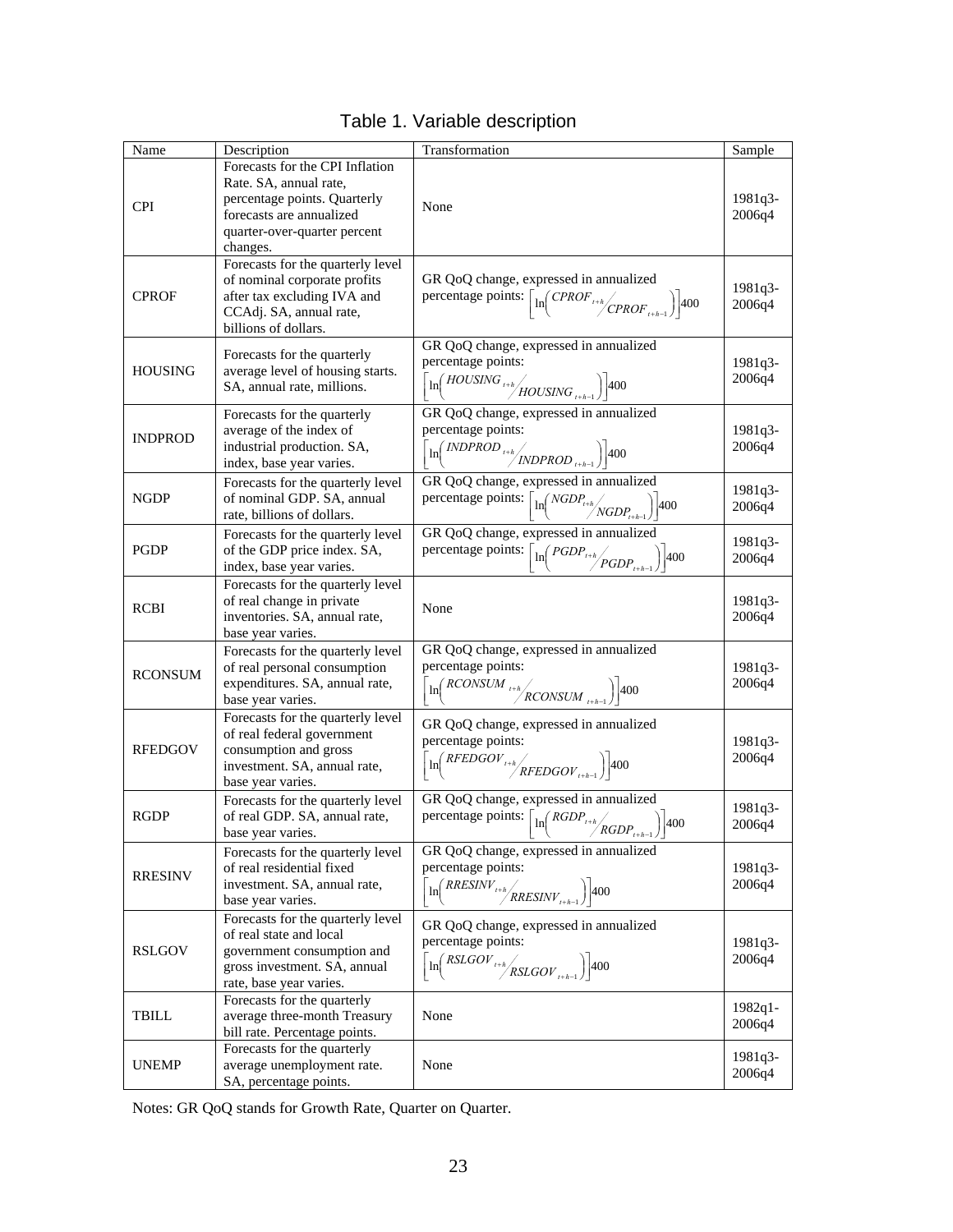# Table 1. Variable description

| Name | Description | Transformation | Sample |
|---|---|---|---|
| CPI | Forecasts for the CPI Inflation Rate. SA, annual rate, percentage points. Quarterly forecasts are annualized quarter-over-quarter percent changes. | None | 1981q3-2006q4 |
| CPROF | Forecasts for the quarterly level of nominal corporate profits after tax excluding IVA and CCAdj. SA, annual rate, billions of dollars. | GR QoQ change, expressed in annualized percentage points: $\left[\ln\left(CPROF_{t+h} / CPROF_{t+h-1}\right)\right]400$ | 1981q3-2006q4 |
| HOUSING | Forecasts for the quarterly average level of housing starts. SA, annual rate, millions. | GR QoQ change, expressed in annualized percentage points: $\left[\ln\left(HOUSING_{t+h} / HOUSING_{t+h-1}\right)\right]400$ | 1981q3-2006q4 |
| INDPROD | Forecasts for the quarterly average of the index of industrial production. SA, index, base year varies. | GR QoQ change, expressed in annualized percentage points: $\left[\ln\left(INDPROD_{t+h} / INDPROD_{t+h-1}\right)\right]400$ | 1981q3-2006q4 |
| NGDP | Forecasts for the quarterly level of nominal GDP. SA, annual rate, billions of dollars. | GR QoQ change, expressed in annualized percentage points: $\left[\ln\left(NGDP_{t+h} / NGDP_{t+h-1}\right)\right]400$ | 1981q3-2006q4 |
| PGDP | Forecasts for the quarterly level of the GDP price index. SA, index, base year varies. | GR QoQ change, expressed in annualized percentage points: $\left[\ln\left(PGDP_{t+h} / PGDP_{t+h-1}\right)\right]400$ | 1981q3-2006q4 |
| RCBI | Forecasts for the quarterly level of real change in private inventories. SA, annual rate, base year varies. | None | 1981q3-2006q4 |
| RCONSUM | Forecasts for the quarterly level of real personal consumption expenditures. SA, annual rate, base year varies. | GR QoQ change, expressed in annualized percentage points: $\left[\ln\left(RCONSUM_{t+h} / RCONSUM_{t+h-1}\right)\right]400$ | 1981q3-2006q4 |
| RFEDGOV | Forecasts for the quarterly level of real federal government consumption and gross investment. SA, annual rate, base year varies. | GR QoQ change, expressed in annualized percentage points: $\left[\ln\left(RFEDGOV_{t+h} / RFEDGOV_{t+h-1}\right)\right]400$ | 1981q3-2006q4 |
| RGDP | Forecasts for the quarterly level of real GDP. SA, annual rate, base year varies. | GR QoQ change, expressed in annualized percentage points: $\left[\ln\left(RGDP_{t+h} / RGDP_{t+h-1}\right)\right]400$ | 1981q3-2006q4 |
| RRESINV | Forecasts for the quarterly level of real residential fixed investment. SA, annual rate, base year varies. | GR QoQ change, expressed in annualized percentage points: $\left[\ln\left(RRESINV_{t+h} / RRESINV_{t+h-1}\right)\right]400$ | 1981q3-2006q4 |
| RSLGOV | Forecasts for the quarterly level of real state and local government consumption and gross investment. SA, annual rate, base year varies. | GR QoQ change, expressed in annualized percentage points: $\left[\ln\left(RSLGOV_{t+h} / RSLGOV_{t+h-1}\right)\right]400$ | 1981q3-2006q4 |
| TBILL | Forecasts for the quarterly average three-month Treasury bill rate. Percentage points. | None | 1982q1-2006q4 |
| UNEMP | Forecasts for the quarterly average unemployment rate. SA, percentage points. | None | 1981q3-2006q4 |

Notes: GR QoQ stands for Growth Rate, Quarter on Quarter.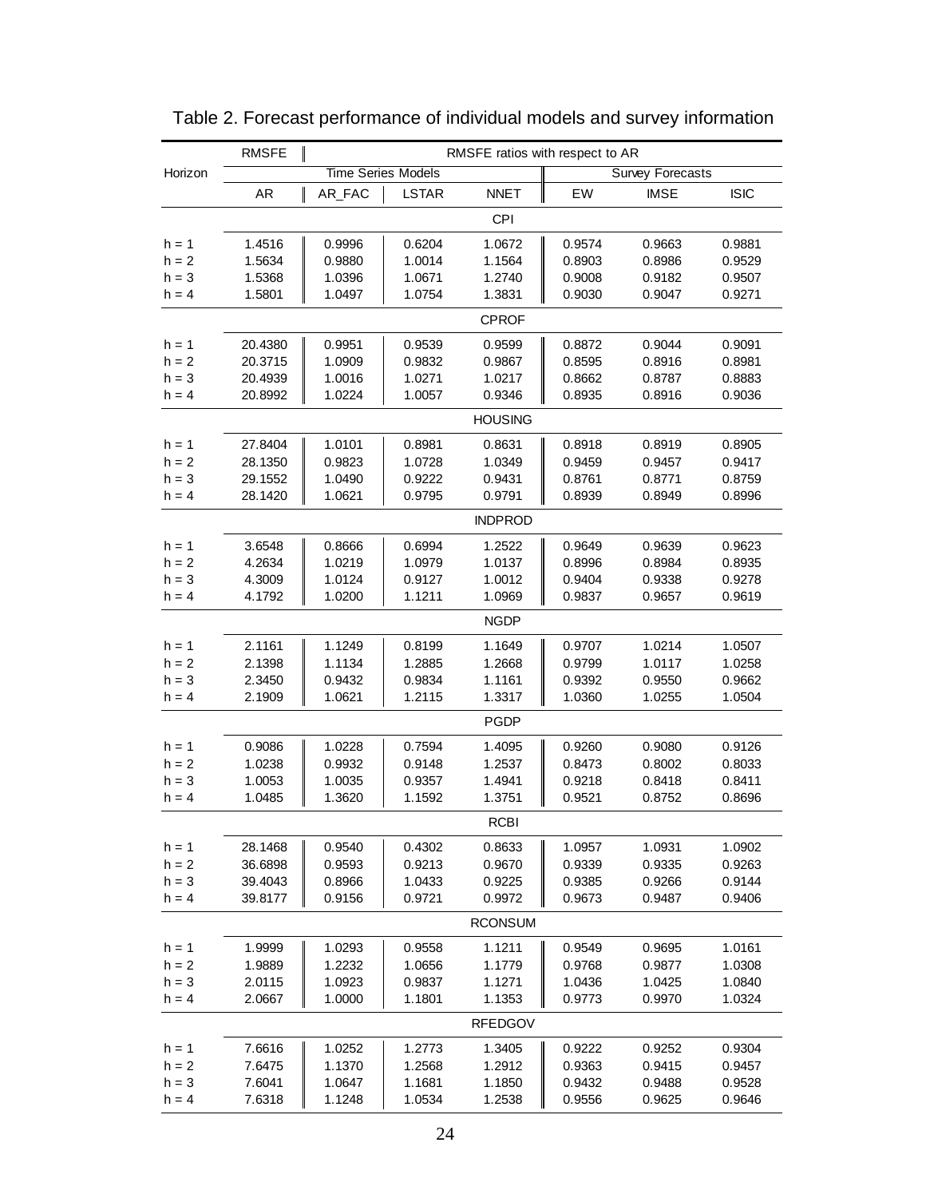Table 2. Forecast performance of individual models and survey information

| Horizon | RMSFE | RMSFE ratios with respect to AR | | | | | |
|---|---|---|---|---|---|---|---|
| | | Time Series Models | | | Survey Forecasts | | |
| | AR | AR_FAC | LSTAR | NNET | EW | IMSE | ISIC |
| | | | | CPI | | | |
| h = 1 | 1.4516 | 0.9996 | 0.6204 | 1.0672 | 0.9574 | 0.9663 | 0.9881 |
| h = 2 | 1.5634 | 0.9880 | 1.0014 | 1.1564 | 0.8903 | 0.8986 | 0.9529 |
| h = 3 | 1.5368 | 1.0396 | 1.0671 | 1.2740 | 0.9008 | 0.9182 | 0.9507 |
| h = 4 | 1.5801 | 1.0497 | 1.0754 | 1.3831 | 0.9030 | 0.9047 | 0.9271 |
| | | | | CPROF | | | |
| h = 1 | 20.4380 | 0.9951 | 0.9539 | 0.9599 | 0.8872 | 0.9044 | 0.9091 |
| h = 2 | 20.3715 | 1.0909 | 0.9832 | 0.9867 | 0.8595 | 0.8916 | 0.8981 |
| h = 3 | 20.4939 | 1.0016 | 1.0271 | 1.0217 | 0.8662 | 0.8787 | 0.8883 |
| h = 4 | 20.8992 | 1.0224 | 1.0057 | 0.9346 | 0.8935 | 0.8916 | 0.9036 |
| | | | | HOUSING | | | |
| h = 1 | 27.8404 | 1.0101 | 0.8981 | 0.8631 | 0.8918 | 0.8919 | 0.8905 |
| h = 2 | 28.1350 | 0.9823 | 1.0728 | 1.0349 | 0.9459 | 0.9457 | 0.9417 |
| h = 3 | 29.1552 | 1.0490 | 0.9222 | 0.9431 | 0.8761 | 0.8771 | 0.8759 |
| h = 4 | 28.1420 | 1.0621 | 0.9795 | 0.9791 | 0.8939 | 0.8949 | 0.8996 |
| | | | | INDPROD | | | |
| h = 1 | 3.6548 | 0.8666 | 0.6994 | 1.2522 | 0.9649 | 0.9639 | 0.9623 |
| h = 2 | 4.2634 | 1.0219 | 1.0979 | 1.0137 | 0.8996 | 0.8984 | 0.8935 |
| h = 3 | 4.3009 | 1.0124 | 0.9127 | 1.0012 | 0.9404 | 0.9338 | 0.9278 |
| h = 4 | 4.1792 | 1.0200 | 1.1211 | 1.0969 | 0.9837 | 0.9657 | 0.9619 |
| | | | | NGDP | | | |
| h = 1 | 2.1161 | 1.1249 | 0.8199 | 1.1649 | 0.9707 | 1.0214 | 1.0507 |
| h = 2 | 2.1398 | 1.1134 | 1.2885 | 1.2668 | 0.9799 | 1.0117 | 1.0258 |
| h = 3 | 2.3450 | 0.9432 | 0.9834 | 1.1161 | 0.9392 | 0.9550 | 0.9662 |
| h = 4 | 2.1909 | 1.0621 | 1.2115 | 1.3317 | 1.0360 | 1.0255 | 1.0504 |
| | | | | PGDP | | | |
| h = 1 | 0.9086 | 1.0228 | 0.7594 | 1.4095 | 0.9260 | 0.9080 | 0.9126 |
| h = 2 | 1.0238 | 0.9932 | 0.9148 | 1.2537 | 0.8473 | 0.8002 | 0.8033 |
| h = 3 | 1.0053 | 1.0035 | 0.9357 | 1.4941 | 0.9218 | 0.8418 | 0.8411 |
| h = 4 | 1.0485 | 1.3620 | 1.1592 | 1.3751 | 0.9521 | 0.8752 | 0.8696 |
| | | | | RCBI | | | |
| h = 1 | 28.1468 | 0.9540 | 0.4302 | 0.8633 | 1.0957 | 1.0931 | 1.0902 |
| h = 2 | 36.6898 | 0.9593 | 0.9213 | 0.9670 | 0.9339 | 0.9335 | 0.9263 |
| h = 3 | 39.4043 | 0.8966 | 1.0433 | 0.9225 | 0.9385 | 0.9266 | 0.9144 |
| h = 4 | 39.8177 | 0.9156 | 0.9721 | 0.9972 | 0.9673 | 0.9487 | 0.9406 |
| | | | | RCONSUM | | | |
| h = 1 | 1.9999 | 1.0293 | 0.9558 | 1.1211 | 0.9549 | 0.9695 | 1.0161 |
| h = 2 | 1.9889 | 1.2232 | 1.0656 | 1.1779 | 0.9768 | 0.9877 | 1.0308 |
| h = 3 | 2.0115 | 1.0923 | 0.9837 | 1.1271 | 1.0436 | 1.0425 | 1.0840 |
| h = 4 | 2.0667 | 1.0000 | 1.1801 | 1.1353 | 0.9773 | 0.9970 | 1.0324 |
| | | | | RFEDGOV | | | |
| h = 1 | 7.6616 | 1.0252 | 1.2773 | 1.3405 | 0.9222 | 0.9252 | 0.9304 |
| h = 2 | 7.6475 | 1.1370 | 1.2568 | 1.2912 | 0.9363 | 0.9415 | 0.9457 |
| h = 3 | 7.6041 | 1.0647 | 1.1681 | 1.1850 | 0.9432 | 0.9488 | 0.9528 |
| h = 4 | 7.6318 | 1.1248 | 1.0534 | 1.2538 | 0.9556 | 0.9625 | 0.9646 |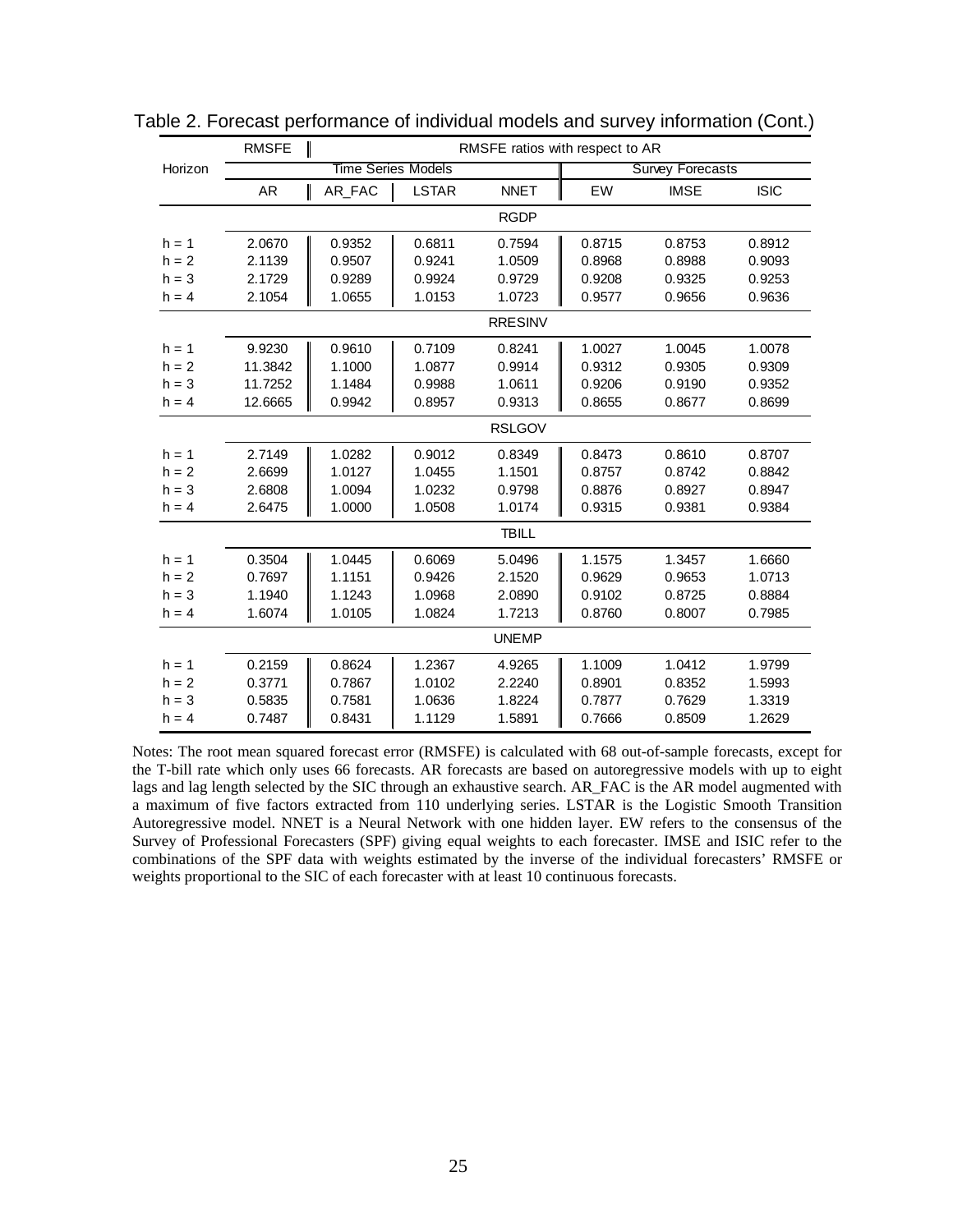Table 2. Forecast performance of individual models and survey information (Cont.)

| Horizon | RMSFE | RMSFE ratios with respect to AR | | | | | |
|---|---|---|---|---|---|---|---|
| | | Time Series Models | | | Survey Forecasts | | |
| | AR | AR_FAC | LSTAR | NNET | EW | IMSE | ISIC |
| | | | | RGDP | | | |
| h = 1 | 2.0670 | 0.9352 | 0.6811 | 0.7594 | 0.8715 | 0.8753 | 0.8912 |
| h = 2 | 2.1139 | 0.9507 | 0.9241 | 1.0509 | 0.8968 | 0.8988 | 0.9093 |
| h = 3 | 2.1729 | 0.9289 | 0.9924 | 0.9729 | 0.9208 | 0.9325 | 0.9253 |
| h = 4 | 2.1054 | 1.0655 | 1.0153 | 1.0723 | 0.9577 | 0.9656 | 0.9636 |
| | | | | RRESINV | | | |
| h = 1 | 9.9230 | 0.9610 | 0.7109 | 0.8241 | 1.0027 | 1.0045 | 1.0078 |
| h = 2 | 11.3842 | 1.1000 | 1.0877 | 0.9914 | 0.9312 | 0.9305 | 0.9309 |
| h = 3 | 11.7252 | 1.1484 | 0.9988 | 1.0611 | 0.9206 | 0.9190 | 0.9352 |
| h = 4 | 12.6665 | 0.9942 | 0.8957 | 0.9313 | 0.8655 | 0.8677 | 0.8699 |
| | | | | RSLGOV | | | |
| h = 1 | 2.7149 | 1.0282 | 0.9012 | 0.8349 | 0.8473 | 0.8610 | 0.8707 |
| h = 2 | 2.6699 | 1.0127 | 1.0455 | 1.1501 | 0.8757 | 0.8742 | 0.8842 |
| h = 3 | 2.6808 | 1.0094 | 1.0232 | 0.9798 | 0.8876 | 0.8927 | 0.8947 |
| h = 4 | 2.6475 | 1.0000 | 1.0508 | 1.0174 | 0.9315 | 0.9381 | 0.9384 |
| | | | | TBILL | | | |
| h = 1 | 0.3504 | 1.0445 | 0.6069 | 5.0496 | 1.1575 | 1.3457 | 1.6660 |
| h = 2 | 0.7697 | 1.1151 | 0.9426 | 2.1520 | 0.9629 | 0.9653 | 1.0713 |
| h = 3 | 1.1940 | 1.1243 | 1.0968 | 2.0890 | 0.9102 | 0.8725 | 0.8884 |
| h = 4 | 1.6074 | 1.0105 | 1.0824 | 1.7213 | 0.8760 | 0.8007 | 0.7985 |
| | | | | UNEMP | | | |
| h = 1 | 0.2159 | 0.8624 | 1.2367 | 4.9265 | 1.1009 | 1.0412 | 1.9799 |
| h = 2 | 0.3771 | 0.7867 | 1.0102 | 2.2240 | 0.8901 | 0.8352 | 1.5993 |
| h = 3 | 0.5835 | 0.7581 | 1.0636 | 1.8224 | 0.7877 | 0.7629 | 1.3319 |
| h = 4 | 0.7487 | 0.8431 | 1.1129 | 1.5891 | 0.7666 | 0.8509 | 1.2629 |

Notes: The root mean squared forecast error (RMSFE) is calculated with 68 out-of-sample forecasts, except for the T-bill rate which only uses 66 forecasts. AR forecasts are based on autoregressive models with up to eight lags and lag length selected by the SIC through an exhaustive search. AR_FAC is the AR model augmented with a maximum of five factors extracted from 110 underlying series. LSTAR is the Logistic Smooth Transition Autoregressive model. NNET is a Neural Network with one hidden layer. EW refers to the consensus of the Survey of Professional Forecasters (SPF) giving equal weights to each forecaster. IMSE and ISIC refer to the combinations of the SPF data with weights estimated by the inverse of the individual forecasters' RMSFE or weights proportional to the SIC of each forecaster with at least 10 continuous forecasts.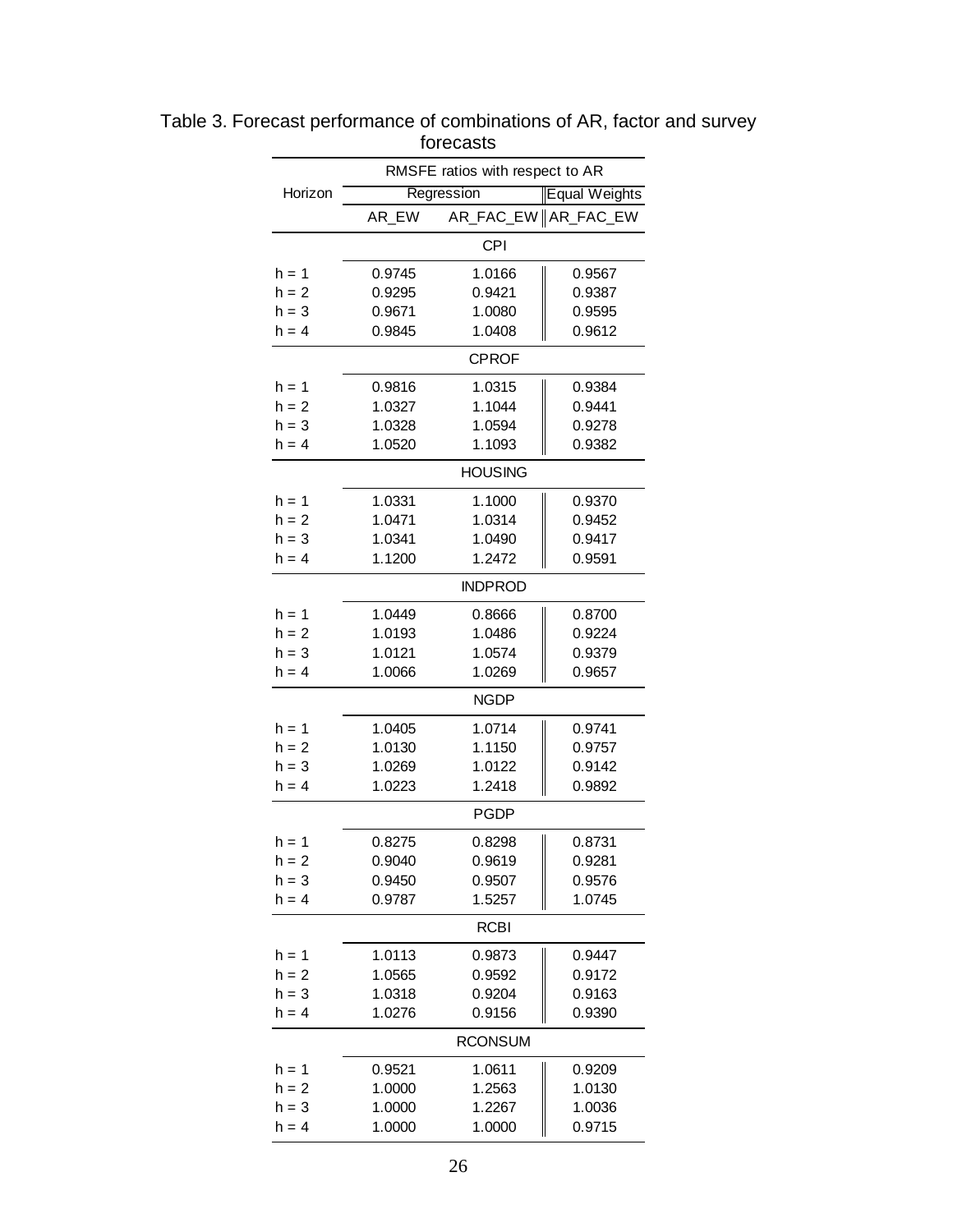Table 3. Forecast performance of combinations of AR, factor and survey forecasts

| Horizon | RMSFE ratios with respect to AR | | |
|---|---|---|---|
| | Regression | | Equal Weights |
| | AR_EW | AR_FAC_EW | AR_FAC_EW |
| | | **CPI** | |
| h = 1 | 0.9745 | 1.0166 | 0.9567 |
| h = 2 | 0.9295 | 0.9421 | 0.9387 |
| h = 3 | 0.9671 | 1.0080 | 0.9595 |
| h = 4 | 0.9845 | 1.0408 | 0.9612 |
| | | **CPROF** | |
| h = 1 | 0.9816 | 1.0315 | 0.9384 |
| h = 2 | 1.0327 | 1.1044 | 0.9441 |
| h = 3 | 1.0328 | 1.0594 | 0.9278 |
| h = 4 | 1.0520 | 1.1093 | 0.9382 |
| | | **HOUSING** | |
| h = 1 | 1.0331 | 1.1000 | 0.9370 |
| h = 2 | 1.0471 | 1.0314 | 0.9452 |
| h = 3 | 1.0341 | 1.0490 | 0.9417 |
| h = 4 | 1.1200 | 1.2472 | 0.9591 |
| | | **INDPROD** | |
| h = 1 | 1.0449 | 0.8666 | 0.8700 |
| h = 2 | 1.0193 | 1.0486 | 0.9224 |
| h = 3 | 1.0121 | 1.0574 | 0.9379 |
| h = 4 | 1.0066 | 1.0269 | 0.9657 |
| | | **NGDP** | |
| h = 1 | 1.0405 | 1.0714 | 0.9741 |
| h = 2 | 1.0130 | 1.1150 | 0.9757 |
| h = 3 | 1.0269 | 1.0122 | 0.9142 |
| h = 4 | 1.0223 | 1.2418 | 0.9892 |
| | | **PGDP** | |
| h = 1 | 0.8275 | 0.8298 | 0.8731 |
| h = 2 | 0.9040 | 0.9619 | 0.9281 |
| h = 3 | 0.9450 | 0.9507 | 0.9576 |
| h = 4 | 0.9787 | 1.5257 | 1.0745 |
| | | **RCBI** | |
| h = 1 | 1.0113 | 0.9873 | 0.9447 |
| h = 2 | 1.0565 | 0.9592 | 0.9172 |
| h = 3 | 1.0318 | 0.9204 | 0.9163 |
| h = 4 | 1.0276 | 0.9156 | 0.9390 |
| | | **RCONSUM** | |
| h = 1 | 0.9521 | 1.0611 | 0.9209 |
| h = 2 | 1.0000 | 1.2563 | 1.0130 |
| h = 3 | 1.0000 | 1.2267 | 1.0036 |
| h = 4 | 1.0000 | 1.0000 | 0.9715 |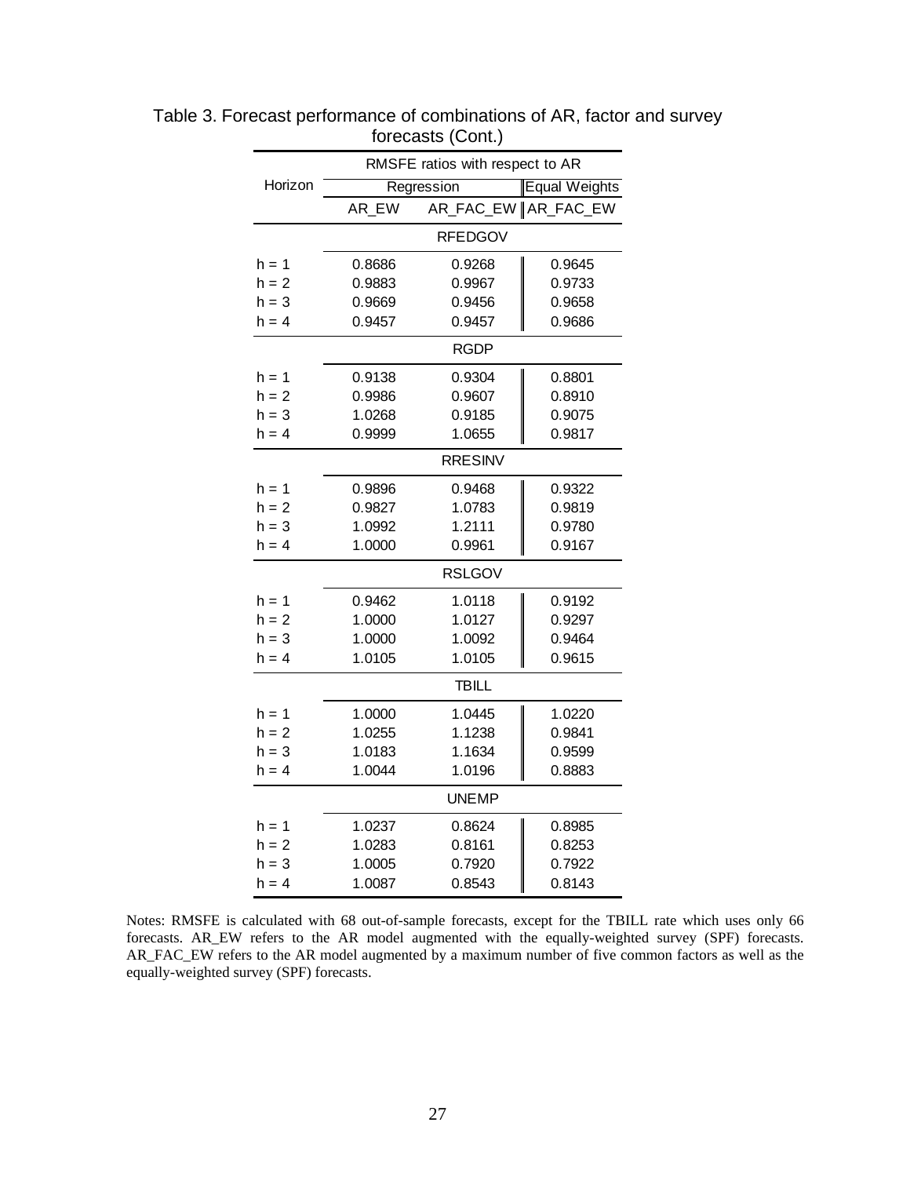Table 3. Forecast performance of combinations of AR, factor and survey forecasts (Cont.)

| Horizon | RMSFE ratios with respect to AR | | |
|---|---|---|---|
| | Regression | | Equal Weights |
| | AR_EW | AR_FAC_EW | AR_FAC_EW |
| | | **RFEDGOV** | |
| h = 1 | 0.8686 | 0.9268 | 0.9645 |
| h = 2 | 0.9883 | 0.9967 | 0.9733 |
| h = 3 | 0.9669 | 0.9456 | 0.9658 |
| h = 4 | 0.9457 | 0.9457 | 0.9686 |
| | | **RGDP** | |
| h = 1 | 0.9138 | 0.9304 | 0.8801 |
| h = 2 | 0.9986 | 0.9607 | 0.8910 |
| h = 3 | 1.0268 | 0.9185 | 0.9075 |
| h = 4 | 0.9999 | 1.0655 | 0.9817 |
| | | **RRESINV** | |
| h = 1 | 0.9896 | 0.9468 | 0.9322 |
| h = 2 | 0.9827 | 1.0783 | 0.9819 |
| h = 3 | 1.0992 | 1.2111 | 0.9780 |
| h = 4 | 1.0000 | 0.9961 | 0.9167 |
| | | **RSLGOV** | |
| h = 1 | 0.9462 | 1.0118 | 0.9192 |
| h = 2 | 1.0000 | 1.0127 | 0.9297 |
| h = 3 | 1.0000 | 1.0092 | 0.9464 |
| h = 4 | 1.0105 | 1.0105 | 0.9615 |
| | | **TBILL** | |
| h = 1 | 1.0000 | 1.0445 | 1.0220 |
| h = 2 | 1.0255 | 1.1238 | 0.9841 |
| h = 3 | 1.0183 | 1.1634 | 0.9599 |
| h = 4 | 1.0044 | 1.0196 | 0.8883 |
| | | **UNEMP** | |
| h = 1 | 1.0237 | 0.8624 | 0.8985 |
| h = 2 | 1.0283 | 0.8161 | 0.8253 |
| h = 3 | 1.0005 | 0.7920 | 0.7922 |
| h = 4 | 1.0087 | 0.8543 | 0.8143 |

Notes: RMSFE is calculated with 68 out-of-sample forecasts, except for the TBILL rate which uses only 66 forecasts. AR_EW refers to the AR model augmented with the equally-weighted survey (SPF) forecasts. AR_FAC_EW refers to the AR model augmented by a maximum number of five common factors as well as the equally-weighted survey (SPF) forecasts.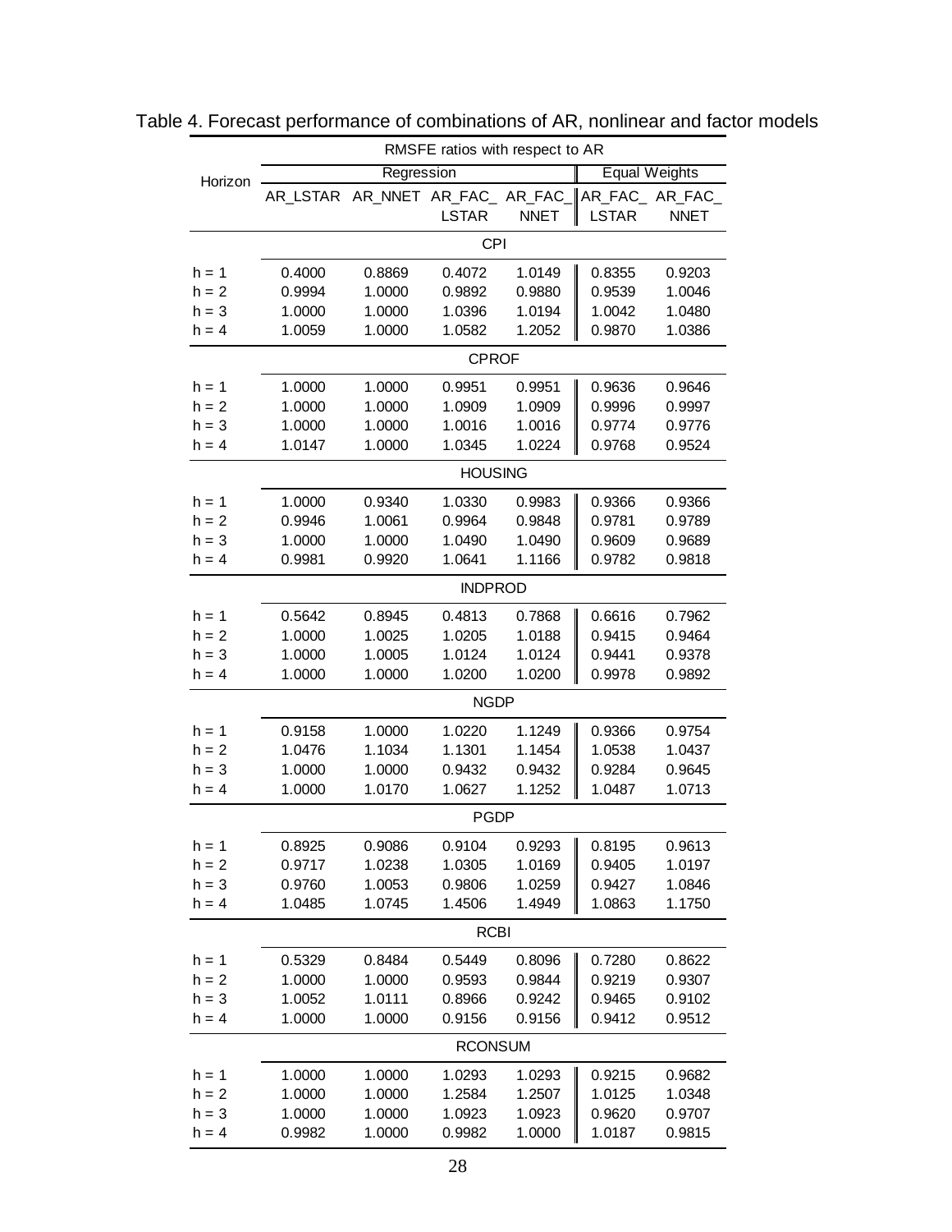Table 4. Forecast performance of combinations of AR, nonlinear and factor models

| Horizon | RMSFE ratios with respect to AR | | | | | |
|---|---|---|---|---|---|---|
| | Regression | | | | Equal Weights | |
| | AR_LSTAR | AR_NNET | AR_FAC_LSTAR | AR_FAC_NNET | AR_FAC_LSTAR | AR_FAC_NNET |
| | CPI | | | | | |
| h = 1 | 0.4000 | 0.8869 | 0.4072 | 1.0149 | 0.8355 | 0.9203 |
| h = 2 | 0.9994 | 1.0000 | 0.9892 | 0.9880 | 0.9539 | 1.0046 |
| h = 3 | 1.0000 | 1.0000 | 1.0396 | 1.0194 | 1.0042 | 1.0480 |
| h = 4 | 1.0059 | 1.0000 | 1.0582 | 1.2052 | 0.9870 | 1.0386 |
| | CPROF | | | | | |
| h = 1 | 1.0000 | 1.0000 | 0.9951 | 0.9951 | 0.9636 | 0.9646 |
| h = 2 | 1.0000 | 1.0000 | 1.0909 | 1.0909 | 0.9996 | 0.9997 |
| h = 3 | 1.0000 | 1.0000 | 1.0016 | 1.0016 | 0.9774 | 0.9776 |
| h = 4 | 1.0147 | 1.0000 | 1.0345 | 1.0224 | 0.9768 | 0.9524 |
| | HOUSING | | | | | |
| h = 1 | 1.0000 | 0.9340 | 1.0330 | 0.9983 | 0.9366 | 0.9366 |
| h = 2 | 0.9946 | 1.0061 | 0.9964 | 0.9848 | 0.9781 | 0.9789 |
| h = 3 | 1.0000 | 1.0000 | 1.0490 | 1.0490 | 0.9609 | 0.9689 |
| h = 4 | 0.9981 | 0.9920 | 1.0641 | 1.1166 | 0.9782 | 0.9818 |
| | INDPROD | | | | | |
| h = 1 | 0.5642 | 0.8945 | 0.4813 | 0.7868 | 0.6616 | 0.7962 |
| h = 2 | 1.0000 | 1.0025 | 1.0205 | 1.0188 | 0.9415 | 0.9464 |
| h = 3 | 1.0000 | 1.0005 | 1.0124 | 1.0124 | 0.9441 | 0.9378 |
| h = 4 | 1.0000 | 1.0000 | 1.0200 | 1.0200 | 0.9978 | 0.9892 |
| | NGDP | | | | | |
| h = 1 | 0.9158 | 1.0000 | 1.0220 | 1.1249 | 0.9366 | 0.9754 |
| h = 2 | 1.0476 | 1.1034 | 1.1301 | 1.1454 | 1.0538 | 1.0437 |
| h = 3 | 1.0000 | 1.0000 | 0.9432 | 0.9432 | 0.9284 | 0.9645 |
| h = 4 | 1.0000 | 1.0170 | 1.0627 | 1.1252 | 1.0487 | 1.0713 |
| | PGDP | | | | | |
| h = 1 | 0.8925 | 0.9086 | 0.9104 | 0.9293 | 0.8195 | 0.9613 |
| h = 2 | 0.9717 | 1.0238 | 1.0305 | 1.0169 | 0.9405 | 1.0197 |
| h = 3 | 0.9760 | 1.0053 | 0.9806 | 1.0259 | 0.9427 | 1.0846 |
| h = 4 | 1.0485 | 1.0745 | 1.4506 | 1.4949 | 1.0863 | 1.1750 |
| | RCBI | | | | | |
| h = 1 | 0.5329 | 0.8484 | 0.5449 | 0.8096 | 0.7280 | 0.8622 |
| h = 2 | 1.0000 | 1.0000 | 0.9593 | 0.9844 | 0.9219 | 0.9307 |
| h = 3 | 1.0052 | 1.0111 | 0.8966 | 0.9242 | 0.9465 | 0.9102 |
| h = 4 | 1.0000 | 1.0000 | 0.9156 | 0.9156 | 0.9412 | 0.9512 |
| | RCONSUM | | | | | |
| h = 1 | 1.0000 | 1.0000 | 1.0293 | 1.0293 | 0.9215 | 0.9682 |
| h = 2 | 1.0000 | 1.0000 | 1.2584 | 1.2507 | 1.0125 | 1.0348 |
| h = 3 | 1.0000 | 1.0000 | 1.0923 | 1.0923 | 0.9620 | 0.9707 |
| h = 4 | 0.9982 | 1.0000 | 0.9982 | 1.0000 | 1.0187 | 0.9815 |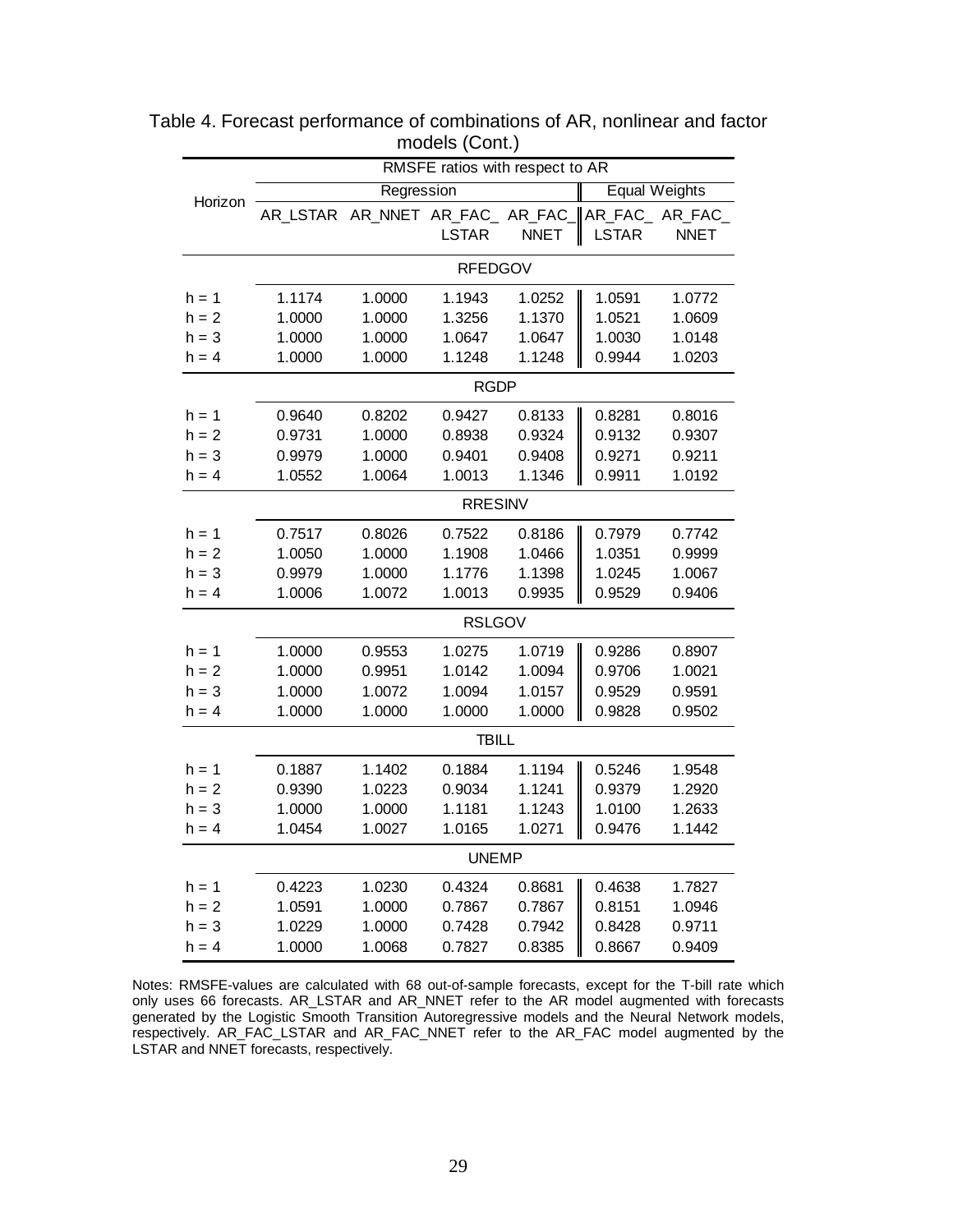Table 4. Forecast performance of combinations of AR, nonlinear and factor models (Cont.)

| Horizon | RMSFE ratios with respect to AR | | | | | |
|---|---|---|---|---|---|---|
| | Regression | | | | Equal Weights | |
| | AR_LSTAR | AR_NNET | AR_FAC_LSTAR | AR_FAC_NNET | AR_FAC_LSTAR | AR_FAC_NNET |
| | RFEDGOV | | | | | |
| h = 1 | 1.1174 | 1.0000 | 1.1943 | 1.0252 | 1.0591 | 1.0772 |
| h = 2 | 1.0000 | 1.0000 | 1.3256 | 1.1370 | 1.0521 | 1.0609 |
| h = 3 | 1.0000 | 1.0000 | 1.0647 | 1.0647 | 1.0030 | 1.0148 |
| h = 4 | 1.0000 | 1.0000 | 1.1248 | 1.1248 | 0.9944 | 1.0203 |
| | RGDP | | | | | |
| h = 1 | 0.9640 | 0.8202 | 0.9427 | 0.8133 | 0.8281 | 0.8016 |
| h = 2 | 0.9731 | 1.0000 | 0.8938 | 0.9324 | 0.9132 | 0.9307 |
| h = 3 | 0.9979 | 1.0000 | 0.9401 | 0.9408 | 0.9271 | 0.9211 |
| h = 4 | 1.0552 | 1.0064 | 1.0013 | 1.1346 | 0.9911 | 1.0192 |
| | RRESINV | | | | | |
| h = 1 | 0.7517 | 0.8026 | 0.7522 | 0.8186 | 0.7979 | 0.7742 |
| h = 2 | 1.0050 | 1.0000 | 1.1908 | 1.0466 | 1.0351 | 0.9999 |
| h = 3 | 0.9979 | 1.0000 | 1.1776 | 1.1398 | 1.0245 | 1.0067 |
| h = 4 | 1.0006 | 1.0072 | 1.0013 | 0.9935 | 0.9529 | 0.9406 |
| | RSLGOV | | | | | |
| h = 1 | 1.0000 | 0.9553 | 1.0275 | 1.0719 | 0.9286 | 0.8907 |
| h = 2 | 1.0000 | 0.9951 | 1.0142 | 1.0094 | 0.9706 | 1.0021 |
| h = 3 | 1.0000 | 1.0072 | 1.0094 | 1.0157 | 0.9529 | 0.9591 |
| h = 4 | 1.0000 | 1.0000 | 1.0000 | 1.0000 | 0.9828 | 0.9502 |
| | TBILL | | | | | |
| h = 1 | 0.1887 | 1.1402 | 0.1884 | 1.1194 | 0.5246 | 1.9548 |
| h = 2 | 0.9390 | 1.0223 | 0.9034 | 1.1241 | 0.9379 | 1.2920 |
| h = 3 | 1.0000 | 1.0000 | 1.1181 | 1.1243 | 1.0100 | 1.2633 |
| h = 4 | 1.0454 | 1.0027 | 1.0165 | 1.0271 | 0.9476 | 1.1442 |
| | UNEMP | | | | | |
| h = 1 | 0.4223 | 1.0230 | 0.4324 | 0.8681 | 0.4638 | 1.7827 |
| h = 2 | 1.0591 | 1.0000 | 0.7867 | 0.7867 | 0.8151 | 1.0946 |
| h = 3 | 1.0229 | 1.0000 | 0.7428 | 0.7942 | 0.8428 | 0.9711 |
| h = 4 | 1.0000 | 1.0068 | 0.7827 | 0.8385 | 0.8667 | 0.9409 |

Notes: RMSFE-values are calculated with 68 out-of-sample forecasts, except for the T-bill rate which only uses 66 forecasts. AR_LSTAR and AR_NNET refer to the AR model augmented with forecasts generated by the Logistic Smooth Transition Autoregressive models and the Neural Network models, respectively. AR_FAC_LSTAR and AR_FAC_NNET refer to the AR_FAC model augmented by the LSTAR and NNET forecasts, respectively.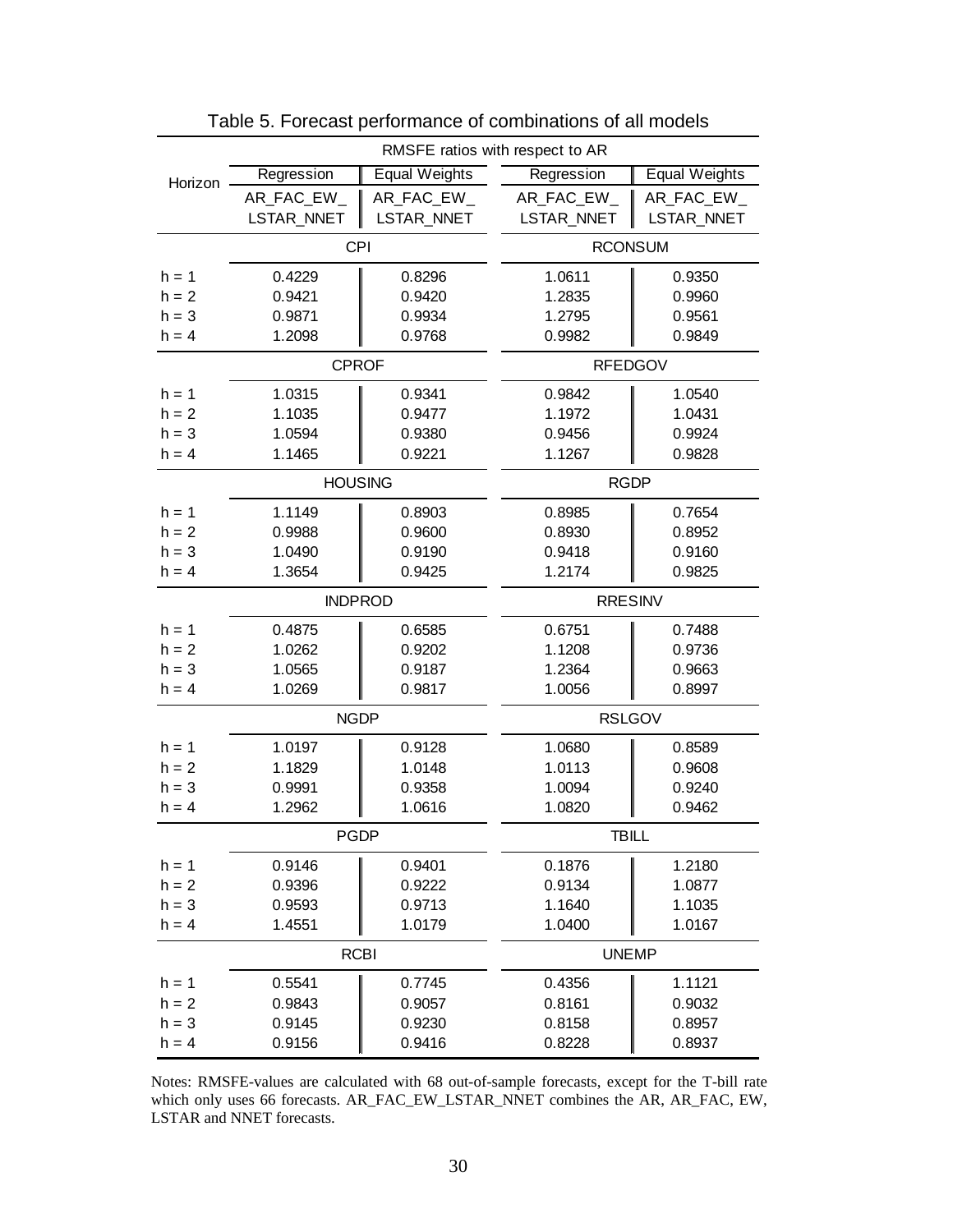Table 5. Forecast performance of combinations of all models

| Horizon | RMSFE ratios with respect to AR | | | |
|---|---|---|---|---|
| | Regression | Equal Weights | Regression | Equal Weights |
| | AR_FAC_EW_LSTAR_NNET | AR_FAC_EW_LSTAR_NNET | AR_FAC_EW_LSTAR_NNET | AR_FAC_EW_LSTAR_NNET |
| | CPI | | RCONSUM | |
| h = 1 | 0.4229 | 0.8296 | 1.0611 | 0.9350 |
| h = 2 | 0.9421 | 0.9420 | 1.2835 | 0.9960 |
| h = 3 | 0.9871 | 0.9934 | 1.2795 | 0.9561 |
| h = 4 | 1.2098 | 0.9768 | 0.9982 | 0.9849 |
| | CPROF | | RFEDGOV | |
| h = 1 | 1.0315 | 0.9341 | 0.9842 | 1.0540 |
| h = 2 | 1.1035 | 0.9477 | 1.1972 | 1.0431 |
| h = 3 | 1.0594 | 0.9380 | 0.9456 | 0.9924 |
| h = 4 | 1.1465 | 0.9221 | 1.1267 | 0.9828 |
| | HOUSING | | RGDP | |
| h = 1 | 1.1149 | 0.8903 | 0.8985 | 0.7654 |
| h = 2 | 0.9988 | 0.9600 | 0.8930 | 0.8952 |
| h = 3 | 1.0490 | 0.9190 | 0.9418 | 0.9160 |
| h = 4 | 1.3654 | 0.9425 | 1.2174 | 0.9825 |
| | INDPROD | | RRESINV | |
| h = 1 | 0.4875 | 0.6585 | 0.6751 | 0.7488 |
| h = 2 | 1.0262 | 0.9202 | 1.1208 | 0.9736 |
| h = 3 | 1.0565 | 0.9187 | 1.2364 | 0.9663 |
| h = 4 | 1.0269 | 0.9817 | 1.0056 | 0.8997 |
| | NGDP | | RSLGOV | |
| h = 1 | 1.0197 | 0.9128 | 1.0680 | 0.8589 |
| h = 2 | 1.1829 | 1.0148 | 1.0113 | 0.9608 |
| h = 3 | 0.9991 | 0.9358 | 1.0094 | 0.9240 |
| h = 4 | 1.2962 | 1.0616 | 1.0820 | 0.9462 |
| | PGDP | | TBILL | |
| h = 1 | 0.9146 | 0.9401 | 0.1876 | 1.2180 |
| h = 2 | 0.9396 | 0.9222 | 0.9134 | 1.0877 |
| h = 3 | 0.9593 | 0.9713 | 1.1640 | 1.1035 |
| h = 4 | 1.4551 | 1.0179 | 1.0400 | 1.0167 |
| | RCBI | | UNEMP | |
| h = 1 | 0.5541 | 0.7745 | 0.4356 | 1.1121 |
| h = 2 | 0.9843 | 0.9057 | 0.8161 | 0.9032 |
| h = 3 | 0.9145 | 0.9230 | 0.8158 | 0.8957 |
| h = 4 | 0.9156 | 0.9416 | 0.8228 | 0.8937 |

Notes: RMSFE-values are calculated with 68 out-of-sample forecasts, except for the T-bill rate which only uses 66 forecasts. AR_FAC_EW_LSTAR_NNET combines the AR, AR_FAC, EW, LSTAR and NNET forecasts.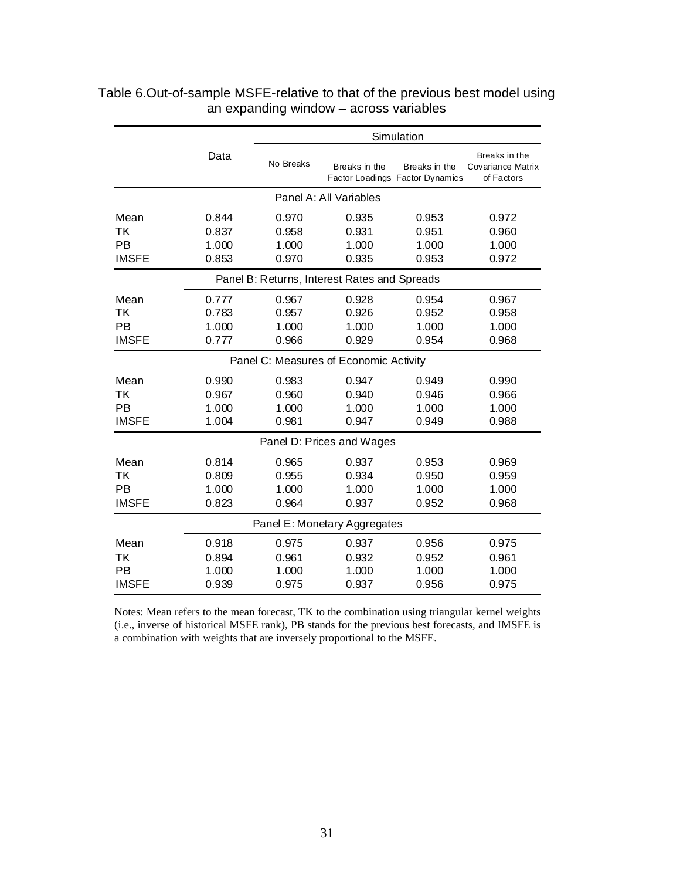Table 6.Out-of-sample MSFE-relative to that of the previous best model using an expanding window – across variables

| | Data | Simulation | | | |
|---|---|---|---|---|---|
| | | No Breaks | Breaks in the Factor Loadings | Breaks in the Factor Dynamics | Breaks in the Covariance Matrix of Factors |
| | | **Panel A: All Variables** | | | |
| Mean | 0.844 | 0.970 | 0.935 | 0.953 | 0.972 |
| TK | 0.837 | 0.958 | 0.931 | 0.951 | 0.960 |
| PB | 1.000 | 1.000 | 1.000 | 1.000 | 1.000 |
| IMSFE | 0.853 | 0.970 | 0.935 | 0.953 | 0.972 |
| | | **Panel B: Returns, Interest Rates and Spreads** | | | |
| Mean | 0.777 | 0.967 | 0.928 | 0.954 | 0.967 |
| TK | 0.783 | 0.957 | 0.926 | 0.952 | 0.958 |
| PB | 1.000 | 1.000 | 1.000 | 1.000 | 1.000 |
| IMSFE | 0.777 | 0.966 | 0.929 | 0.954 | 0.968 |
| | | **Panel C: Measures of Economic Activity** | | | |
| Mean | 0.990 | 0.983 | 0.947 | 0.949 | 0.990 |
| TK | 0.967 | 0.960 | 0.940 | 0.946 | 0.966 |
| PB | 1.000 | 1.000 | 1.000 | 1.000 | 1.000 |
| IMSFE | 1.004 | 0.981 | 0.947 | 0.949 | 0.988 |
| | | **Panel D: Prices and Wages** | | | |
| Mean | 0.814 | 0.965 | 0.937 | 0.953 | 0.969 |
| TK | 0.809 | 0.955 | 0.934 | 0.950 | 0.959 |
| PB | 1.000 | 1.000 | 1.000 | 1.000 | 1.000 |
| IMSFE | 0.823 | 0.964 | 0.937 | 0.952 | 0.968 |
| | | **Panel E: Monetary Aggregates** | | | |
| Mean | 0.918 | 0.975 | 0.937 | 0.956 | 0.975 |
| TK | 0.894 | 0.961 | 0.932 | 0.952 | 0.961 |
| PB | 1.000 | 1.000 | 1.000 | 1.000 | 1.000 |
| IMSFE | 0.939 | 0.975 | 0.937 | 0.956 | 0.975 |

Notes: Mean refers to the mean forecast, TK to the combination using triangular kernel weights (i.e., inverse of historical MSFE rank), PB stands for the previous best forecasts, and IMSFE is a combination with weights that are inversely proportional to the MSFE.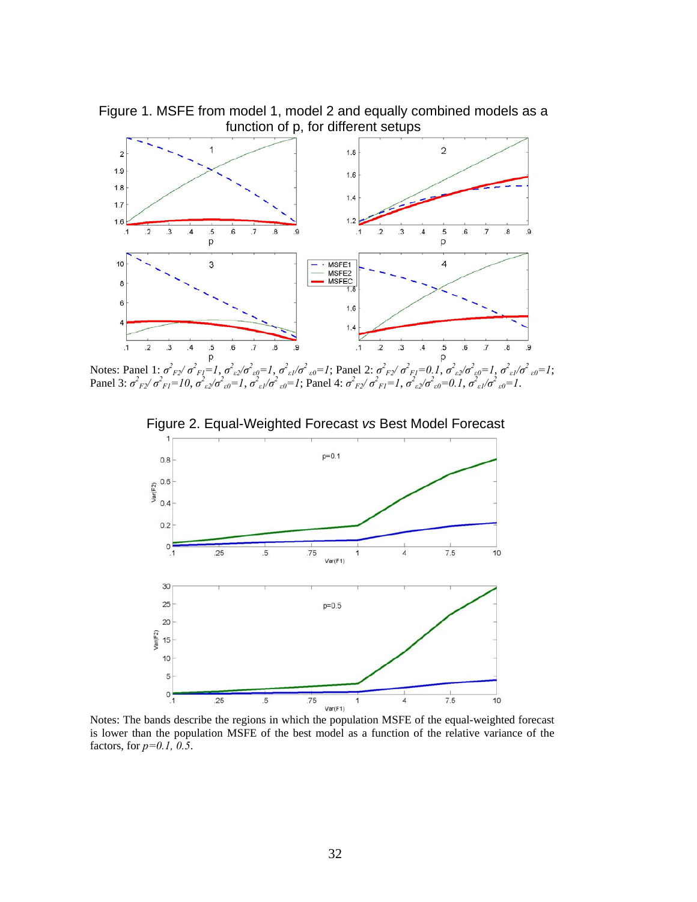Figure 1. MSFE from model 1, model 2 and equally combined models as a function of p, for different setups

1

2

3

4

MSFE1

MSFE2

MSFEC

p

Notes: Panel 1: $\sigma^2_{F2}/\sigma^2_{F1}=1$, $\sigma^2_{\varepsilon2}/\sigma^2_{\varepsilon0}=1$, $\sigma^2_{\varepsilon1}/\sigma^2_{\varepsilon0}=1$; Panel 2: $\sigma^2_{F2}/\sigma^2_{F1}=0.1$, $\sigma^2_{\varepsilon2}/\sigma^2_{\varepsilon0}=1$, $\sigma^2_{\varepsilon1}/\sigma^2_{\varepsilon0}=1$; Panel 3: $\sigma^2_{F2}/\sigma^2_{F1}=10$, $\sigma^2_{\varepsilon2}/\sigma^2_{\varepsilon0}=1$, $\sigma^2_{\varepsilon1}/\sigma^2_{\varepsilon0}=1$; Panel 4: $\sigma^2_{F2}/\sigma^2_{F1}=1$, $\sigma^2_{\varepsilon2}/\sigma^2_{\varepsilon0}=0.1$, $\sigma^2_{\varepsilon1}/\sigma^2_{\varepsilon0}=1$.

Figure 2. Equal-Weighted Forecast *vs* Best Model Forecast

p=0.1

p=0.5

Var(F2)

Var(F1)

Notes: The bands describe the regions in which the population MSFE of the equal-weighted forecast is lower than the population MSFE of the best model as a function of the relative variance of the factors, for $p=0.1,\ 0.5$.